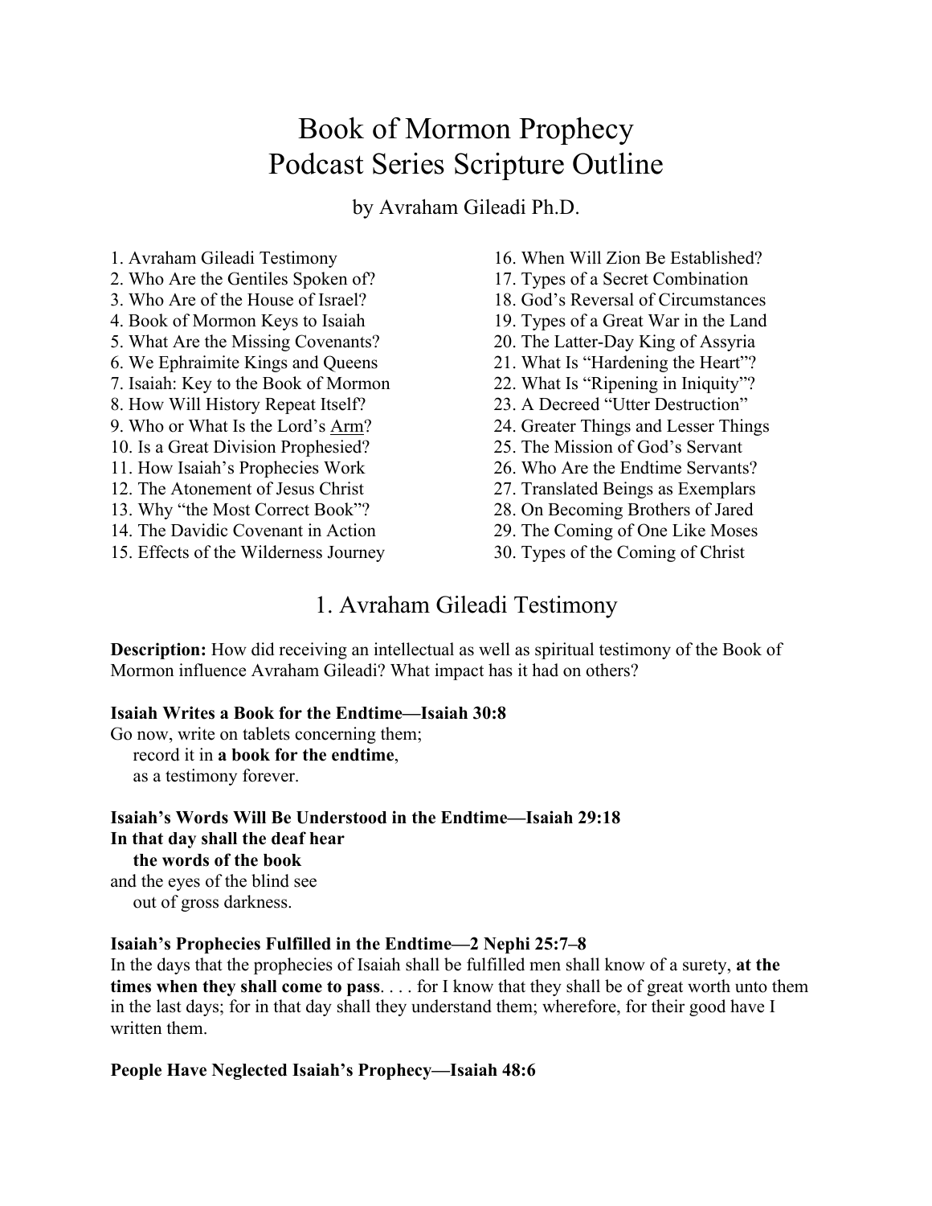# Book of Mormon Prophecy
# Podcast Series Scripture Outline

by Avraham Gileadi Ph.D.

1. Avraham Gileadi Testimony
2. Who Are the Gentiles Spoken of?
3. Who Are of the House of Israel?
4. Book of Mormon Keys to Isaiah
5. What Are the Missing Covenants?
6. We Ephraimite Kings and Queens
7. Isaiah: Key to the Book of Mormon
8. How Will History Repeat Itself?
9. Who or What Is the Lord's <u>Arm</u>?
10. Is a Great Division Prophesied?
11. How Isaiah's Prophecies Work
12. The Atonement of Jesus Christ
13. Why "the Most Correct Book"?
14. The Davidic Covenant in Action
15. Effects of the Wilderness Journey
16. When Will Zion Be Established?
17. Types of a Secret Combination
18. God's Reversal of Circumstances
19. Types of a Great War in the Land
20. The Latter-Day King of Assyria
21. What Is "Hardening the Heart"?
22. What Is "Ripening in Iniquity"?
23. A Decreed "Utter Destruction"
24. Greater Things and Lesser Things
25. The Mission of God's Servant
26. Who Are the Endtime Servants?
27. Translated Beings as Exemplars
28. On Becoming Brothers of Jared
29. The Coming of One Like Moses
30. Types of the Coming of Christ

## 1. Avraham Gileadi Testimony

**Description:** How did receiving an intellectual as well as spiritual testimony of the Book of Mormon influence Avraham Gileadi? What impact has it had on others?

**Isaiah Writes a Book for the Endtime—Isaiah 30:8**

Go now, write on tablets concerning them;
    record it in **a book for the endtime**,
    as a testimony forever.

**Isaiah's Words Will Be Understood in the Endtime—Isaiah 29:18**

**In that day shall the deaf hear**
    **the words of the book**
and the eyes of the blind see
    out of gross darkness.

**Isaiah's Prophecies Fulfilled in the Endtime—2 Nephi 25:7–8**

In the days that the prophecies of Isaiah shall be fulfilled men shall know of a surety, **at the times when they shall come to pass**. . . . for I know that they shall be of great worth unto them in the last days; for in that day shall they understand them; wherefore, for their good have I written them.

**People Have Neglected Isaiah's Prophecy—Isaiah 48:6**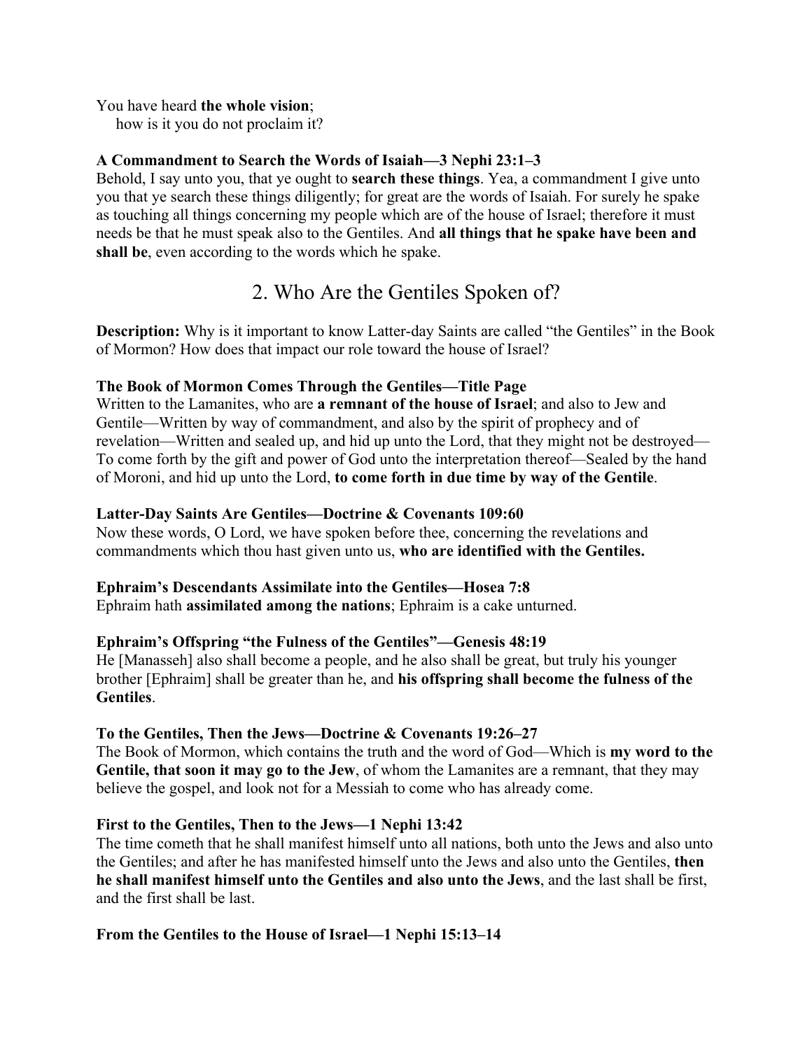You have heard **the whole vision**;
how is it you do not proclaim it?

**A Commandment to Search the Words of Isaiah—3 Nephi 23:1–3**
Behold, I say unto you, that ye ought to **search these things**. Yea, a commandment I give unto you that ye search these things diligently; for great are the words of Isaiah. For surely he spake as touching all things concerning my people which are of the house of Israel; therefore it must needs be that he must speak also to the Gentiles. And **all things that he spake have been and shall be**, even according to the words which he spake.

## 2. Who Are the Gentiles Spoken of?

**Description:** Why is it important to know Latter-day Saints are called "the Gentiles" in the Book of Mormon? How does that impact our role toward the house of Israel?

**The Book of Mormon Comes Through the Gentiles—Title Page**
Written to the Lamanites, who are **a remnant of the house of Israel**; and also to Jew and Gentile—Written by way of commandment, and also by the spirit of prophecy and of revelation—Written and sealed up, and hid up unto the Lord, that they might not be destroyed—To come forth by the gift and power of God unto the interpretation thereof—Sealed by the hand of Moroni, and hid up unto the Lord, **to come forth in due time by way of the Gentile**.

**Latter-Day Saints Are Gentiles—Doctrine & Covenants 109:60**
Now these words, O Lord, we have spoken before thee, concerning the revelations and commandments which thou hast given unto us, **who are identified with the Gentiles.**

**Ephraim's Descendants Assimilate into the Gentiles—Hosea 7:8**
Ephraim hath **assimilated among the nations**; Ephraim is a cake unturned.

**Ephraim's Offspring "the Fulness of the Gentiles"—Genesis 48:19**
He [Manasseh] also shall become a people, and he also shall be great, but truly his younger brother [Ephraim] shall be greater than he, and **his offspring shall become the fulness of the Gentiles**.

**To the Gentiles, Then the Jews—Doctrine & Covenants 19:26–27**
The Book of Mormon, which contains the truth and the word of God—Which is **my word to the Gentile, that soon it may go to the Jew**, of whom the Lamanites are a remnant, that they may believe the gospel, and look not for a Messiah to come who has already come.

**First to the Gentiles, Then to the Jews—1 Nephi 13:42**
The time cometh that he shall manifest himself unto all nations, both unto the Jews and also unto the Gentiles; and after he has manifested himself unto the Jews and also unto the Gentiles, **then he shall manifest himself unto the Gentiles and also unto the Jews**, and the last shall be first, and the first shall be last.

**From the Gentiles to the House of Israel—1 Nephi 15:13–14**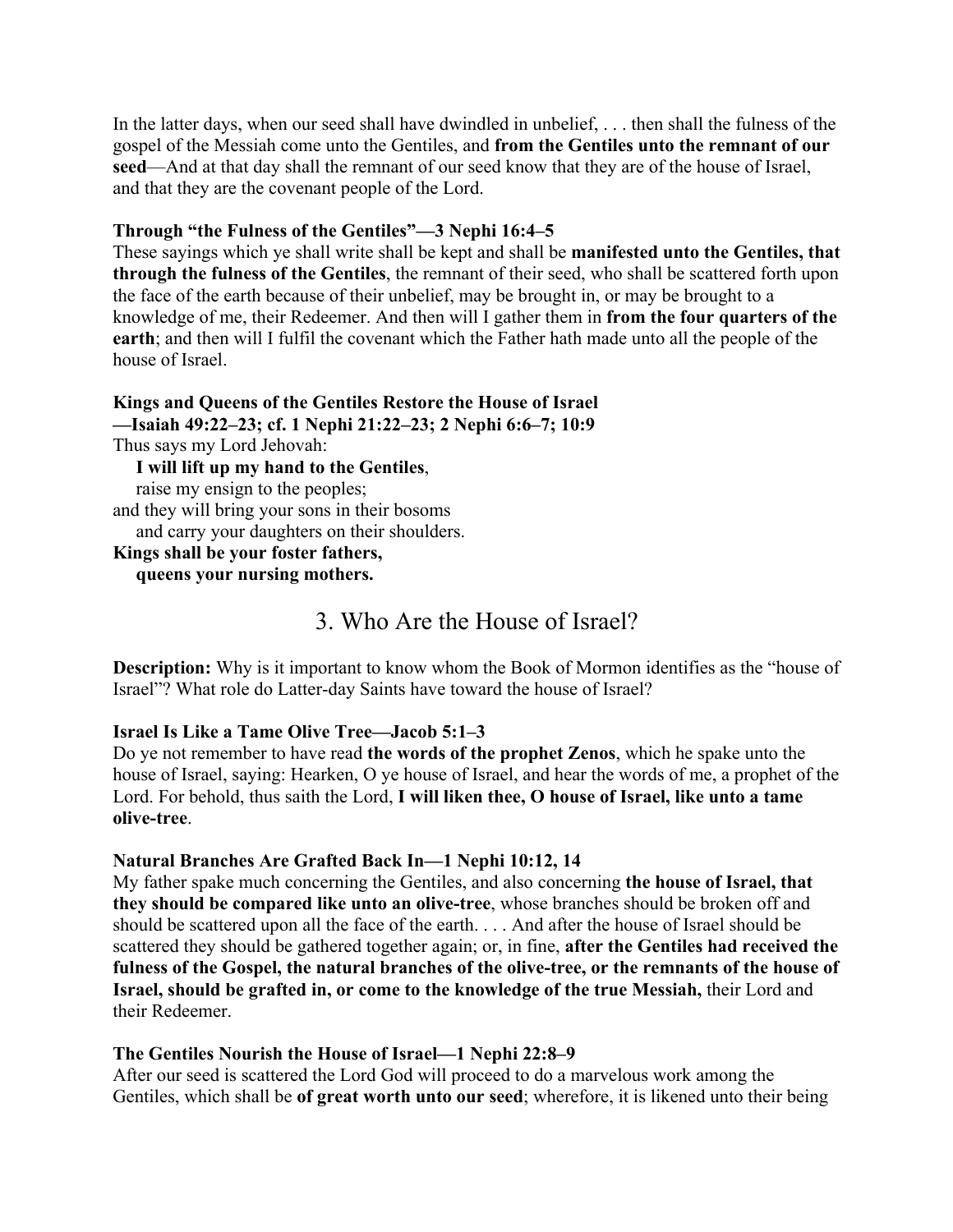In the latter days, when our seed shall have dwindled in unbelief, . . . then shall the fulness of the gospel of the Messiah come unto the Gentiles, and **from the Gentiles unto the remnant of our seed**—And at that day shall the remnant of our seed know that they are of the house of Israel, and that they are the covenant people of the Lord.

**Through "the Fulness of the Gentiles"—3 Nephi 16:4–5**
These sayings which ye shall write shall be kept and shall be **manifested unto the Gentiles, that through the fulness of the Gentiles**, the remnant of their seed, who shall be scattered forth upon the face of the earth because of their unbelief, may be brought in, or may be brought to a knowledge of me, their Redeemer. And then will I gather them in **from the four quarters of the earth**; and then will I fulfil the covenant which the Father hath made unto all the people of the house of Israel.

**Kings and Queens of the Gentiles Restore the House of Israel —Isaiah 49:22–23; cf. 1 Nephi 21:22–23; 2 Nephi 6:6–7; 10:9**
Thus says my Lord Jehovah:
  **I will lift up my hand to the Gentiles**,
  raise my ensign to the peoples;
and they will bring your sons in their bosoms
  and carry your daughters on their shoulders.
**Kings shall be your foster fathers,**
  **queens your nursing mothers.**

## 3. Who Are the House of Israel?

**Description:** Why is it important to know whom the Book of Mormon identifies as the "house of Israel"? What role do Latter-day Saints have toward the house of Israel?

**Israel Is Like a Tame Olive Tree—Jacob 5:1–3**
Do ye not remember to have read **the words of the prophet Zenos**, which he spake unto the house of Israel, saying: Hearken, O ye house of Israel, and hear the words of me, a prophet of the Lord. For behold, thus saith the Lord, **I will liken thee, O house of Israel, like unto a tame olive-tree**.

**Natural Branches Are Grafted Back In—1 Nephi 10:12, 14**
My father spake much concerning the Gentiles, and also concerning **the house of Israel, that they should be compared like unto an olive-tree**, whose branches should be broken off and should be scattered upon all the face of the earth. . . . And after the house of Israel should be scattered they should be gathered together again; or, in fine, **after the Gentiles had received the fulness of the Gospel, the natural branches of the olive-tree, or the remnants of the house of Israel, should be grafted in, or come to the knowledge of the true Messiah,** their Lord and their Redeemer.

**The Gentiles Nourish the House of Israel—1 Nephi 22:8–9**
After our seed is scattered the Lord God will proceed to do a marvelous work among the Gentiles, which shall be **of great worth unto our seed**; wherefore, it is likened unto their being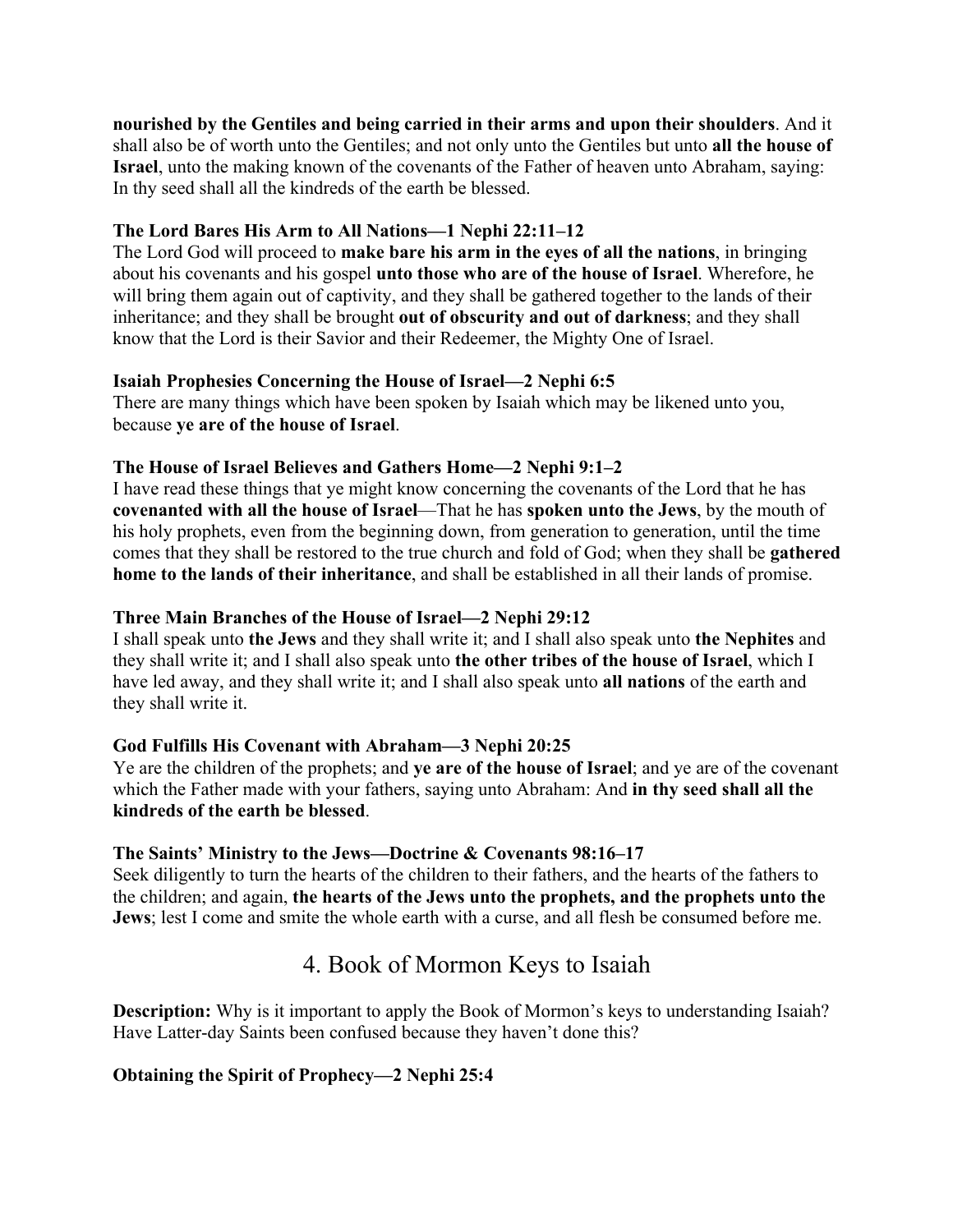**nourished by the Gentiles and being carried in their arms and upon their shoulders**. And it shall also be of worth unto the Gentiles; and not only unto the Gentiles but unto **all the house of Israel**, unto the making known of the covenants of the Father of heaven unto Abraham, saying: In thy seed shall all the kindreds of the earth be blessed.

**The Lord Bares His Arm to All Nations—1 Nephi 22:11–12**
The Lord God will proceed to **make bare his arm in the eyes of all the nations**, in bringing about his covenants and his gospel **unto those who are of the house of Israel**. Wherefore, he will bring them again out of captivity, and they shall be gathered together to the lands of their inheritance; and they shall be brought **out of obscurity and out of darkness**; and they shall know that the Lord is their Savior and their Redeemer, the Mighty One of Israel.

**Isaiah Prophesies Concerning the House of Israel—2 Nephi 6:5**
There are many things which have been spoken by Isaiah which may be likened unto you, because **ye are of the house of Israel**.

**The House of Israel Believes and Gathers Home—2 Nephi 9:1–2**
I have read these things that ye might know concerning the covenants of the Lord that he has **covenanted with all the house of Israel**—That he has **spoken unto the Jews**, by the mouth of his holy prophets, even from the beginning down, from generation to generation, until the time comes that they shall be restored to the true church and fold of God; when they shall be **gathered home to the lands of their inheritance**, and shall be established in all their lands of promise.

**Three Main Branches of the House of Israel—2 Nephi 29:12**
I shall speak unto **the Jews** and they shall write it; and I shall also speak unto **the Nephites** and they shall write it; and I shall also speak unto **the other tribes of the house of Israel**, which I have led away, and they shall write it; and I shall also speak unto **all nations** of the earth and they shall write it.

**God Fulfills His Covenant with Abraham—3 Nephi 20:25**
Ye are the children of the prophets; and **ye are of the house of Israel**; and ye are of the covenant which the Father made with your fathers, saying unto Abraham: And **in thy seed shall all the kindreds of the earth be blessed**.

**The Saints' Ministry to the Jews—Doctrine & Covenants 98:16–17**
Seek diligently to turn the hearts of the children to their fathers, and the hearts of the fathers to the children; and again, **the hearts of the Jews unto the prophets, and the prophets unto the Jews**; lest I come and smite the whole earth with a curse, and all flesh be consumed before me.

## 4. Book of Mormon Keys to Isaiah

**Description:** Why is it important to apply the Book of Mormon's keys to understanding Isaiah? Have Latter-day Saints been confused because they haven't done this?

**Obtaining the Spirit of Prophecy—2 Nephi 25:4**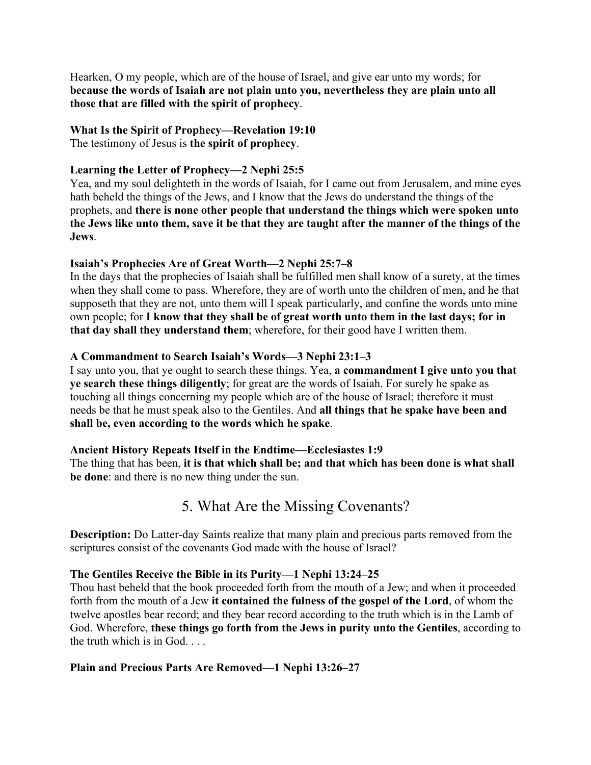Hearken, O my people, which are of the house of Israel, and give ear unto my words; for **because the words of Isaiah are not plain unto you, nevertheless they are plain unto all those that are filled with the spirit of prophecy**.

**What Is the Spirit of Prophecy—Revelation 19:10**
The testimony of Jesus is **the spirit of prophecy**.

**Learning the Letter of Prophecy—2 Nephi 25:5**
Yea, and my soul delighteth in the words of Isaiah, for I came out from Jerusalem, and mine eyes hath beheld the things of the Jews, and I know that the Jews do understand the things of the prophets, and **there is none other people that understand the things which were spoken unto the Jews like unto them, save it be that they are taught after the manner of the things of the Jews**.

**Isaiah's Prophecies Are of Great Worth—2 Nephi 25:7–8**
In the days that the prophecies of Isaiah shall be fulfilled men shall know of a surety, at the times when they shall come to pass. Wherefore, they are of worth unto the children of men, and he that supposeth that they are not, unto them will I speak particularly, and confine the words unto mine own people; for **I know that they shall be of great worth unto them in the last days; for in that day shall they understand them**; wherefore, for their good have I written them.

**A Commandment to Search Isaiah's Words—3 Nephi 23:1–3**
I say unto you, that ye ought to search these things. Yea, **a commandment I give unto you that ye search these things diligently**; for great are the words of Isaiah. For surely he spake as touching all things concerning my people which are of the house of Israel; therefore it must needs be that he must speak also to the Gentiles. And **all things that he spake have been and shall be, even according to the words which he spake**.

**Ancient History Repeats Itself in the Endtime—Ecclesiastes 1:9**
The thing that has been, **it is that which shall be; and that which has been done is what shall be done**: and there is no new thing under the sun.

## 5. What Are the Missing Covenants?

**Description:** Do Latter-day Saints realize that many plain and precious parts removed from the scriptures consist of the covenants God made with the house of Israel?

**The Gentiles Receive the Bible in its Purity—1 Nephi 13:24–25**
Thou hast beheld that the book proceeded forth from the mouth of a Jew; and when it proceeded forth from the mouth of a Jew **it contained the fulness of the gospel of the Lord**, of whom the twelve apostles bear record; and they bear record according to the truth which is in the Lamb of God. Wherefore, **these things go forth from the Jews in purity unto the Gentiles**, according to the truth which is in God. . . .

**Plain and Precious Parts Are Removed—1 Nephi 13:26–27**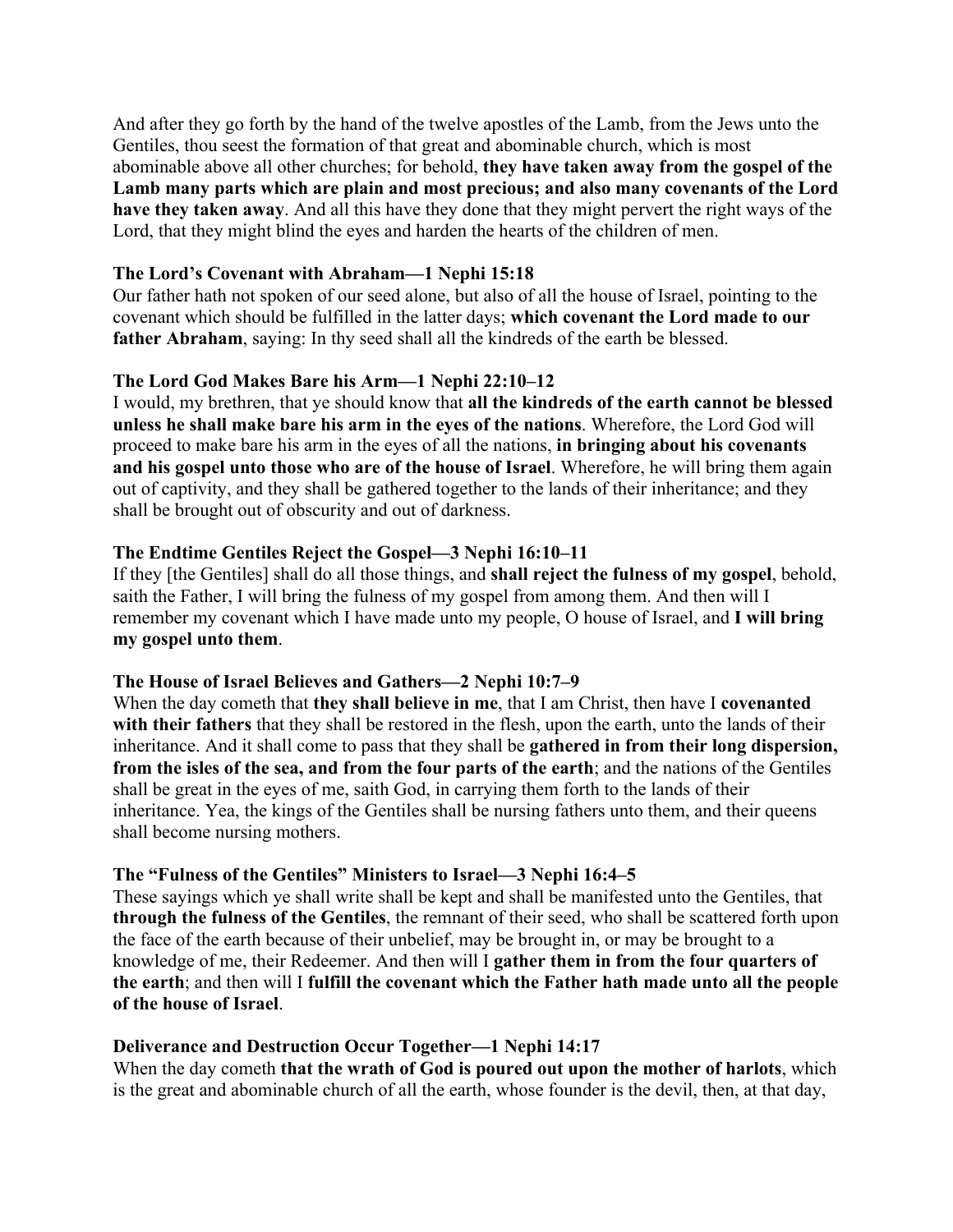And after they go forth by the hand of the twelve apostles of the Lamb, from the Jews unto the Gentiles, thou seest the formation of that great and abominable church, which is most abominable above all other churches; for behold, **they have taken away from the gospel of the Lamb many parts which are plain and most precious; and also many covenants of the Lord have they taken away**. And all this have they done that they might pervert the right ways of the Lord, that they might blind the eyes and harden the hearts of the children of men.

**The Lord's Covenant with Abraham—1 Nephi 15:18**
Our father hath not spoken of our seed alone, but also of all the house of Israel, pointing to the covenant which should be fulfilled in the latter days; **which covenant the Lord made to our father Abraham**, saying: In thy seed shall all the kindreds of the earth be blessed.

**The Lord God Makes Bare his Arm—1 Nephi 22:10–12**
I would, my brethren, that ye should know that **all the kindreds of the earth cannot be blessed unless he shall make bare his arm in the eyes of the nations**. Wherefore, the Lord God will proceed to make bare his arm in the eyes of all the nations, **in bringing about his covenants and his gospel unto those who are of the house of Israel**. Wherefore, he will bring them again out of captivity, and they shall be gathered together to the lands of their inheritance; and they shall be brought out of obscurity and out of darkness.

**The Endtime Gentiles Reject the Gospel—3 Nephi 16:10–11**
If they [the Gentiles] shall do all those things, and **shall reject the fulness of my gospel**, behold, saith the Father, I will bring the fulness of my gospel from among them. And then will I remember my covenant which I have made unto my people, O house of Israel, and **I will bring my gospel unto them**.

**The House of Israel Believes and Gathers—2 Nephi 10:7–9**
When the day cometh that **they shall believe in me**, that I am Christ, then have I **covenanted with their fathers** that they shall be restored in the flesh, upon the earth, unto the lands of their inheritance. And it shall come to pass that they shall be **gathered in from their long dispersion, from the isles of the sea, and from the four parts of the earth**; and the nations of the Gentiles shall be great in the eyes of me, saith God, in carrying them forth to the lands of their inheritance. Yea, the kings of the Gentiles shall be nursing fathers unto them, and their queens shall become nursing mothers.

**The "Fulness of the Gentiles" Ministers to Israel—3 Nephi 16:4–5**
These sayings which ye shall write shall be kept and shall be manifested unto the Gentiles, that **through the fulness of the Gentiles**, the remnant of their seed, who shall be scattered forth upon the face of the earth because of their unbelief, may be brought in, or may be brought to a knowledge of me, their Redeemer. And then will I **gather them in from the four quarters of the earth**; and then will I **fulfill the covenant which the Father hath made unto all the people of the house of Israel**.

**Deliverance and Destruction Occur Together—1 Nephi 14:17**
When the day cometh **that the wrath of God is poured out upon the mother of harlots**, which is the great and abominable church of all the earth, whose founder is the devil, then, at that day,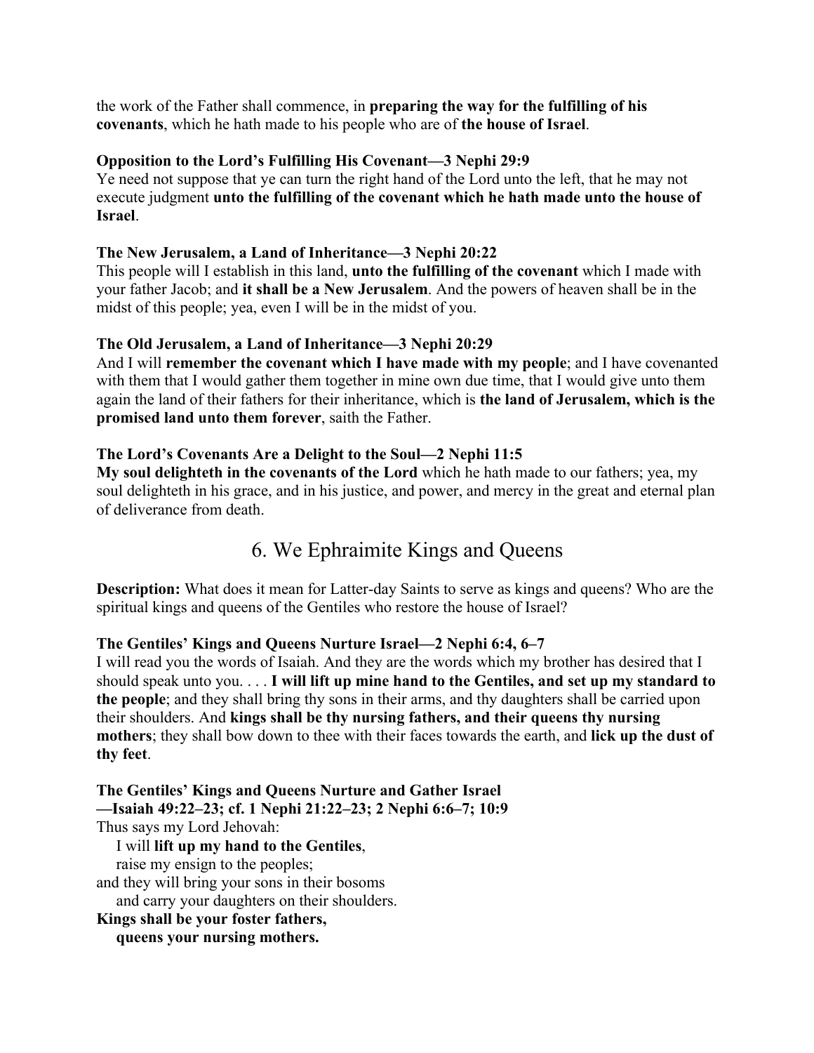the work of the Father shall commence, in **preparing the way for the fulfilling of his covenants**, which he hath made to his people who are of **the house of Israel**.

**Opposition to the Lord's Fulfilling His Covenant—3 Nephi 29:9**
Ye need not suppose that ye can turn the right hand of the Lord unto the left, that he may not execute judgment **unto the fulfilling of the covenant which he hath made unto the house of Israel**.

**The New Jerusalem, a Land of Inheritance—3 Nephi 20:22**
This people will I establish in this land, **unto the fulfilling of the covenant** which I made with your father Jacob; and **it shall be a New Jerusalem**. And the powers of heaven shall be in the midst of this people; yea, even I will be in the midst of you.

**The Old Jerusalem, a Land of Inheritance—3 Nephi 20:29**
And I will **remember the covenant which I have made with my people**; and I have covenanted with them that I would gather them together in mine own due time, that I would give unto them again the land of their fathers for their inheritance, which is **the land of Jerusalem, which is the promised land unto them forever**, saith the Father.

**The Lord's Covenants Are a Delight to the Soul—2 Nephi 11:5**
**My soul delighteth in the covenants of the Lord** which he hath made to our fathers; yea, my soul delighteth in his grace, and in his justice, and power, and mercy in the great and eternal plan of deliverance from death.

## 6. We Ephraimite Kings and Queens

**Description:** What does it mean for Latter-day Saints to serve as kings and queens? Who are the spiritual kings and queens of the Gentiles who restore the house of Israel?

**The Gentiles' Kings and Queens Nurture Israel—2 Nephi 6:4, 6–7**
I will read you the words of Isaiah. And they are the words which my brother has desired that I should speak unto you. . . . **I will lift up mine hand to the Gentiles, and set up my standard to the people**; and they shall bring thy sons in their arms, and thy daughters shall be carried upon their shoulders. And **kings shall be thy nursing fathers, and their queens thy nursing mothers**; they shall bow down to thee with their faces towards the earth, and **lick up the dust of thy feet**.

**The Gentiles' Kings and Queens Nurture and Gather Israel —Isaiah 49:22–23; cf. 1 Nephi 21:22–23; 2 Nephi 6:6–7; 10:9**
Thus says my Lord Jehovah:
I will **lift up my hand to the Gentiles**,
raise my ensign to the peoples;
and they will bring your sons in their bosoms
and carry your daughters on their shoulders.
**Kings shall be your foster fathers,**
**queens your nursing mothers.**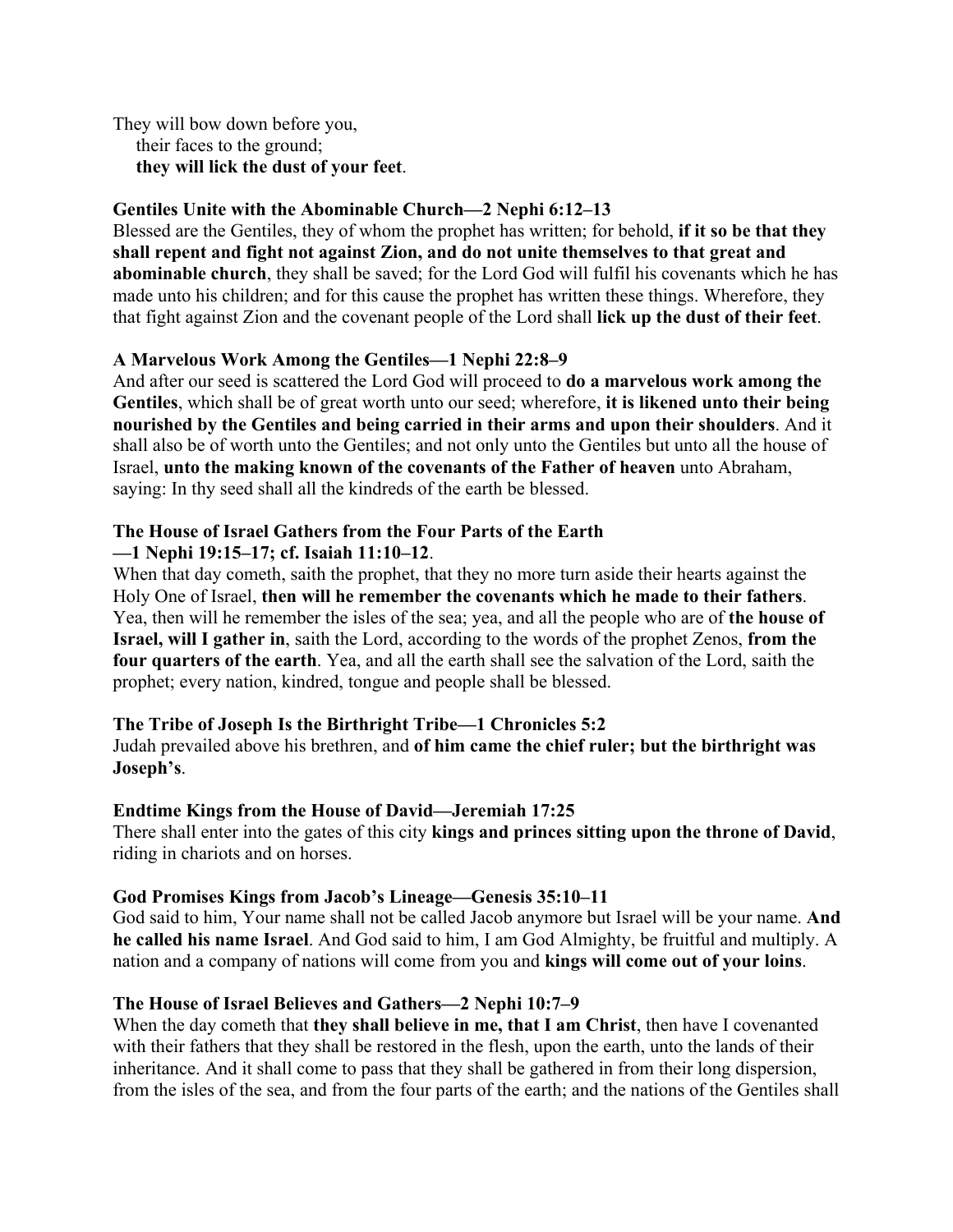They will bow down before you,
  their faces to the ground;
  **they will lick the dust of your feet**.

**Gentiles Unite with the Abominable Church—2 Nephi 6:12–13**

Blessed are the Gentiles, they of whom the prophet has written; for behold, **if it so be that they shall repent and fight not against Zion, and do not unite themselves to that great and abominable church**, they shall be saved; for the Lord God will fulfil his covenants which he has made unto his children; and for this cause the prophet has written these things. Wherefore, they that fight against Zion and the covenant people of the Lord shall **lick up the dust of their feet**.

**A Marvelous Work Among the Gentiles—1 Nephi 22:8–9**

And after our seed is scattered the Lord God will proceed to **do a marvelous work among the Gentiles**, which shall be of great worth unto our seed; wherefore, **it is likened unto their being nourished by the Gentiles and being carried in their arms and upon their shoulders**. And it shall also be of worth unto the Gentiles; and not only unto the Gentiles but unto all the house of Israel, **unto the making known of the covenants of the Father of heaven** unto Abraham, saying: In thy seed shall all the kindreds of the earth be blessed.

**The House of Israel Gathers from the Four Parts of the Earth —1 Nephi 19:15–17; cf. Isaiah 11:10–12**.

When that day cometh, saith the prophet, that they no more turn aside their hearts against the Holy One of Israel, **then will he remember the covenants which he made to their fathers**. Yea, then will he remember the isles of the sea; yea, and all the people who are of **the house of Israel, will I gather in**, saith the Lord, according to the words of the prophet Zenos, **from the four quarters of the earth**. Yea, and all the earth shall see the salvation of the Lord, saith the prophet; every nation, kindred, tongue and people shall be blessed.

**The Tribe of Joseph Is the Birthright Tribe—1 Chronicles 5:2**

Judah prevailed above his brethren, and **of him came the chief ruler; but the birthright was Joseph's**.

**Endtime Kings from the House of David—Jeremiah 17:25**

There shall enter into the gates of this city **kings and princes sitting upon the throne of David**, riding in chariots and on horses.

**God Promises Kings from Jacob's Lineage—Genesis 35:10–11**

God said to him, Your name shall not be called Jacob anymore but Israel will be your name. **And he called his name Israel**. And God said to him, I am God Almighty, be fruitful and multiply. A nation and a company of nations will come from you and **kings will come out of your loins**.

**The House of Israel Believes and Gathers—2 Nephi 10:7–9**

When the day cometh that **they shall believe in me, that I am Christ**, then have I covenanted with their fathers that they shall be restored in the flesh, upon the earth, unto the lands of their inheritance. And it shall come to pass that they shall be gathered in from their long dispersion, from the isles of the sea, and from the four parts of the earth; and the nations of the Gentiles shall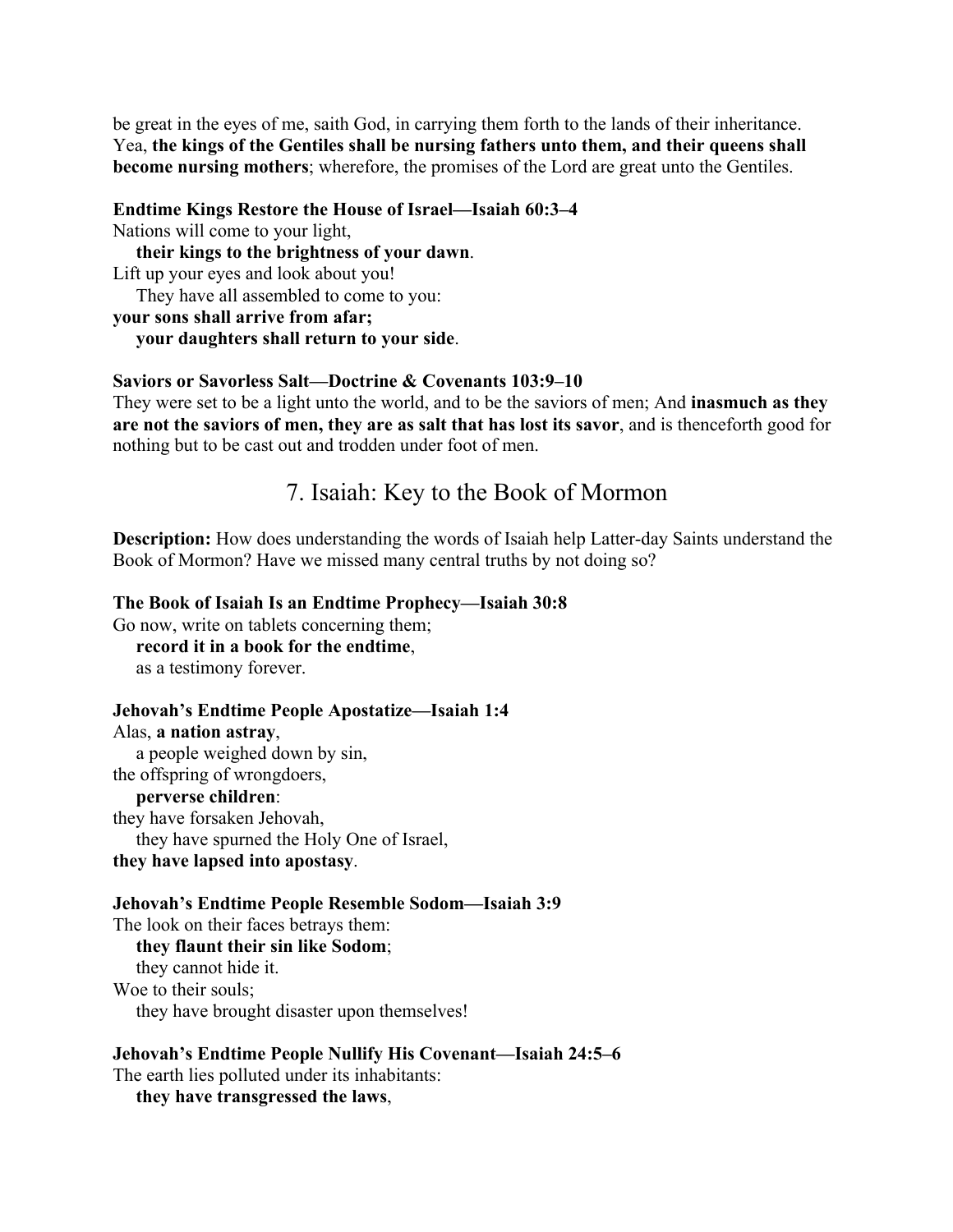be great in the eyes of me, saith God, in carrying them forth to the lands of their inheritance. Yea, **the kings of the Gentiles shall be nursing fathers unto them, and their queens shall become nursing mothers**; wherefore, the promises of the Lord are great unto the Gentiles.

**Endtime Kings Restore the House of Israel—Isaiah 60:3–4**
Nations will come to your light,
  **their kings to the brightness of your dawn**.
Lift up your eyes and look about you!
  They have all assembled to come to you:
**your sons shall arrive from afar;**
  **your daughters shall return to your side**.

**Saviors or Savorless Salt—Doctrine & Covenants 103:9–10**
They were set to be a light unto the world, and to be the saviors of men; And **inasmuch as they are not the saviors of men, they are as salt that has lost its savor**, and is thenceforth good for nothing but to be cast out and trodden under foot of men.

## 7. Isaiah: Key to the Book of Mormon

**Description:** How does understanding the words of Isaiah help Latter-day Saints understand the Book of Mormon? Have we missed many central truths by not doing so?

**The Book of Isaiah Is an Endtime Prophecy—Isaiah 30:8**
Go now, write on tablets concerning them;
  **record it in a book for the endtime**,
  as a testimony forever.

**Jehovah's Endtime People Apostatize—Isaiah 1:4**
Alas, **a nation astray**,
  a people weighed down by sin,
the offspring of wrongdoers,
  **perverse children**:
they have forsaken Jehovah,
  they have spurned the Holy One of Israel,
**they have lapsed into apostasy**.

**Jehovah's Endtime People Resemble Sodom—Isaiah 3:9**
The look on their faces betrays them:
  **they flaunt their sin like Sodom**;
  they cannot hide it.
Woe to their souls;
  they have brought disaster upon themselves!

**Jehovah's Endtime People Nullify His Covenant—Isaiah 24:5–6**
The earth lies polluted under its inhabitants:
  **they have transgressed the laws**,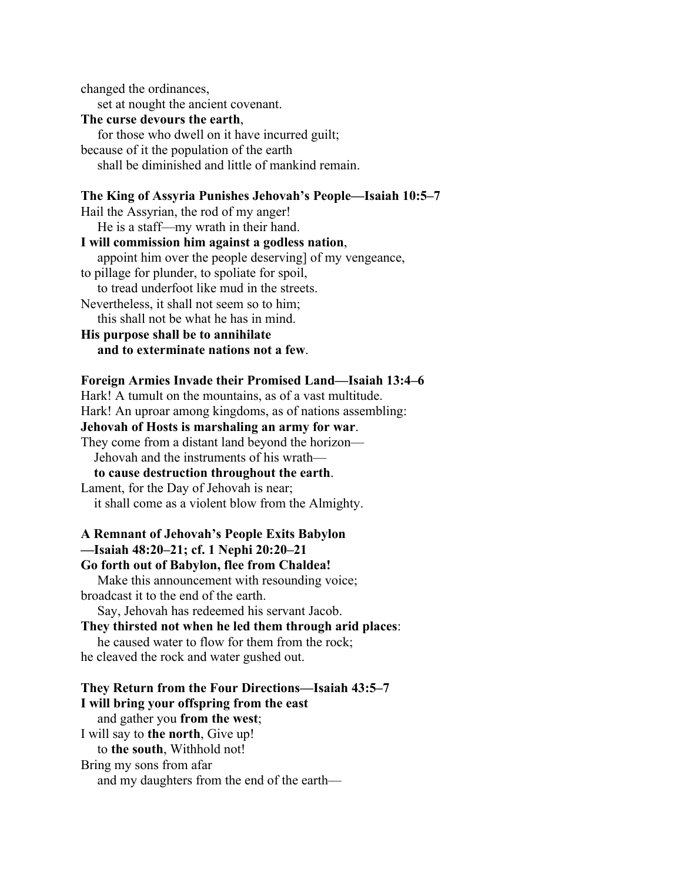changed the ordinances,
set at nought the ancient covenant.
**The curse devours the earth**,
for those who dwell on it have incurred guilt;
because of it the population of the earth
shall be diminished and little of mankind remain.

**The King of Assyria Punishes Jehovah's People—Isaiah 10:5–7**

Hail the Assyrian, the rod of my anger!
He is a staff—my wrath in their hand.
**I will commission him against a godless nation**,
appoint him over the people deserving] of my vengeance,
to pillage for plunder, to spoliate for spoil,
to tread underfoot like mud in the streets.
Nevertheless, it shall not seem so to him;
this shall not be what he has in mind.
**His purpose shall be to annihilate**
**and to exterminate nations not a few**.

**Foreign Armies Invade their Promised Land—Isaiah 13:4–6**

Hark! A tumult on the mountains, as of a vast multitude.
Hark! An uproar among kingdoms, as of nations assembling:
**Jehovah of Hosts is marshaling an army for war**.
They come from a distant land beyond the horizon—
Jehovah and the instruments of his wrath—
**to cause destruction throughout the earth**.
Lament, for the Day of Jehovah is near;
it shall come as a violent blow from the Almighty.

**A Remnant of Jehovah's People Exits Babylon**
**—Isaiah 48:20–21; cf. 1 Nephi 20:20–21**

**Go forth out of Babylon, flee from Chaldea!**
Make this announcement with resounding voice;
broadcast it to the end of the earth.
Say, Jehovah has redeemed his servant Jacob.
**They thirsted not when he led them through arid places**:
he caused water to flow for them from the rock;
he cleaved the rock and water gushed out.

**They Return from the Four Directions—Isaiah 43:5–7**

**I will bring your offspring from the east**
and gather you **from the west**;
I will say to **the north**, Give up!
to **the south**, Withhold not!
Bring my sons from afar
and my daughters from the end of the earth—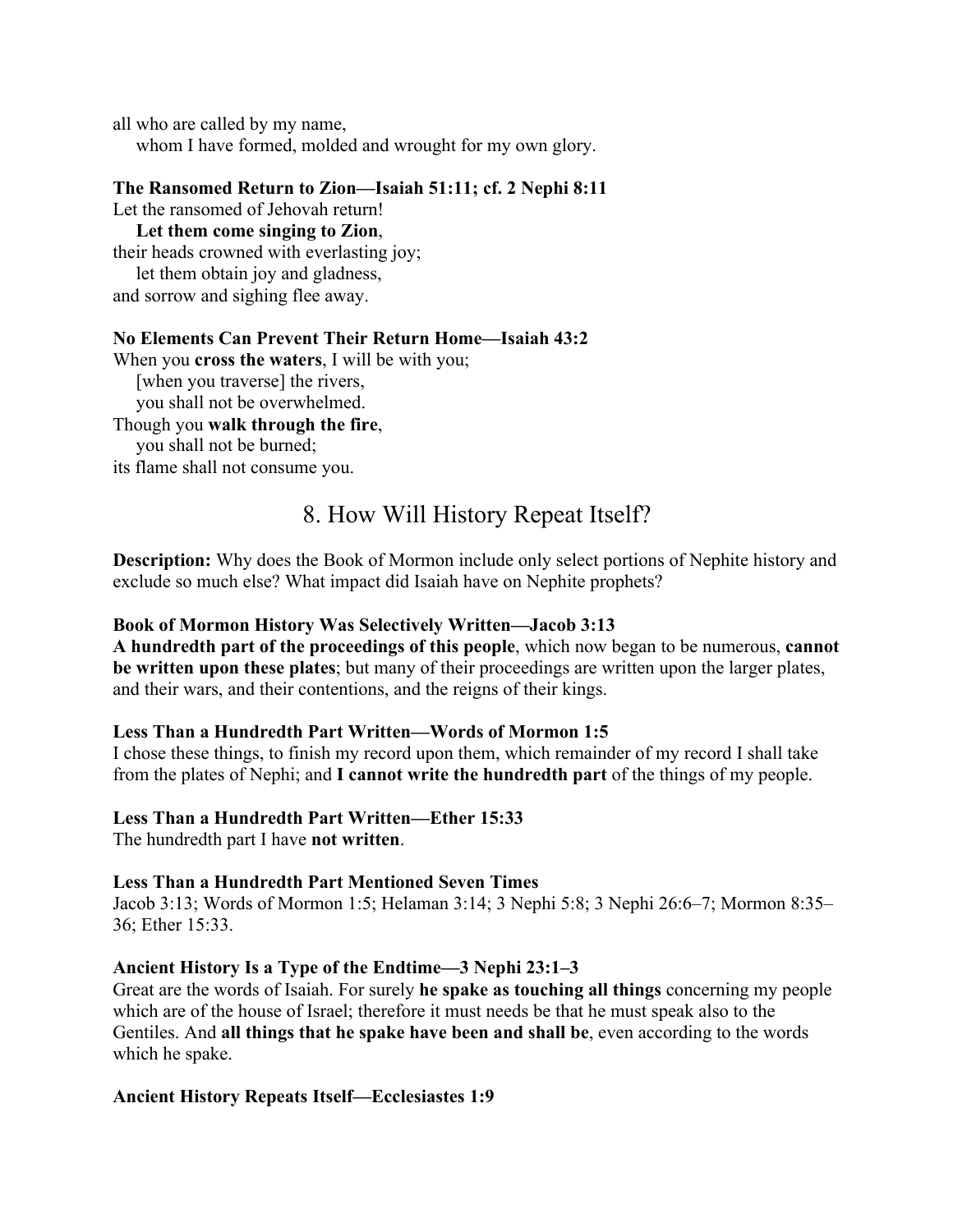all who are called by my name,
  whom I have formed, molded and wrought for my own glory.

**The Ransomed Return to Zion—Isaiah 51:11; cf. 2 Nephi 8:11**
Let the ransomed of Jehovah return!
  **Let them come singing to Zion**,
their heads crowned with everlasting joy;
  let them obtain joy and gladness,
and sorrow and sighing flee away.

**No Elements Can Prevent Their Return Home—Isaiah 43:2**
When you **cross the waters**, I will be with you;
  [when you traverse] the rivers,
  you shall not be overwhelmed.
Though you **walk through the fire**,
  you shall not be burned;
its flame shall not consume you.

## 8. How Will History Repeat Itself?

**Description:** Why does the Book of Mormon include only select portions of Nephite history and exclude so much else? What impact did Isaiah have on Nephite prophets?

**Book of Mormon History Was Selectively Written—Jacob 3:13**
**A hundredth part of the proceedings of this people**, which now began to be numerous, **cannot be written upon these plates**; but many of their proceedings are written upon the larger plates, and their wars, and their contentions, and the reigns of their kings.

**Less Than a Hundredth Part Written—Words of Mormon 1:5**
I chose these things, to finish my record upon them, which remainder of my record I shall take from the plates of Nephi; and **I cannot write the hundredth part** of the things of my people.

**Less Than a Hundredth Part Written—Ether 15:33**
The hundredth part I have **not written**.

**Less Than a Hundredth Part Mentioned Seven Times**
Jacob 3:13; Words of Mormon 1:5; Helaman 3:14; 3 Nephi 5:8; 3 Nephi 26:6–7; Mormon 8:35–36; Ether 15:33.

**Ancient History Is a Type of the Endtime—3 Nephi 23:1–3**
Great are the words of Isaiah. For surely **he spake as touching all things** concerning my people which are of the house of Israel; therefore it must needs be that he must speak also to the Gentiles. And **all things that he spake have been and shall be**, even according to the words which he spake.

**Ancient History Repeats Itself—Ecclesiastes 1:9**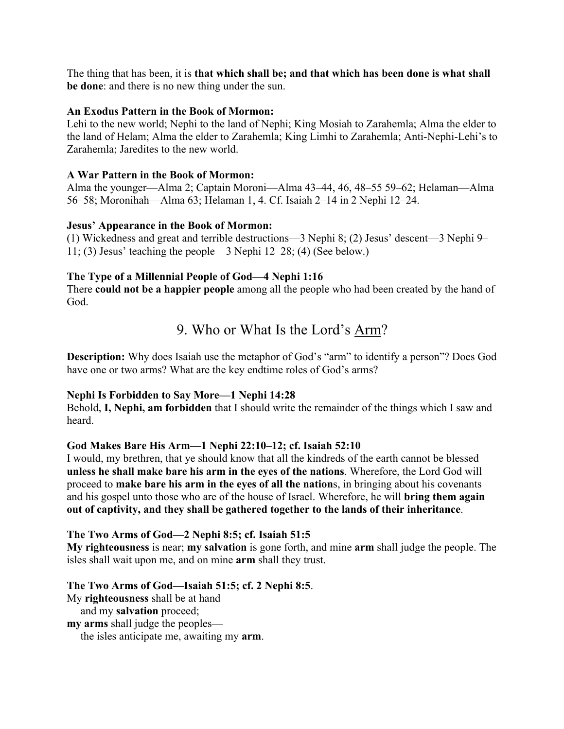The thing that has been, it is **that which shall be; and that which has been done is what shall be done**: and there is no new thing under the sun.

**An Exodus Pattern in the Book of Mormon:**
Lehi to the new world; Nephi to the land of Nephi; King Mosiah to Zarahemla; Alma the elder to the land of Helam; Alma the elder to Zarahemla; King Limhi to Zarahemla; Anti-Nephi-Lehi's to Zarahemla; Jaredites to the new world.

**A War Pattern in the Book of Mormon:**
Alma the younger—Alma 2; Captain Moroni—Alma 43–44, 46, 48–55 59–62; Helaman—Alma 56–58; Moronihah—Alma 63; Helaman 1, 4. Cf. Isaiah 2–14 in 2 Nephi 12–24.

**Jesus' Appearance in the Book of Mormon:**
(1) Wickedness and great and terrible destructions—3 Nephi 8; (2) Jesus' descent—3 Nephi 9–11; (3) Jesus' teaching the people—3 Nephi 12–28; (4) (See below.)

**The Type of a Millennial People of God—4 Nephi 1:16**
There **could not be a happier people** among all the people who had been created by the hand of God.

## 9. Who or What Is the Lord's <u>Arm</u>?

**Description:** Why does Isaiah use the metaphor of God's "arm" to identify a person"? Does God have one or two arms? What are the key endtime roles of God's arms?

**Nephi Is Forbidden to Say More—1 Nephi 14:28**
Behold, **I, Nephi, am forbidden** that I should write the remainder of the things which I saw and heard.

**God Makes Bare His Arm—1 Nephi 22:10–12; cf. Isaiah 52:10**
I would, my brethren, that ye should know that all the kindreds of the earth cannot be blessed **unless he shall make bare his arm in the eyes of the nations**. Wherefore, the Lord God will proceed to **make bare his arm in the eyes of all the nation**s, in bringing about his covenants and his gospel unto those who are of the house of Israel. Wherefore, he will **bring them again out of captivity, and they shall be gathered together to the lands of their inheritance**.

**The Two Arms of God—2 Nephi 8:5; cf. Isaiah 51:5**
**My righteousness** is near; **my salvation** is gone forth, and mine **arm** shall judge the people. The isles shall wait upon me, and on mine **arm** shall they trust.

**The Two Arms of God—Isaiah 51:5; cf. 2 Nephi 8:5**.
My **righteousness** shall be at hand
  and my **salvation** proceed;
**my arms** shall judge the peoples—
  the isles anticipate me, awaiting my **arm**.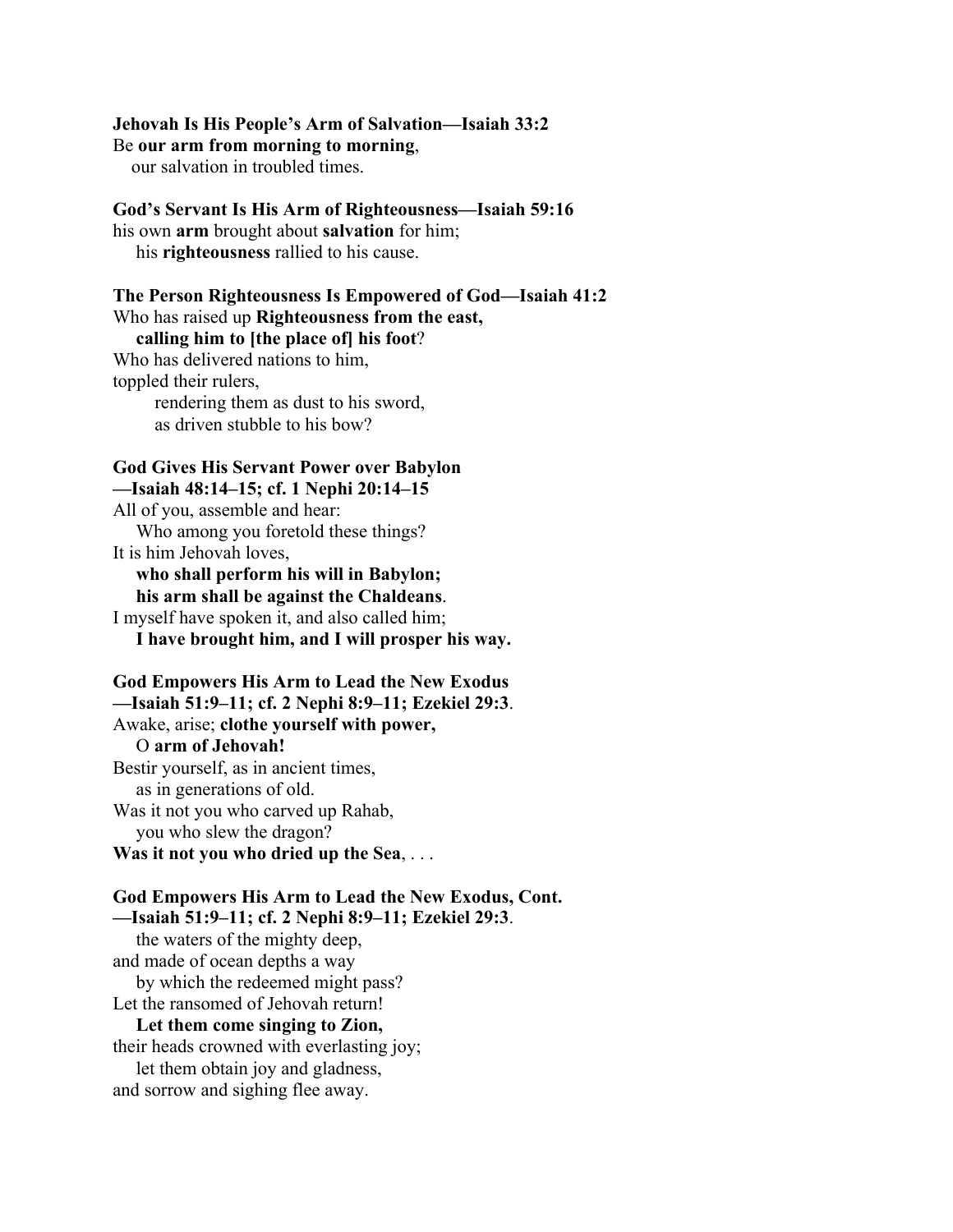**Jehovah Is His People's Arm of Salvation—Isaiah 33:2**
Be **our arm from morning to morning**,
our salvation in troubled times.

**God's Servant Is His Arm of Righteousness—Isaiah 59:16**
his own **arm** brought about **salvation** for him;
his **righteousness** rallied to his cause.

**The Person Righteousness Is Empowered of God—Isaiah 41:2**
Who has raised up **Righteousness from the east,**
**calling him to [the place of] his foot**?
Who has delivered nations to him,
toppled their rulers,
rendering them as dust to his sword,
as driven stubble to his bow?

**God Gives His Servant Power over Babylon**
**—Isaiah 48:14–15; cf. 1 Nephi 20:14–15**
All of you, assemble and hear:
Who among you foretold these things?
It is him Jehovah loves,
**who shall perform his will in Babylon;**
**his arm shall be against the Chaldeans**.
I myself have spoken it, and also called him;
**I have brought him, and I will prosper his way.**

**God Empowers His Arm to Lead the New Exodus**
**—Isaiah 51:9–11; cf. 2 Nephi 8:9–11; Ezekiel 29:3**.
Awake, arise; **clothe yourself with power,**
O **arm of Jehovah!**
Bestir yourself, as in ancient times,
as in generations of old.
Was it not you who carved up Rahab,
you who slew the dragon?
**Was it not you who dried up the Sea**, . . .

**God Empowers His Arm to Lead the New Exodus, Cont.**
**—Isaiah 51:9–11; cf. 2 Nephi 8:9–11; Ezekiel 29:3**.
the waters of the mighty deep,
and made of ocean depths a way
by which the redeemed might pass?
Let the ransomed of Jehovah return!
**Let them come singing to Zion,**
their heads crowned with everlasting joy;
let them obtain joy and gladness,
and sorrow and sighing flee away.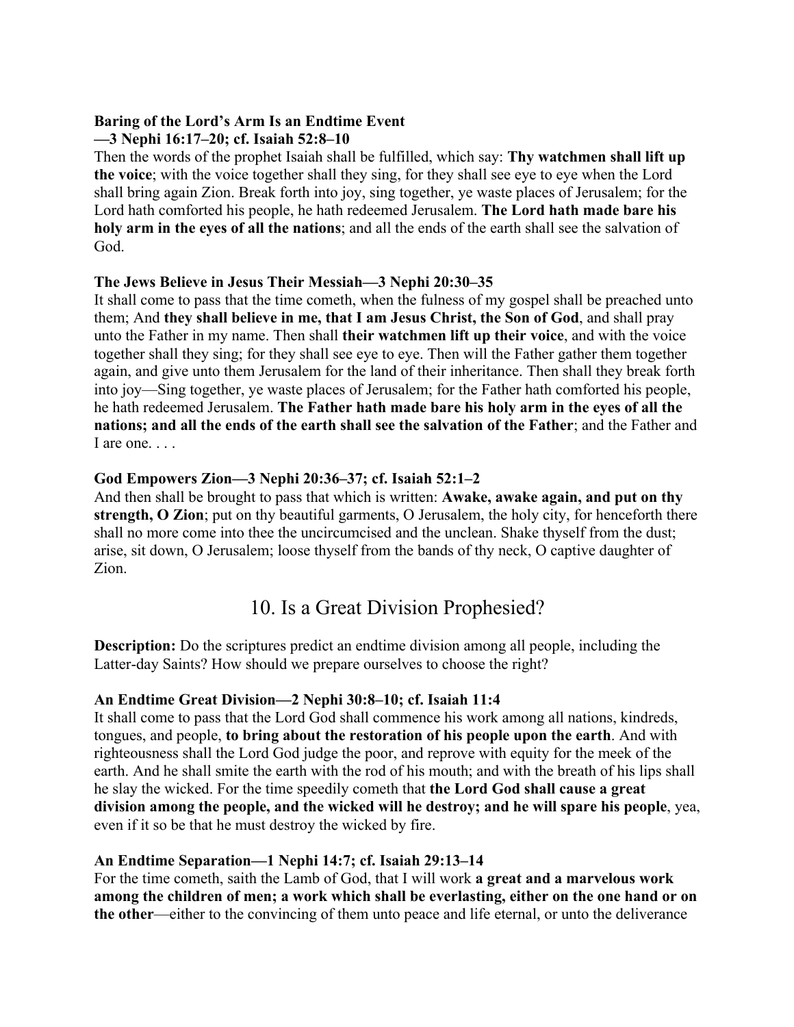**Baring of the Lord's Arm Is an Endtime Event**
**—3 Nephi 16:17–20; cf. Isaiah 52:8–10**

Then the words of the prophet Isaiah shall be fulfilled, which say: **Thy watchmen shall lift up the voice**; with the voice together shall they sing, for they shall see eye to eye when the Lord shall bring again Zion. Break forth into joy, sing together, ye waste places of Jerusalem; for the Lord hath comforted his people, he hath redeemed Jerusalem. **The Lord hath made bare his holy arm in the eyes of all the nations**; and all the ends of the earth shall see the salvation of God.

**The Jews Believe in Jesus Their Messiah—3 Nephi 20:30–35**

It shall come to pass that the time cometh, when the fulness of my gospel shall be preached unto them; And **they shall believe in me, that I am Jesus Christ, the Son of God**, and shall pray unto the Father in my name. Then shall **their watchmen lift up their voice**, and with the voice together shall they sing; for they shall see eye to eye. Then will the Father gather them together again, and give unto them Jerusalem for the land of their inheritance. Then shall they break forth into joy—Sing together, ye waste places of Jerusalem; for the Father hath comforted his people, he hath redeemed Jerusalem. **The Father hath made bare his holy arm in the eyes of all the nations; and all the ends of the earth shall see the salvation of the Father**; and the Father and I are one. . . .

**God Empowers Zion—3 Nephi 20:36–37; cf. Isaiah 52:1–2**

And then shall be brought to pass that which is written: **Awake, awake again, and put on thy strength, O Zion**; put on thy beautiful garments, O Jerusalem, the holy city, for henceforth there shall no more come into thee the uncircumcised and the unclean. Shake thyself from the dust; arise, sit down, O Jerusalem; loose thyself from the bands of thy neck, O captive daughter of Zion.

## 10. Is a Great Division Prophesied?

**Description:** Do the scriptures predict an endtime division among all people, including the Latter-day Saints? How should we prepare ourselves to choose the right?

**An Endtime Great Division—2 Nephi 30:8–10; cf. Isaiah 11:4**

It shall come to pass that the Lord God shall commence his work among all nations, kindreds, tongues, and people, **to bring about the restoration of his people upon the earth**. And with righteousness shall the Lord God judge the poor, and reprove with equity for the meek of the earth. And he shall smite the earth with the rod of his mouth; and with the breath of his lips shall he slay the wicked. For the time speedily cometh that **the Lord God shall cause a great division among the people, and the wicked will he destroy; and he will spare his people**, yea, even if it so be that he must destroy the wicked by fire.

**An Endtime Separation—1 Nephi 14:7; cf. Isaiah 29:13–14**

For the time cometh, saith the Lamb of God, that I will work **a great and a marvelous work among the children of men; a work which shall be everlasting, either on the one hand or on the other**—either to the convincing of them unto peace and life eternal, or unto the deliverance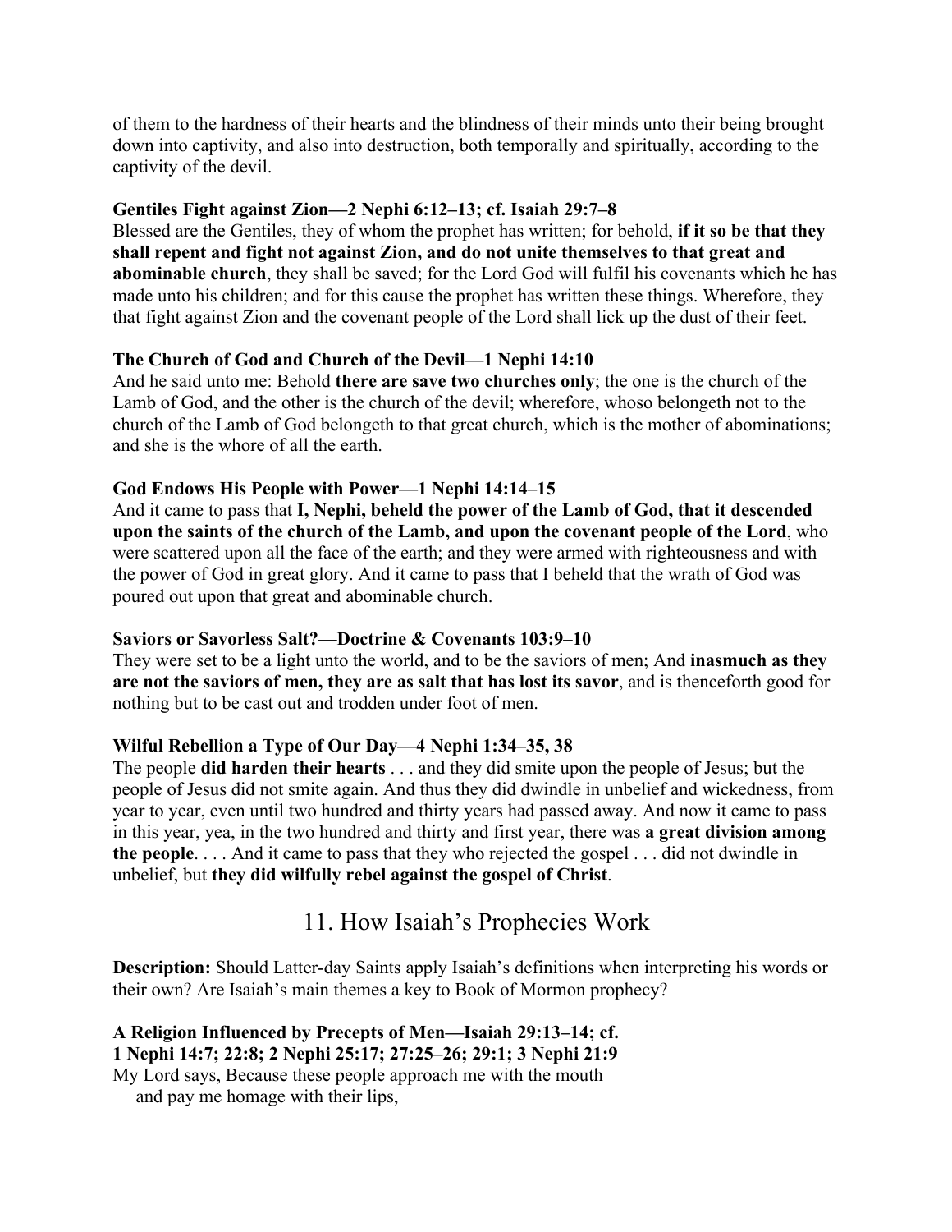of them to the hardness of their hearts and the blindness of their minds unto their being brought down into captivity, and also into destruction, both temporally and spiritually, according to the captivity of the devil.

**Gentiles Fight against Zion—2 Nephi 6:12–13; cf. Isaiah 29:7–8**
Blessed are the Gentiles, they of whom the prophet has written; for behold, **if it so be that they shall repent and fight not against Zion, and do not unite themselves to that great and abominable church**, they shall be saved; for the Lord God will fulfil his covenants which he has made unto his children; and for this cause the prophet has written these things. Wherefore, they that fight against Zion and the covenant people of the Lord shall lick up the dust of their feet.

**The Church of God and Church of the Devil—1 Nephi 14:10**
And he said unto me: Behold **there are save two churches only**; the one is the church of the Lamb of God, and the other is the church of the devil; wherefore, whoso belongeth not to the church of the Lamb of God belongeth to that great church, which is the mother of abominations; and she is the whore of all the earth.

**God Endows His People with Power—1 Nephi 14:14–15**
And it came to pass that **I, Nephi, beheld the power of the Lamb of God, that it descended upon the saints of the church of the Lamb, and upon the covenant people of the Lord**, who were scattered upon all the face of the earth; and they were armed with righteousness and with the power of God in great glory. And it came to pass that I beheld that the wrath of God was poured out upon that great and abominable church.

**Saviors or Savorless Salt?—Doctrine & Covenants 103:9–10**
They were set to be a light unto the world, and to be the saviors of men; And **inasmuch as they are not the saviors of men, they are as salt that has lost its savor**, and is thenceforth good for nothing but to be cast out and trodden under foot of men.

**Wilful Rebellion a Type of Our Day—4 Nephi 1:34–35, 38**
The people **did harden their hearts** . . . and they did smite upon the people of Jesus; but the people of Jesus did not smite again. And thus they did dwindle in unbelief and wickedness, from year to year, even until two hundred and thirty years had passed away. And now it came to pass in this year, yea, in the two hundred and thirty and first year, there was **a great division among the people**. . . . And it came to pass that they who rejected the gospel . . . did not dwindle in unbelief, but **they did wilfully rebel against the gospel of Christ**.

## 11. How Isaiah's Prophecies Work

**Description:** Should Latter-day Saints apply Isaiah's definitions when interpreting his words or their own? Are Isaiah's main themes a key to Book of Mormon prophecy?

**A Religion Influenced by Precepts of Men—Isaiah 29:13–14; cf. 1 Nephi 14:7; 22:8; 2 Nephi 25:17; 27:25–26; 29:1; 3 Nephi 21:9**
My Lord says, Because these people approach me with the mouth
    and pay me homage with their lips,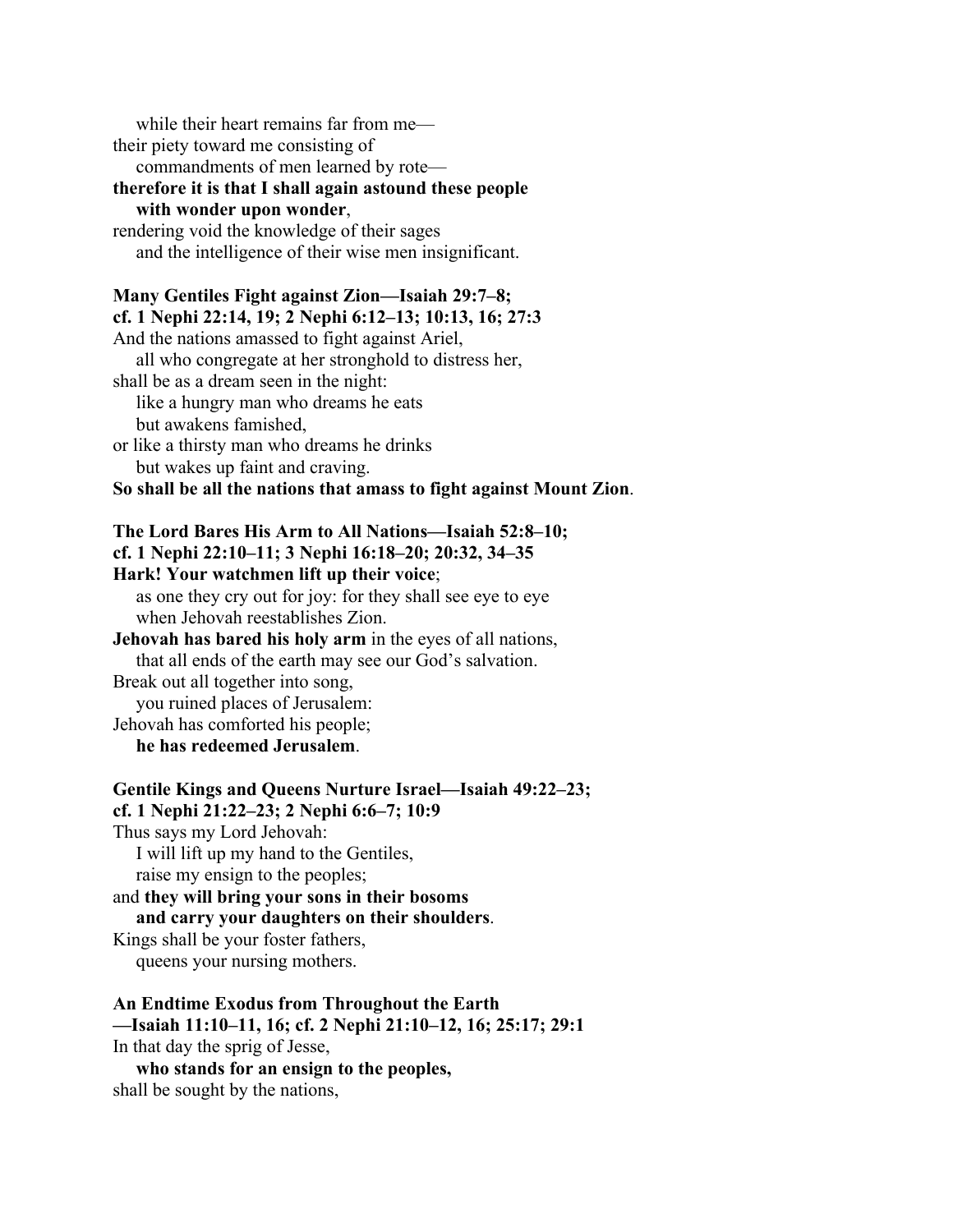while their heart remains far from me—
their piety toward me consisting of
commandments of men learned by rote—
**therefore it is that I shall again astound these people with wonder upon wonder**,
rendering void the knowledge of their sages
and the intelligence of their wise men insignificant.

**Many Gentiles Fight against Zion—Isaiah 29:7–8; cf. 1 Nephi 22:14, 19; 2 Nephi 6:12–13; 10:13, 16; 27:3**

And the nations amassed to fight against Ariel,
all who congregate at her stronghold to distress her,
shall be as a dream seen in the night:
like a hungry man who dreams he eats
but awakens famished,
or like a thirsty man who dreams he drinks
but wakes up faint and craving.
**So shall be all the nations that amass to fight against Mount Zion**.

**The Lord Bares His Arm to All Nations—Isaiah 52:8–10; cf. 1 Nephi 22:10–11; 3 Nephi 16:18–20; 20:32, 34–35**

**Hark! Your watchmen lift up their voice**;
as one they cry out for joy: for they shall see eye to eye
when Jehovah reestablishes Zion.
**Jehovah has bared his holy arm** in the eyes of all nations,
that all ends of the earth may see our God's salvation.
Break out all together into song,
you ruined places of Jerusalem:
Jehovah has comforted his people;
**he has redeemed Jerusalem**.

**Gentile Kings and Queens Nurture Israel—Isaiah 49:22–23; cf. 1 Nephi 21:22–23; 2 Nephi 6:6–7; 10:9**

Thus says my Lord Jehovah:
I will lift up my hand to the Gentiles,
raise my ensign to the peoples;
and **they will bring your sons in their bosoms and carry your daughters on their shoulders**.
Kings shall be your foster fathers,
queens your nursing mothers.

**An Endtime Exodus from Throughout the Earth —Isaiah 11:10–11, 16; cf. 2 Nephi 21:10–12, 16; 25:17; 29:1**

In that day the sprig of Jesse,
**who stands for an ensign to the peoples,**
shall be sought by the nations,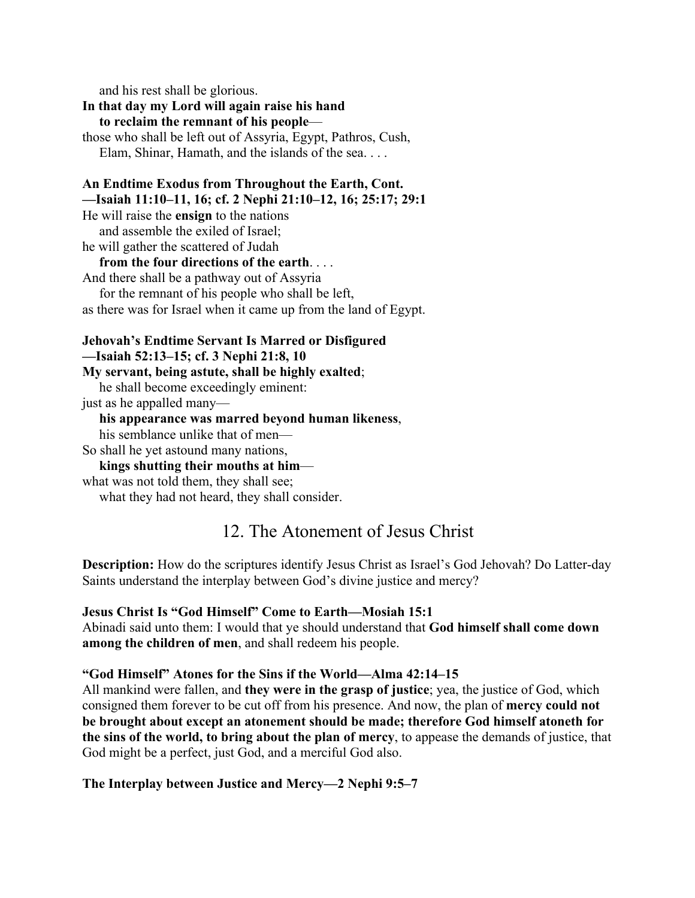&nbsp;&nbsp;&nbsp;&nbsp;and his rest shall be glorious.  
**In that day my Lord will again raise his hand**  
&nbsp;&nbsp;&nbsp;&nbsp;**to reclaim the remnant of his people**—  
those who shall be left out of Assyria, Egypt, Pathros, Cush,  
&nbsp;&nbsp;&nbsp;&nbsp;Elam, Shinar, Hamath, and the islands of the sea. . . .

**An Endtime Exodus from Throughout the Earth, Cont.**  
**—Isaiah 11:10–11, 16; cf. 2 Nephi 21:10–12, 16; 25:17; 29:1**  
He will raise the **ensign** to the nations  
&nbsp;&nbsp;&nbsp;&nbsp;and assemble the exiled of Israel;  
he will gather the scattered of Judah  
&nbsp;&nbsp;&nbsp;&nbsp;**from the four directions of the earth**. . . .  
And there shall be a pathway out of Assyria  
&nbsp;&nbsp;&nbsp;&nbsp;for the remnant of his people who shall be left,  
as there was for Israel when it came up from the land of Egypt.

**Jehovah's Endtime Servant Is Marred or Disfigured**  
**—Isaiah 52:13–15; cf. 3 Nephi 21:8, 10**  
**My servant, being astute, shall be highly exalted**;  
&nbsp;&nbsp;&nbsp;&nbsp;he shall become exceedingly eminent:  
just as he appalled many—  
&nbsp;&nbsp;&nbsp;&nbsp;**his appearance was marred beyond human likeness**,  
&nbsp;&nbsp;&nbsp;&nbsp;his semblance unlike that of men—  
So shall he yet astound many nations,  
&nbsp;&nbsp;&nbsp;&nbsp;**kings shutting their mouths at him**—  
what was not told them, they shall see;  
&nbsp;&nbsp;&nbsp;&nbsp;what they had not heard, they shall consider.

## 12. The Atonement of Jesus Christ

**Description:** How do the scriptures identify Jesus Christ as Israel's God Jehovah? Do Latter-day Saints understand the interplay between God's divine justice and mercy?

**Jesus Christ Is "God Himself" Come to Earth—Mosiah 15:1**  
Abinadi said unto them: I would that ye should understand that **God himself shall come down among the children of men**, and shall redeem his people.

**"God Himself" Atones for the Sins if the World—Alma 42:14–15**  
All mankind were fallen, and **they were in the grasp of justice**; yea, the justice of God, which consigned them forever to be cut off from his presence. And now, the plan of **mercy could not be brought about except an atonement should be made; therefore God himself atoneth for the sins of the world, to bring about the plan of mercy**, to appease the demands of justice, that God might be a perfect, just God, and a merciful God also.

**The Interplay between Justice and Mercy—2 Nephi 9:5–7**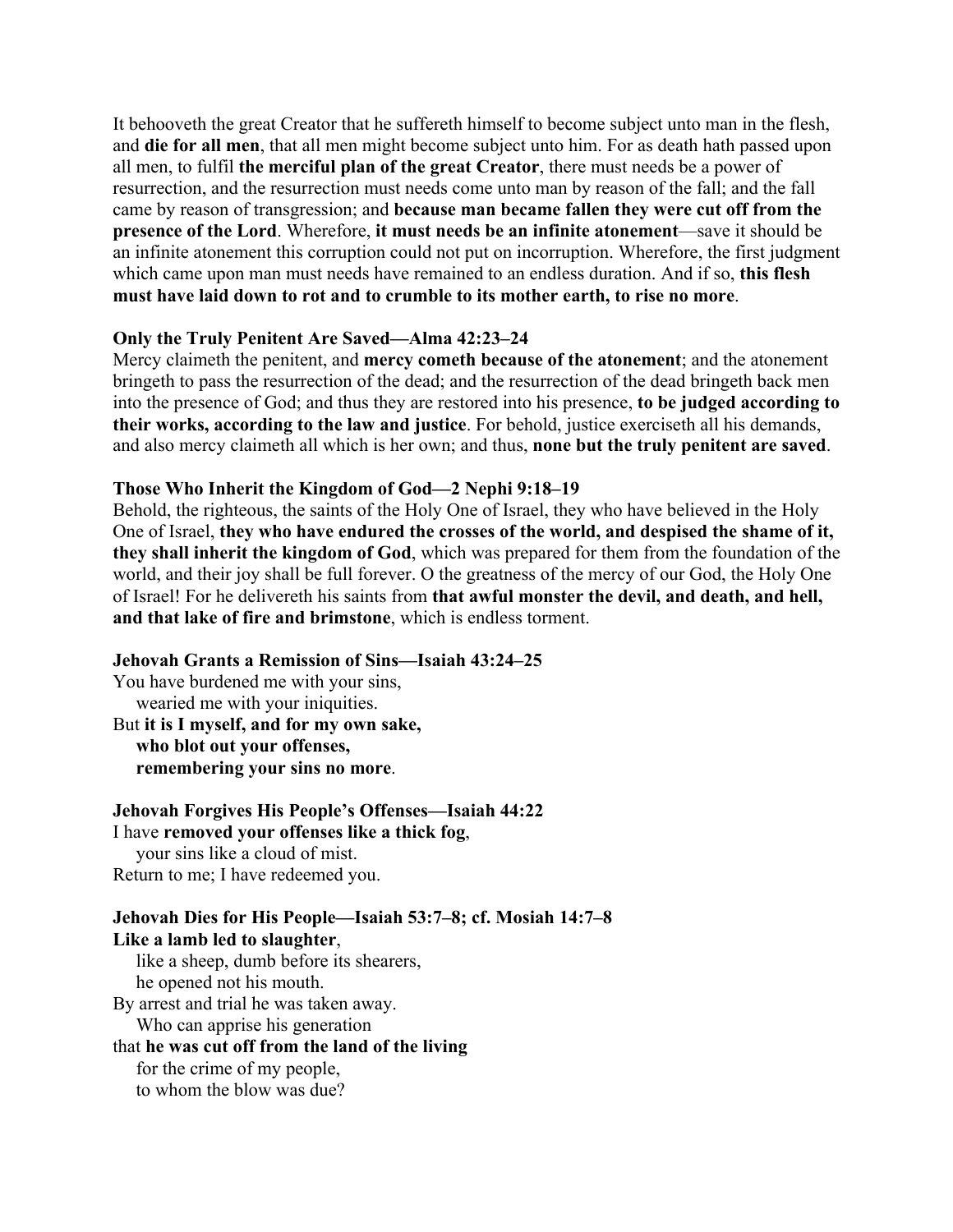It behooveth the great Creator that he suffereth himself to become subject unto man in the flesh, and **die for all men**, that all men might become subject unto him. For as death hath passed upon all men, to fulfil **the merciful plan of the great Creator**, there must needs be a power of resurrection, and the resurrection must needs come unto man by reason of the fall; and the fall came by reason of transgression; and **because man became fallen they were cut off from the presence of the Lord**. Wherefore, **it must needs be an infinite atonement**—save it should be an infinite atonement this corruption could not put on incorruption. Wherefore, the first judgment which came upon man must needs have remained to an endless duration. And if so, **this flesh must have laid down to rot and to crumble to its mother earth, to rise no more**.

**Only the Truly Penitent Are Saved—Alma 42:23–24**

Mercy claimeth the penitent, and **mercy cometh because of the atonement**; and the atonement bringeth to pass the resurrection of the dead; and the resurrection of the dead bringeth back men into the presence of God; and thus they are restored into his presence, **to be judged according to their works, according to the law and justice**. For behold, justice exerciseth all his demands, and also mercy claimeth all which is her own; and thus, **none but the truly penitent are saved**.

**Those Who Inherit the Kingdom of God—2 Nephi 9:18–19**

Behold, the righteous, the saints of the Holy One of Israel, they who have believed in the Holy One of Israel, **they who have endured the crosses of the world, and despised the shame of it, they shall inherit the kingdom of God**, which was prepared for them from the foundation of the world, and their joy shall be full forever. O the greatness of the mercy of our God, the Holy One of Israel! For he delivereth his saints from **that awful monster the devil, and death, and hell, and that lake of fire and brimstone**, which is endless torment.

**Jehovah Grants a Remission of Sins—Isaiah 43:24–25**

You have burdened me with your sins,
    wearied me with your iniquities.
But **it is I myself, and for my own sake,**
    **who blot out your offenses,**
    **remembering your sins no more**.

**Jehovah Forgives His People's Offenses—Isaiah 44:22**

I have **removed your offenses like a thick fog**,
    your sins like a cloud of mist.
Return to me; I have redeemed you.

**Jehovah Dies for His People—Isaiah 53:7–8; cf. Mosiah 14:7–8**

**Like a lamb led to slaughter**,
    like a sheep, dumb before its shearers,
    he opened not his mouth.
By arrest and trial he was taken away.
    Who can apprise his generation
that **he was cut off from the land of the living**
    for the crime of my people,
    to whom the blow was due?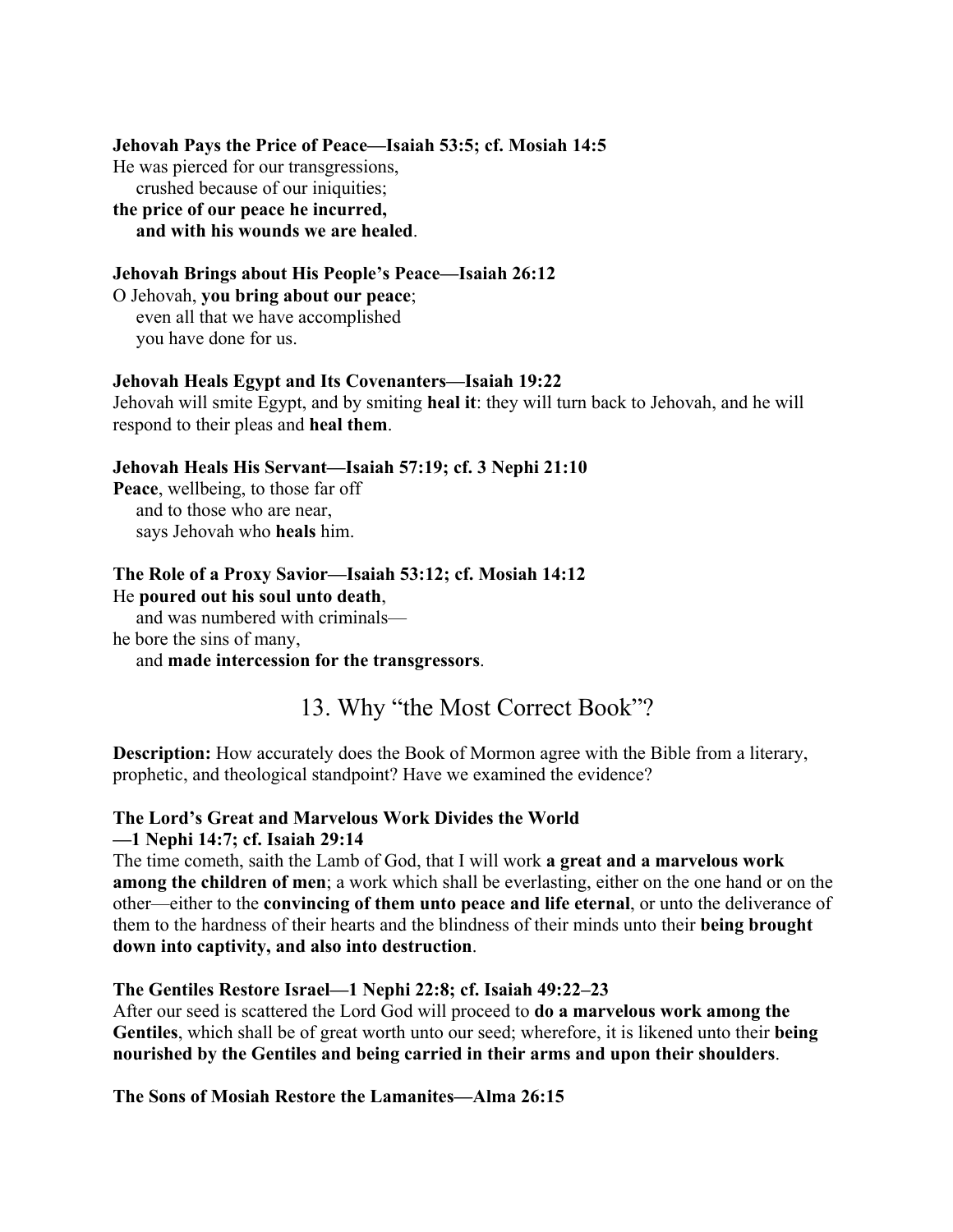**Jehovah Pays the Price of Peace—Isaiah 53:5; cf. Mosiah 14:5**

He was pierced for our transgressions,
  crushed because of our iniquities;
**the price of our peace he incurred,**
  **and with his wounds we are healed**.

**Jehovah Brings about His People's Peace—Isaiah 26:12**

O Jehovah, **you bring about our peace**;
  even all that we have accomplished
  you have done for us.

**Jehovah Heals Egypt and Its Covenanters—Isaiah 19:22**

Jehovah will smite Egypt, and by smiting **heal it**: they will turn back to Jehovah, and he will respond to their pleas and **heal them**.

**Jehovah Heals His Servant—Isaiah 57:19; cf. 3 Nephi 21:10**

**Peace**, wellbeing, to those far off
  and to those who are near,
  says Jehovah who **heals** him.

**The Role of a Proxy Savior—Isaiah 53:12; cf. Mosiah 14:12**

He **poured out his soul unto death**,
  and was numbered with criminals—
he bore the sins of many,
  and **made intercession for the transgressors**.

## 13. Why "the Most Correct Book"?

**Description:** How accurately does the Book of Mormon agree with the Bible from a literary, prophetic, and theological standpoint? Have we examined the evidence?

**The Lord's Great and Marvelous Work Divides the World —1 Nephi 14:7; cf. Isaiah 29:14**

The time cometh, saith the Lamb of God, that I will work **a great and a marvelous work among the children of men**; a work which shall be everlasting, either on the one hand or on the other—either to the **convincing of them unto peace and life eternal**, or unto the deliverance of them to the hardness of their hearts and the blindness of their minds unto their **being brought down into captivity, and also into destruction**.

**The Gentiles Restore Israel—1 Nephi 22:8; cf. Isaiah 49:22–23**

After our seed is scattered the Lord God will proceed to **do a marvelous work among the Gentiles**, which shall be of great worth unto our seed; wherefore, it is likened unto their **being nourished by the Gentiles and being carried in their arms and upon their shoulders**.

**The Sons of Mosiah Restore the Lamanites—Alma 26:15**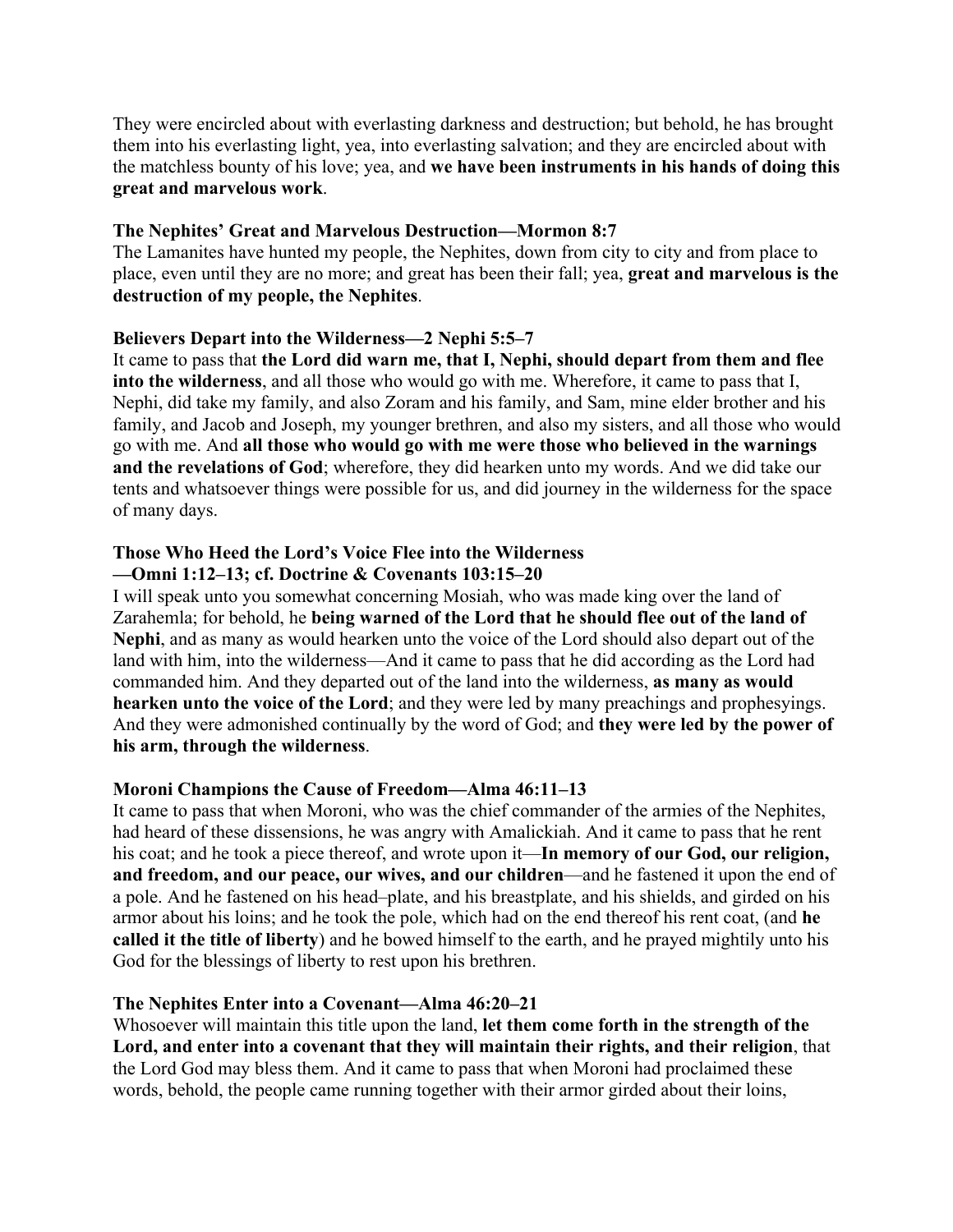They were encircled about with everlasting darkness and destruction; but behold, he has brought them into his everlasting light, yea, into everlasting salvation; and they are encircled about with the matchless bounty of his love; yea, and **we have been instruments in his hands of doing this great and marvelous work**.

**The Nephites' Great and Marvelous Destruction—Mormon 8:7**
The Lamanites have hunted my people, the Nephites, down from city to city and from place to place, even until they are no more; and great has been their fall; yea, **great and marvelous is the destruction of my people, the Nephites**.

**Believers Depart into the Wilderness—2 Nephi 5:5–7**
It came to pass that **the Lord did warn me, that I, Nephi, should depart from them and flee into the wilderness**, and all those who would go with me. Wherefore, it came to pass that I, Nephi, did take my family, and also Zoram and his family, and Sam, mine elder brother and his family, and Jacob and Joseph, my younger brethren, and also my sisters, and all those who would go with me. And **all those who would go with me were those who believed in the warnings and the revelations of God**; wherefore, they did hearken unto my words. And we did take our tents and whatsoever things were possible for us, and did journey in the wilderness for the space of many days.

**Those Who Heed the Lord's Voice Flee into the Wilderness —Omni 1:12–13; cf. Doctrine & Covenants 103:15–20**
I will speak unto you somewhat concerning Mosiah, who was made king over the land of Zarahemla; for behold, he **being warned of the Lord that he should flee out of the land of Nephi**, and as many as would hearken unto the voice of the Lord should also depart out of the land with him, into the wilderness—And it came to pass that he did according as the Lord had commanded him. And they departed out of the land into the wilderness, **as many as would hearken unto the voice of the Lord**; and they were led by many preachings and prophesyings. And they were admonished continually by the word of God; and **they were led by the power of his arm, through the wilderness**.

**Moroni Champions the Cause of Freedom—Alma 46:11–13**
It came to pass that when Moroni, who was the chief commander of the armies of the Nephites, had heard of these dissensions, he was angry with Amalickiah. And it came to pass that he rent his coat; and he took a piece thereof, and wrote upon it—**In memory of our God, our religion, and freedom, and our peace, our wives, and our children**—and he fastened it upon the end of a pole. And he fastened on his head–plate, and his breastplate, and his shields, and girded on his armor about his loins; and he took the pole, which had on the end thereof his rent coat, (and **he called it the title of liberty**) and he bowed himself to the earth, and he prayed mightily unto his God for the blessings of liberty to rest upon his brethren.

**The Nephites Enter into a Covenant—Alma 46:20–21**
Whosoever will maintain this title upon the land, **let them come forth in the strength of the Lord, and enter into a covenant that they will maintain their rights, and their religion**, that the Lord God may bless them. And it came to pass that when Moroni had proclaimed these words, behold, the people came running together with their armor girded about their loins,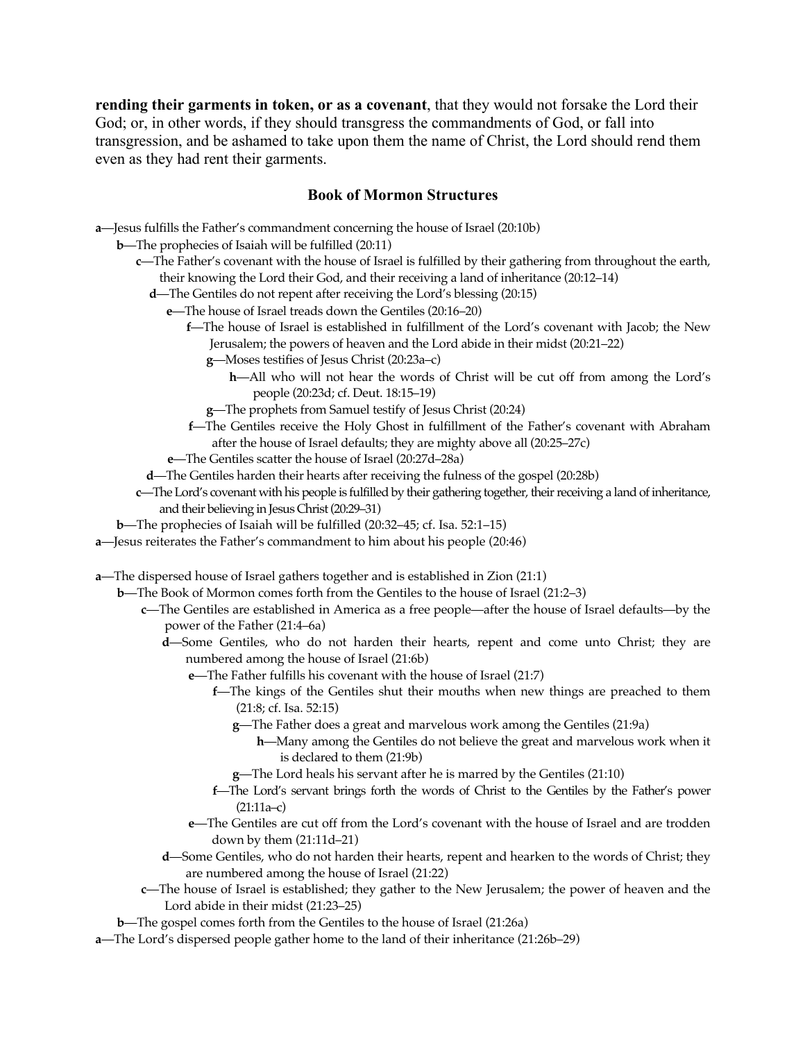**rending their garments in token, or as a covenant**, that they would not forsake the Lord their God; or, in other words, if they should transgress the commandments of God, or fall into transgression, and be ashamed to take upon them the name of Christ, the Lord should rend them even as they had rent their garments.

## Book of Mormon Structures

**a**—Jesus fulfills the Father's commandment concerning the house of Israel (20:10b)
  **b**—The prophecies of Isaiah will be fulfilled (20:11)
    **c**—The Father's covenant with the house of Israel is fulfilled by their gathering from throughout the earth, their knowing the Lord their God, and their receiving a land of inheritance (20:12–14)
      **d**—The Gentiles do not repent after receiving the Lord's blessing (20:15)
        **e**—The house of Israel treads down the Gentiles (20:16–20)
          **f**—The house of Israel is established in fulfillment of the Lord's covenant with Jacob; the New Jerusalem; the powers of heaven and the Lord abide in their midst (20:21–22)
            **g**—Moses testifies of Jesus Christ (20:23a–c)
              **h**—All who will not hear the words of Christ will be cut off from among the Lord's people (20:23d; cf. Deut. 18:15–19)
            **g**—The prophets from Samuel testify of Jesus Christ (20:24)
          **f**—The Gentiles receive the Holy Ghost in fulfillment of the Father's covenant with Abraham after the house of Israel defaults; they are mighty above all (20:25–27c)
        **e**—The Gentiles scatter the house of Israel (20:27d–28a)
      **d**—The Gentiles harden their hearts after receiving the fulness of the gospel (20:28b)
    **c**—The Lord's covenant with his people is fulfilled by their gathering together, their receiving a land of inheritance, and their believing in Jesus Christ (20:29–31)
  **b**—The prophecies of Isaiah will be fulfilled (20:32–45; cf. Isa. 52:1–15)
**a**—Jesus reiterates the Father's commandment to him about his people (20:46)

**a**—The dispersed house of Israel gathers together and is established in Zion (21:1)
  **b**—The Book of Mormon comes forth from the Gentiles to the house of Israel (21:2–3)
    **c**—The Gentiles are established in America as a free people—after the house of Israel defaults—by the power of the Father (21:4–6a)
      **d**—Some Gentiles, who do not harden their hearts, repent and come unto Christ; they are numbered among the house of Israel (21:6b)
        **e**—The Father fulfills his covenant with the house of Israel (21:7)
          **f**—The kings of the Gentiles shut their mouths when new things are preached to them (21:8; cf. Isa. 52:15)
            **g**—The Father does a great and marvelous work among the Gentiles (21:9a)
              **h**—Many among the Gentiles do not believe the great and marvelous work when it is declared to them (21:9b)
            **g**—The Lord heals his servant after he is marred by the Gentiles (21:10)
          **f**—The Lord's servant brings forth the words of Christ to the Gentiles by the Father's power (21:11a–c)
        **e**—The Gentiles are cut off from the Lord's covenant with the house of Israel and are trodden down by them (21:11d–21)
      **d**—Some Gentiles, who do not harden their hearts, repent and hearken to the words of Christ; they are numbered among the house of Israel (21:22)
    **c**—The house of Israel is established; they gather to the New Jerusalem; the power of heaven and the Lord abide in their midst (21:23–25)
  **b**—The gospel comes forth from the Gentiles to the house of Israel (21:26a)
**a**—The Lord's dispersed people gather home to the land of their inheritance (21:26b–29)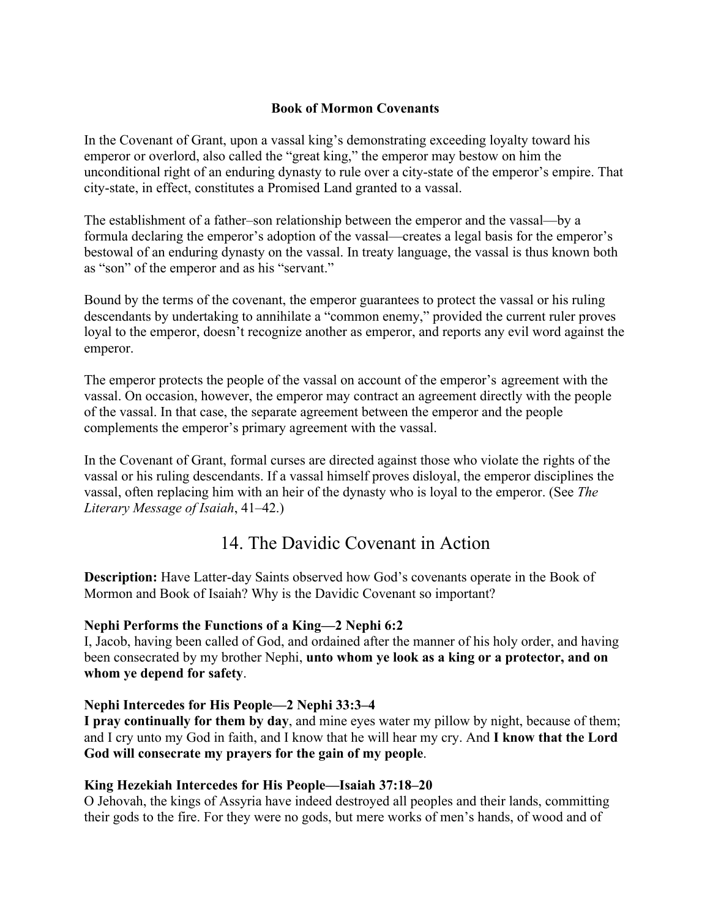**Book of Mormon Covenants**

In the Covenant of Grant, upon a vassal king's demonstrating exceeding loyalty toward his emperor or overlord, also called the "great king," the emperor may bestow on him the unconditional right of an enduring dynasty to rule over a city-state of the emperor's empire. That city-state, in effect, constitutes a Promised Land granted to a vassal.

The establishment of a father–son relationship between the emperor and the vassal—by a formula declaring the emperor's adoption of the vassal—creates a legal basis for the emperor's bestowal of an enduring dynasty on the vassal. In treaty language, the vassal is thus known both as "son" of the emperor and as his "servant."

Bound by the terms of the covenant, the emperor guarantees to protect the vassal or his ruling descendants by undertaking to annihilate a "common enemy," provided the current ruler proves loyal to the emperor, doesn't recognize another as emperor, and reports any evil word against the emperor.

The emperor protects the people of the vassal on account of the emperor's agreement with the vassal. On occasion, however, the emperor may contract an agreement directly with the people of the vassal. In that case, the separate agreement between the emperor and the people complements the emperor's primary agreement with the vassal.

In the Covenant of Grant, formal curses are directed against those who violate the rights of the vassal or his ruling descendants. If a vassal himself proves disloyal, the emperor disciplines the vassal, often replacing him with an heir of the dynasty who is loyal to the emperor. (See *The Literary Message of Isaiah*, 41–42.)

## 14. The Davidic Covenant in Action

**Description:** Have Latter-day Saints observed how God's covenants operate in the Book of Mormon and Book of Isaiah? Why is the Davidic Covenant so important?

**Nephi Performs the Functions of a King—2 Nephi 6:2**
I, Jacob, having been called of God, and ordained after the manner of his holy order, and having been consecrated by my brother Nephi, **unto whom ye look as a king or a protector, and on whom ye depend for safety**.

**Nephi Intercedes for His People—2 Nephi 33:3–4**
**I pray continually for them by day**, and mine eyes water my pillow by night, because of them; and I cry unto my God in faith, and I know that he will hear my cry. And **I know that the Lord God will consecrate my prayers for the gain of my people**.

**King Hezekiah Intercedes for His People—Isaiah 37:18–20**
O Jehovah, the kings of Assyria have indeed destroyed all peoples and their lands, committing their gods to the fire. For they were no gods, but mere works of men's hands, of wood and of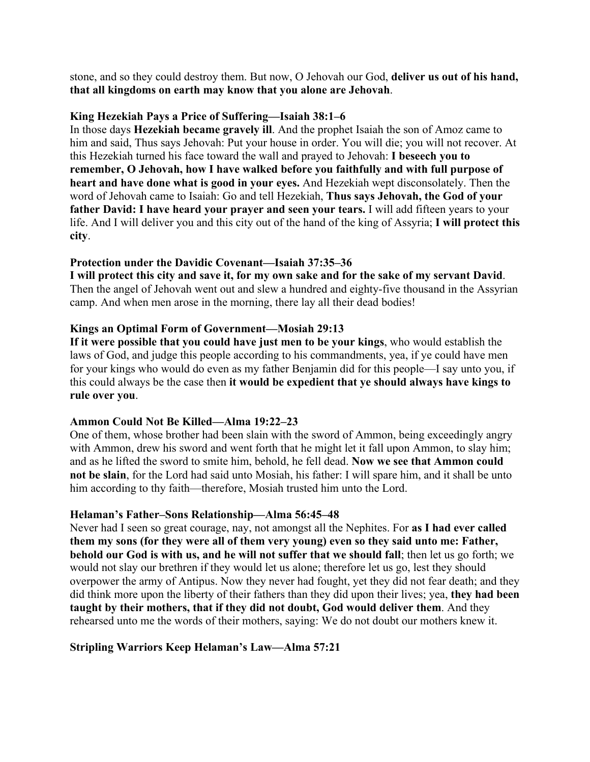stone, and so they could destroy them. But now, O Jehovah our God, **deliver us out of his hand, that all kingdoms on earth may know that you alone are Jehovah**.

**King Hezekiah Pays a Price of Suffering—Isaiah 38:1–6**
In those days **Hezekiah became gravely ill**. And the prophet Isaiah the son of Amoz came to him and said, Thus says Jehovah: Put your house in order. You will die; you will not recover. At this Hezekiah turned his face toward the wall and prayed to Jehovah: **I beseech you to remember, O Jehovah, how I have walked before you faithfully and with full purpose of heart and have done what is good in your eyes.** And Hezekiah wept disconsolately. Then the word of Jehovah came to Isaiah: Go and tell Hezekiah, **Thus says Jehovah, the God of your father David: I have heard your prayer and seen your tears.** I will add fifteen years to your life. And I will deliver you and this city out of the hand of the king of Assyria; **I will protect this city**.

**Protection under the Davidic Covenant—Isaiah 37:35–36**
**I will protect this city and save it, for my own sake and for the sake of my servant David**. Then the angel of Jehovah went out and slew a hundred and eighty-five thousand in the Assyrian camp. And when men arose in the morning, there lay all their dead bodies!

**Kings an Optimal Form of Government—Mosiah 29:13**
**If it were possible that you could have just men to be your kings**, who would establish the laws of God, and judge this people according to his commandments, yea, if ye could have men for your kings who would do even as my father Benjamin did for this people—I say unto you, if this could always be the case then **it would be expedient that ye should always have kings to rule over you**.

**Ammon Could Not Be Killed—Alma 19:22–23**
One of them, whose brother had been slain with the sword of Ammon, being exceedingly angry with Ammon, drew his sword and went forth that he might let it fall upon Ammon, to slay him; and as he lifted the sword to smite him, behold, he fell dead. **Now we see that Ammon could not be slain**, for the Lord had said unto Mosiah, his father: I will spare him, and it shall be unto him according to thy faith—therefore, Mosiah trusted him unto the Lord.

**Helaman's Father–Sons Relationship—Alma 56:45–48**
Never had I seen so great courage, nay, not amongst all the Nephites. For **as I had ever called them my sons (for they were all of them very young) even so they said unto me: Father, behold our God is with us, and he will not suffer that we should fall**; then let us go forth; we would not slay our brethren if they would let us alone; therefore let us go, lest they should overpower the army of Antipus. Now they never had fought, yet they did not fear death; and they did think more upon the liberty of their fathers than they did upon their lives; yea, **they had been taught by their mothers, that if they did not doubt, God would deliver them**. And they rehearsed unto me the words of their mothers, saying: We do not doubt our mothers knew it.

**Stripling Warriors Keep Helaman's Law—Alma 57:21**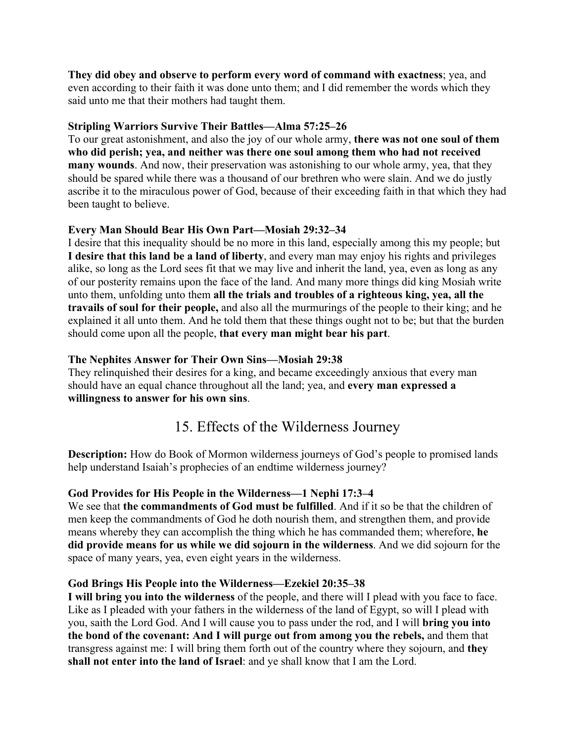**They did obey and observe to perform every word of command with exactness**; yea, and even according to their faith it was done unto them; and I did remember the words which they said unto me that their mothers had taught them.

**Stripling Warriors Survive Their Battles—Alma 57:25–26**
To our great astonishment, and also the joy of our whole army, **there was not one soul of them who did perish; yea, and neither was there one soul among them who had not received many wounds**. And now, their preservation was astonishing to our whole army, yea, that they should be spared while there was a thousand of our brethren who were slain. And we do justly ascribe it to the miraculous power of God, because of their exceeding faith in that which they had been taught to believe.

**Every Man Should Bear His Own Part—Mosiah 29:32–34**
I desire that this inequality should be no more in this land, especially among this my people; but **I desire that this land be a land of liberty**, and every man may enjoy his rights and privileges alike, so long as the Lord sees fit that we may live and inherit the land, yea, even as long as any of our posterity remains upon the face of the land. And many more things did king Mosiah write unto them, unfolding unto them **all the trials and troubles of a righteous king, yea, all the travails of soul for their people,** and also all the murmurings of the people to their king; and he explained it all unto them. And he told them that these things ought not to be; but that the burden should come upon all the people, **that every man might bear his part**.

**The Nephites Answer for Their Own Sins—Mosiah 29:38**
They relinquished their desires for a king, and became exceedingly anxious that every man should have an equal chance throughout all the land; yea, and **every man expressed a willingness to answer for his own sins**.

## 15. Effects of the Wilderness Journey

**Description:** How do Book of Mormon wilderness journeys of God's people to promised lands help understand Isaiah's prophecies of an endtime wilderness journey?

**God Provides for His People in the Wilderness—1 Nephi 17:3–4**
We see that **the commandments of God must be fulfilled**. And if it so be that the children of men keep the commandments of God he doth nourish them, and strengthen them, and provide means whereby they can accomplish the thing which he has commanded them; wherefore, **he did provide means for us while we did sojourn in the wilderness**. And we did sojourn for the space of many years, yea, even eight years in the wilderness.

**God Brings His People into the Wilderness—Ezekiel 20:35–38**
**I will bring you into the wilderness** of the people, and there will I plead with you face to face. Like as I pleaded with your fathers in the wilderness of the land of Egypt, so will I plead with you, saith the Lord God. And I will cause you to pass under the rod, and I will **bring you into the bond of the covenant: And I will purge out from among you the rebels,** and them that transgress against me: I will bring them forth out of the country where they sojourn, and **they shall not enter into the land of Israel**: and ye shall know that I am the Lord.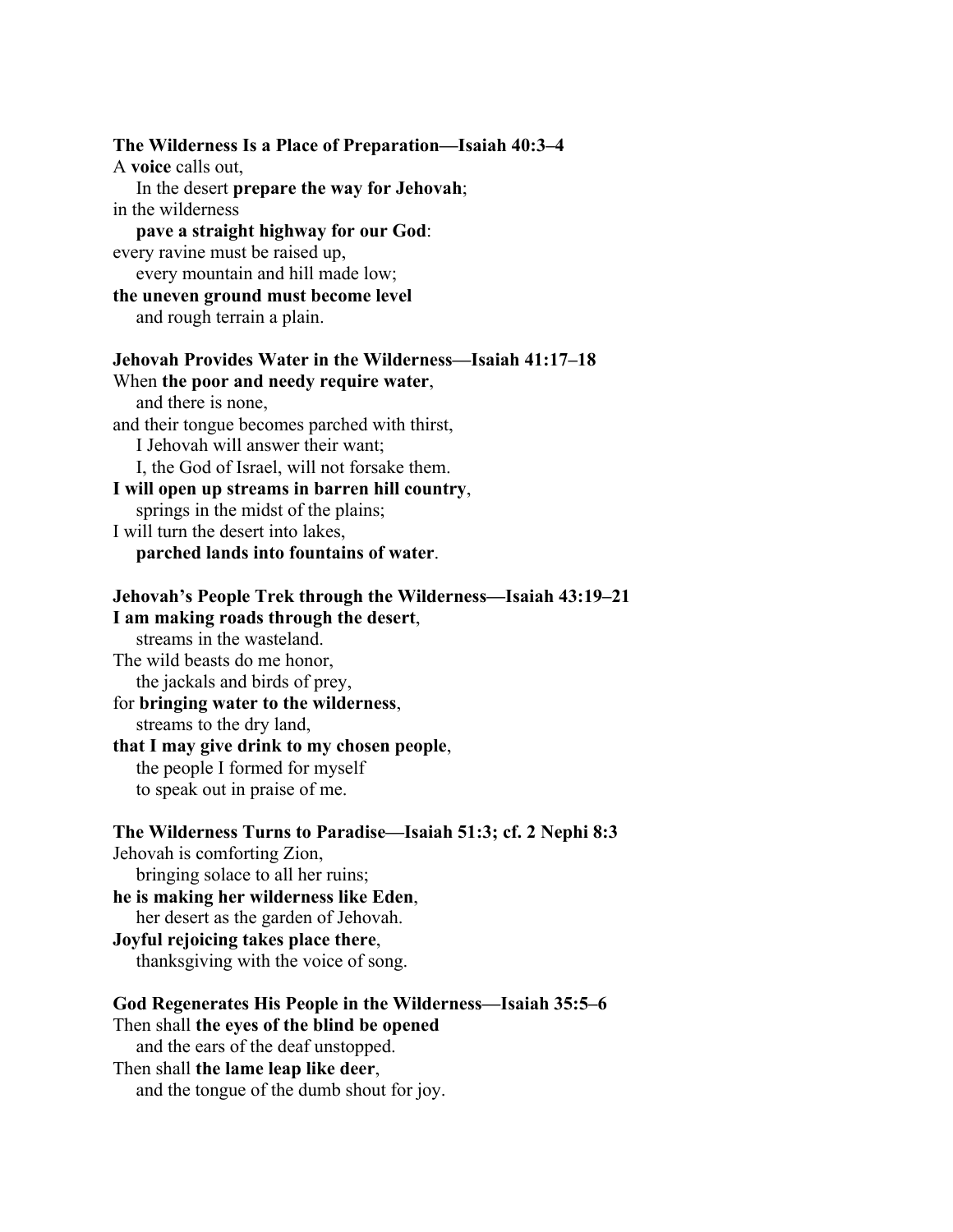**The Wilderness Is a Place of Preparation—Isaiah 40:3–4**

A **voice** calls out,
    In the desert **prepare the way for Jehovah**;
in the wilderness
    **pave a straight highway for our God**:
every ravine must be raised up,
    every mountain and hill made low;
**the uneven ground must become level**
    and rough terrain a plain.

**Jehovah Provides Water in the Wilderness—Isaiah 41:17–18**

When **the poor and needy require water**,
    and there is none,
and their tongue becomes parched with thirst,
    I Jehovah will answer their want;
    I, the God of Israel, will not forsake them.
**I will open up streams in barren hill country**,
    springs in the midst of the plains;
I will turn the desert into lakes,
    **parched lands into fountains of water**.

**Jehovah's People Trek through the Wilderness—Isaiah 43:19–21**

**I am making roads through the desert**,
    streams in the wasteland.
The wild beasts do me honor,
    the jackals and birds of prey,
for **bringing water to the wilderness**,
    streams to the dry land,
**that I may give drink to my chosen people**,
    the people I formed for myself
    to speak out in praise of me.

**The Wilderness Turns to Paradise—Isaiah 51:3; cf. 2 Nephi 8:3**

Jehovah is comforting Zion,
    bringing solace to all her ruins;
**he is making her wilderness like Eden**,
    her desert as the garden of Jehovah.
**Joyful rejoicing takes place there**,
    thanksgiving with the voice of song.

**God Regenerates His People in the Wilderness—Isaiah 35:5–6**

Then shall **the eyes of the blind be opened**
    and the ears of the deaf unstopped.
Then shall **the lame leap like deer**,
    and the tongue of the dumb shout for joy.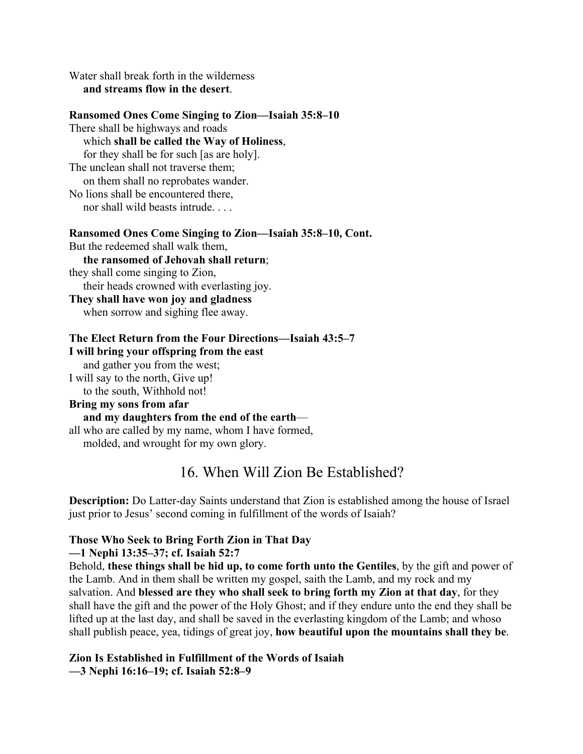Water shall break forth in the wilderness
    **and streams flow in the desert**.

**Ransomed Ones Come Singing to Zion—Isaiah 35:8–10**
There shall be highways and roads
    which **shall be called the Way of Holiness**,
    for they shall be for such [as are holy].
The unclean shall not traverse them;
    on them shall no reprobates wander.
No lions shall be encountered there,
    nor shall wild beasts intrude. . . .

**Ransomed Ones Come Singing to Zion—Isaiah 35:8–10, Cont.**
But the redeemed shall walk them,
    **the ransomed of Jehovah shall return**;
they shall come singing to Zion,
    their heads crowned with everlasting joy.
**They shall have won joy and gladness**
    when sorrow and sighing flee away.

**The Elect Return from the Four Directions—Isaiah 43:5–7**
**I will bring your offspring from the east**
    and gather you from the west;
I will say to the north, Give up!
    to the south, Withhold not!
**Bring my sons from afar**
    **and my daughters from the end of the earth**—
all who are called by my name, whom I have formed,
    molded, and wrought for my own glory.

## 16. When Will Zion Be Established?

**Description:** Do Latter-day Saints understand that Zion is established among the house of Israel just prior to Jesus' second coming in fulfillment of the words of Isaiah?

**Those Who Seek to Bring Forth Zion in That Day**
**—1 Nephi 13:35–37; cf. Isaiah 52:7**
Behold, **these things shall be hid up, to come forth unto the Gentiles**, by the gift and power of the Lamb. And in them shall be written my gospel, saith the Lamb, and my rock and my salvation. And **blessed are they who shall seek to bring forth my Zion at that day**, for they shall have the gift and the power of the Holy Ghost; and if they endure unto the end they shall be lifted up at the last day, and shall be saved in the everlasting kingdom of the Lamb; and whoso shall publish peace, yea, tidings of great joy, **how beautiful upon the mountains shall they be**.

**Zion Is Established in Fulfillment of the Words of Isaiah**
**—3 Nephi 16:16–19; cf. Isaiah 52:8–9**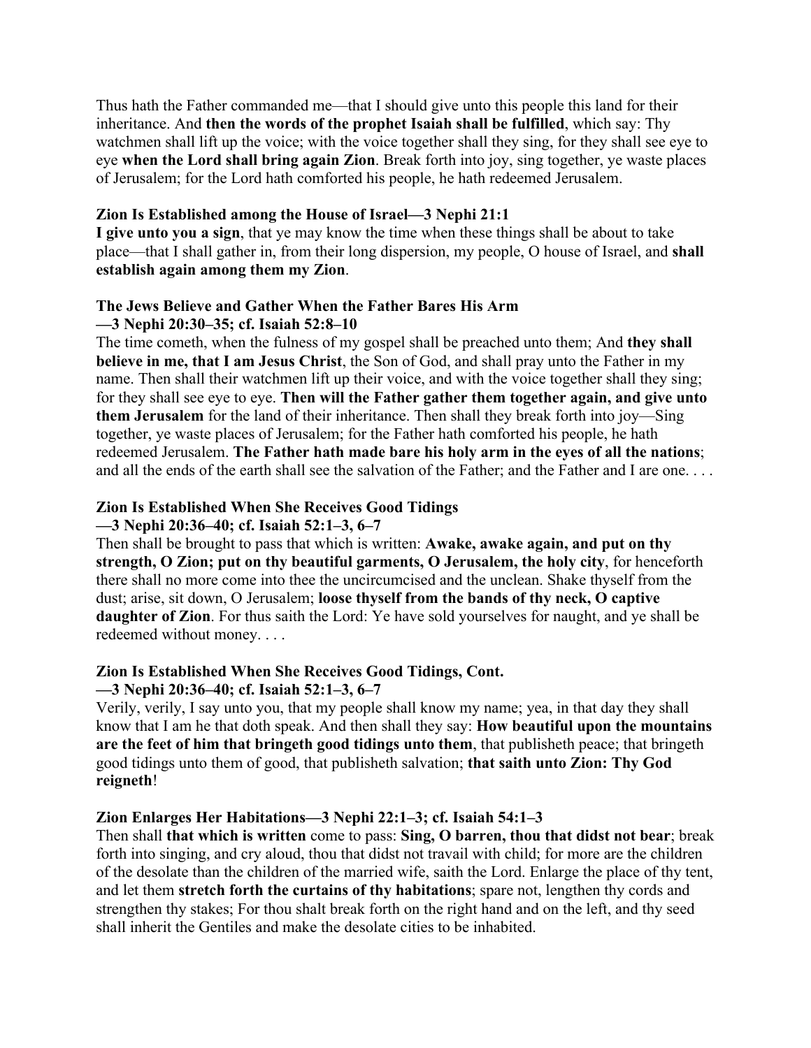Thus hath the Father commanded me—that I should give unto this people this land for their inheritance. And **then the words of the prophet Isaiah shall be fulfilled**, which say: Thy watchmen shall lift up the voice; with the voice together shall they sing, for they shall see eye to eye **when the Lord shall bring again Zion**. Break forth into joy, sing together, ye waste places of Jerusalem; for the Lord hath comforted his people, he hath redeemed Jerusalem.

**Zion Is Established among the House of Israel—3 Nephi 21:1**
**I give unto you a sign**, that ye may know the time when these things shall be about to take place—that I shall gather in, from their long dispersion, my people, O house of Israel, and **shall establish again among them my Zion**.

**The Jews Believe and Gather When the Father Bares His Arm**
**—3 Nephi 20:30–35; cf. Isaiah 52:8–10**
The time cometh, when the fulness of my gospel shall be preached unto them; And **they shall believe in me, that I am Jesus Christ**, the Son of God, and shall pray unto the Father in my name. Then shall their watchmen lift up their voice, and with the voice together shall they sing; for they shall see eye to eye. **Then will the Father gather them together again, and give unto them Jerusalem** for the land of their inheritance. Then shall they break forth into joy—Sing together, ye waste places of Jerusalem; for the Father hath comforted his people, he hath redeemed Jerusalem. **The Father hath made bare his holy arm in the eyes of all the nations**; and all the ends of the earth shall see the salvation of the Father; and the Father and I are one. . . .

**Zion Is Established When She Receives Good Tidings**
**—3 Nephi 20:36–40; cf. Isaiah 52:1–3, 6–7**
Then shall be brought to pass that which is written: **Awake, awake again, and put on thy strength, O Zion; put on thy beautiful garments, O Jerusalem, the holy city**, for henceforth there shall no more come into thee the uncircumcised and the unclean. Shake thyself from the dust; arise, sit down, O Jerusalem; **loose thyself from the bands of thy neck, O captive daughter of Zion**. For thus saith the Lord: Ye have sold yourselves for naught, and ye shall be redeemed without money. . . .

**Zion Is Established When She Receives Good Tidings, Cont.**
**—3 Nephi 20:36–40; cf. Isaiah 52:1–3, 6–7**
Verily, verily, I say unto you, that my people shall know my name; yea, in that day they shall know that I am he that doth speak. And then shall they say: **How beautiful upon the mountains are the feet of him that bringeth good tidings unto them**, that publisheth peace; that bringeth good tidings unto them of good, that publisheth salvation; **that saith unto Zion: Thy God reigneth**!

**Zion Enlarges Her Habitations—3 Nephi 22:1–3; cf. Isaiah 54:1–3**
Then shall **that which is written** come to pass: **Sing, O barren, thou that didst not bear**; break forth into singing, and cry aloud, thou that didst not travail with child; for more are the children of the desolate than the children of the married wife, saith the Lord. Enlarge the place of thy tent, and let them **stretch forth the curtains of thy habitations**; spare not, lengthen thy cords and strengthen thy stakes; For thou shalt break forth on the right hand and on the left, and thy seed shall inherit the Gentiles and make the desolate cities to be inhabited.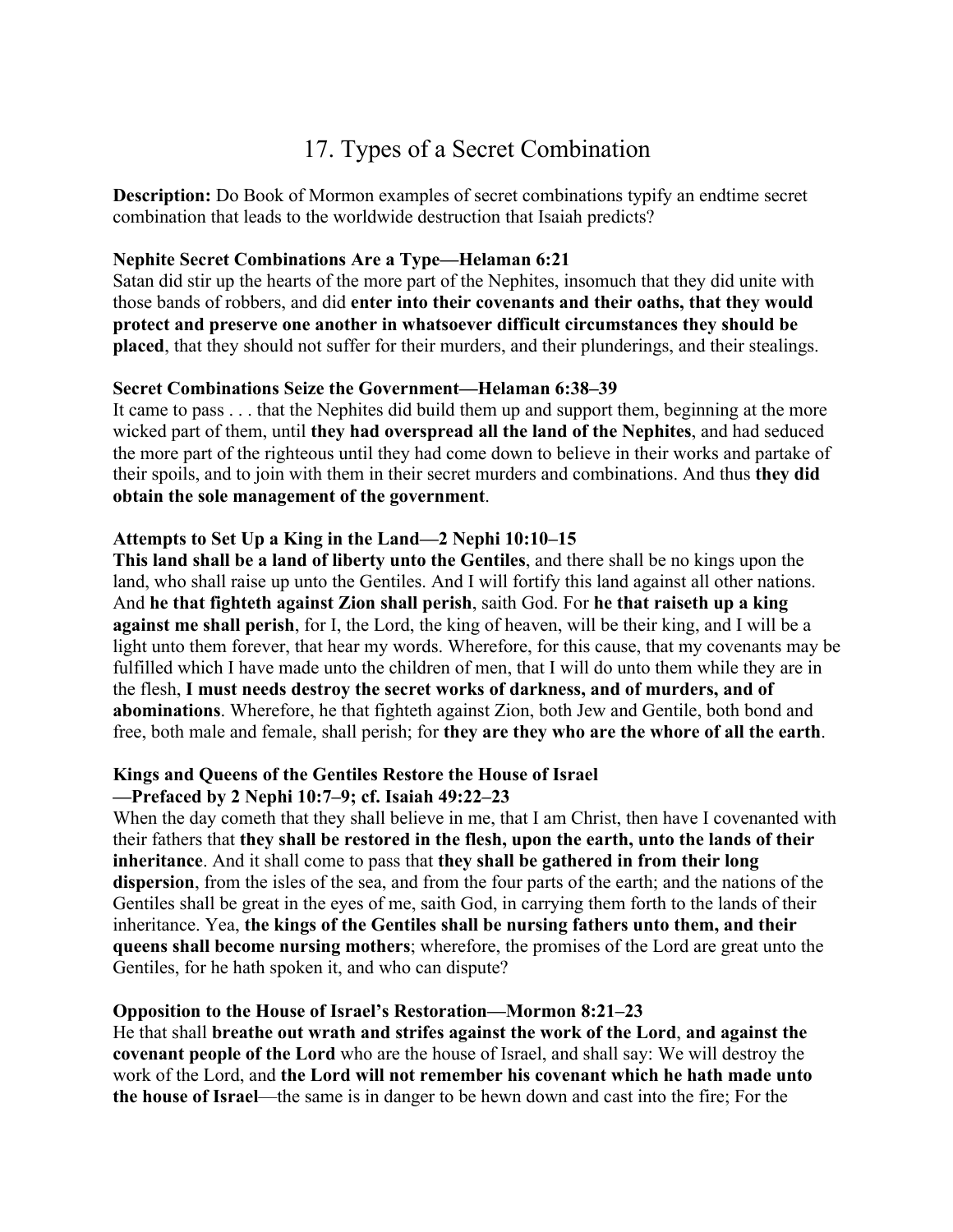# 17. Types of a Secret Combination

**Description:** Do Book of Mormon examples of secret combinations typify an endtime secret combination that leads to the worldwide destruction that Isaiah predicts?

**Nephite Secret Combinations Are a Type—Helaman 6:21**
Satan did stir up the hearts of the more part of the Nephites, insomuch that they did unite with those bands of robbers, and did **enter into their covenants and their oaths, that they would protect and preserve one another in whatsoever difficult circumstances they should be placed**, that they should not suffer for their murders, and their plunderings, and their stealings.

**Secret Combinations Seize the Government—Helaman 6:38–39**
It came to pass . . . that the Nephites did build them up and support them, beginning at the more wicked part of them, until **they had overspread all the land of the Nephites**, and had seduced the more part of the righteous until they had come down to believe in their works and partake of their spoils, and to join with them in their secret murders and combinations. And thus **they did obtain the sole management of the government**.

**Attempts to Set Up a King in the Land—2 Nephi 10:10–15**
**This land shall be a land of liberty unto the Gentiles**, and there shall be no kings upon the land, who shall raise up unto the Gentiles. And I will fortify this land against all other nations. And **he that fighteth against Zion shall perish**, saith God. For **he that raiseth up a king against me shall perish**, for I, the Lord, the king of heaven, will be their king, and I will be a light unto them forever, that hear my words. Wherefore, for this cause, that my covenants may be fulfilled which I have made unto the children of men, that I will do unto them while they are in the flesh, **I must needs destroy the secret works of darkness, and of murders, and of abominations**. Wherefore, he that fighteth against Zion, both Jew and Gentile, both bond and free, both male and female, shall perish; for **they are they who are the whore of all the earth**.

**Kings and Queens of the Gentiles Restore the House of Israel**
**—Prefaced by 2 Nephi 10:7–9; cf. Isaiah 49:22–23**
When the day cometh that they shall believe in me, that I am Christ, then have I covenanted with their fathers that **they shall be restored in the flesh, upon the earth, unto the lands of their inheritance**. And it shall come to pass that **they shall be gathered in from their long dispersion**, from the isles of the sea, and from the four parts of the earth; and the nations of the Gentiles shall be great in the eyes of me, saith God, in carrying them forth to the lands of their inheritance. Yea, **the kings of the Gentiles shall be nursing fathers unto them, and their queens shall become nursing mothers**; wherefore, the promises of the Lord are great unto the Gentiles, for he hath spoken it, and who can dispute?

**Opposition to the House of Israel's Restoration—Mormon 8:21–23**
He that shall **breathe out wrath and strifes against the work of the Lord**, **and against the covenant people of the Lord** who are the house of Israel, and shall say: We will destroy the work of the Lord, and **the Lord will not remember his covenant which he hath made unto the house of Israel**—the same is in danger to be hewn down and cast into the fire; For the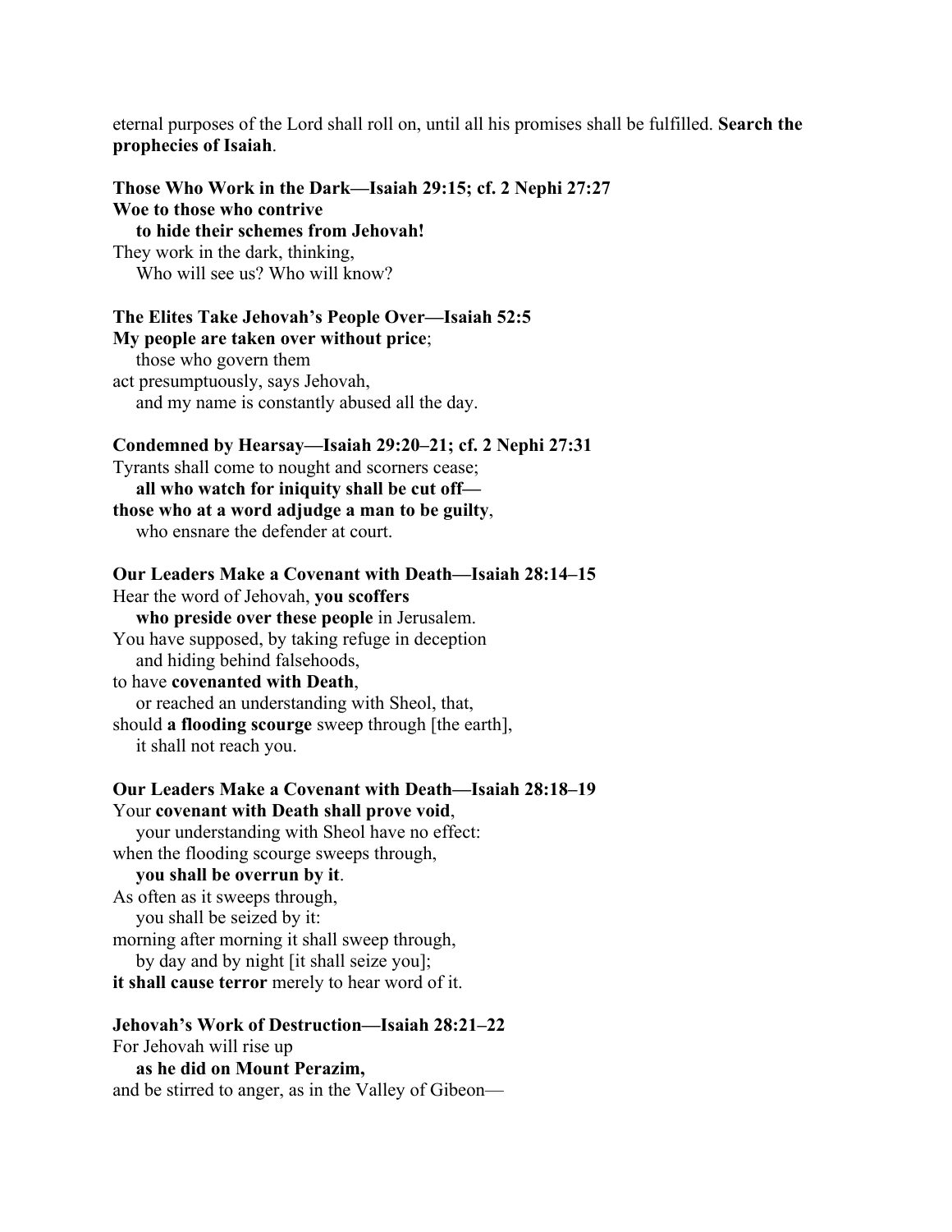eternal purposes of the Lord shall roll on, until all his promises shall be fulfilled. **Search the prophecies of Isaiah**.

**Those Who Work in the Dark—Isaiah 29:15; cf. 2 Nephi 27:27**
**Woe to those who contrive**
    **to hide their schemes from Jehovah!**
They work in the dark, thinking,
    Who will see us? Who will know?

**The Elites Take Jehovah's People Over—Isaiah 52:5**
**My people are taken over without price**;
    those who govern them
act presumptuously, says Jehovah,
    and my name is constantly abused all the day.

**Condemned by Hearsay—Isaiah 29:20–21; cf. 2 Nephi 27:31**
Tyrants shall come to nought and scorners cease;
    **all who watch for iniquity shall be cut off—**
**those who at a word adjudge a man to be guilty**,
    who ensnare the defender at court.

**Our Leaders Make a Covenant with Death—Isaiah 28:14–15**
Hear the word of Jehovah, **you scoffers**
    **who preside over these people** in Jerusalem.
You have supposed, by taking refuge in deception
    and hiding behind falsehoods,
to have **covenanted with Death**,
    or reached an understanding with Sheol, that,
should **a flooding scourge** sweep through [the earth],
    it shall not reach you.

**Our Leaders Make a Covenant with Death—Isaiah 28:18–19**
Your **covenant with Death shall prove void**,
    your understanding with Sheol have no effect:
when the flooding scourge sweeps through,
    **you shall be overrun by it**.
As often as it sweeps through,
    you shall be seized by it:
morning after morning it shall sweep through,
    by day and by night [it shall seize you];
**it shall cause terror** merely to hear word of it.

**Jehovah's Work of Destruction—Isaiah 28:21–22**
For Jehovah will rise up
    **as he did on Mount Perazim,**
and be stirred to anger, as in the Valley of Gibeon—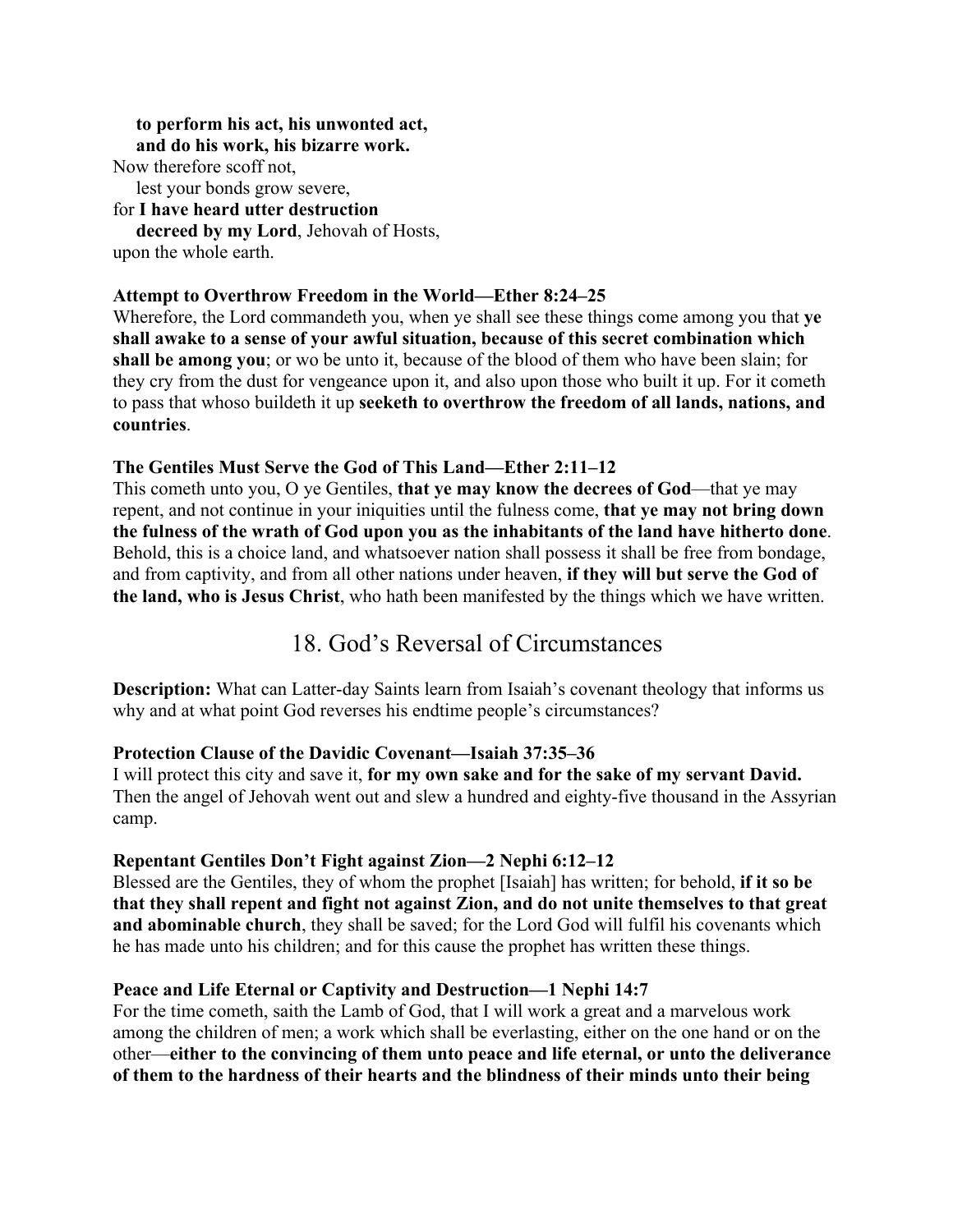**to perform his act, his unwonted act,**
**and do his work, his bizarre work.**
Now therefore scoff not,
lest your bonds grow severe,
for **I have heard utter destruction**
**decreed by my Lord**, Jehovah of Hosts,
upon the whole earth.

**Attempt to Overthrow Freedom in the World—Ether 8:24–25**
Wherefore, the Lord commandeth you, when ye shall see these things come among you that **ye shall awake to a sense of your awful situation, because of this secret combination which shall be among you**; or wo be unto it, because of the blood of them who have been slain; for they cry from the dust for vengeance upon it, and also upon those who built it up. For it cometh to pass that whoso buildeth it up **seeketh to overthrow the freedom of all lands, nations, and countries**.

**The Gentiles Must Serve the God of This Land—Ether 2:11–12**
This cometh unto you, O ye Gentiles, **that ye may know the decrees of God**—that ye may repent, and not continue in your iniquities until the fulness come, **that ye may not bring down the fulness of the wrath of God upon you as the inhabitants of the land have hitherto done**. Behold, this is a choice land, and whatsoever nation shall possess it shall be free from bondage, and from captivity, and from all other nations under heaven, **if they will but serve the God of the land, who is Jesus Christ**, who hath been manifested by the things which we have written.

## 18. God's Reversal of Circumstances

**Description:** What can Latter-day Saints learn from Isaiah's covenant theology that informs us why and at what point God reverses his endtime people's circumstances?

**Protection Clause of the Davidic Covenant—Isaiah 37:35–36**
I will protect this city and save it, **for my own sake and for the sake of my servant David.** Then the angel of Jehovah went out and slew a hundred and eighty-five thousand in the Assyrian camp.

**Repentant Gentiles Don't Fight against Zion—2 Nephi 6:12–12**
Blessed are the Gentiles, they of whom the prophet [Isaiah] has written; for behold, **if it so be that they shall repent and fight not against Zion, and do not unite themselves to that great and abominable church**, they shall be saved; for the Lord God will fulfil his covenants which he has made unto his children; and for this cause the prophet has written these things.

**Peace and Life Eternal or Captivity and Destruction—1 Nephi 14:7**
For the time cometh, saith the Lamb of God, that I will work a great and a marvelous work among the children of men; a work which shall be everlasting, either on the one hand or on the other—**either to the convincing of them unto peace and life eternal, or unto the deliverance of them to the hardness of their hearts and the blindness of their minds unto their being**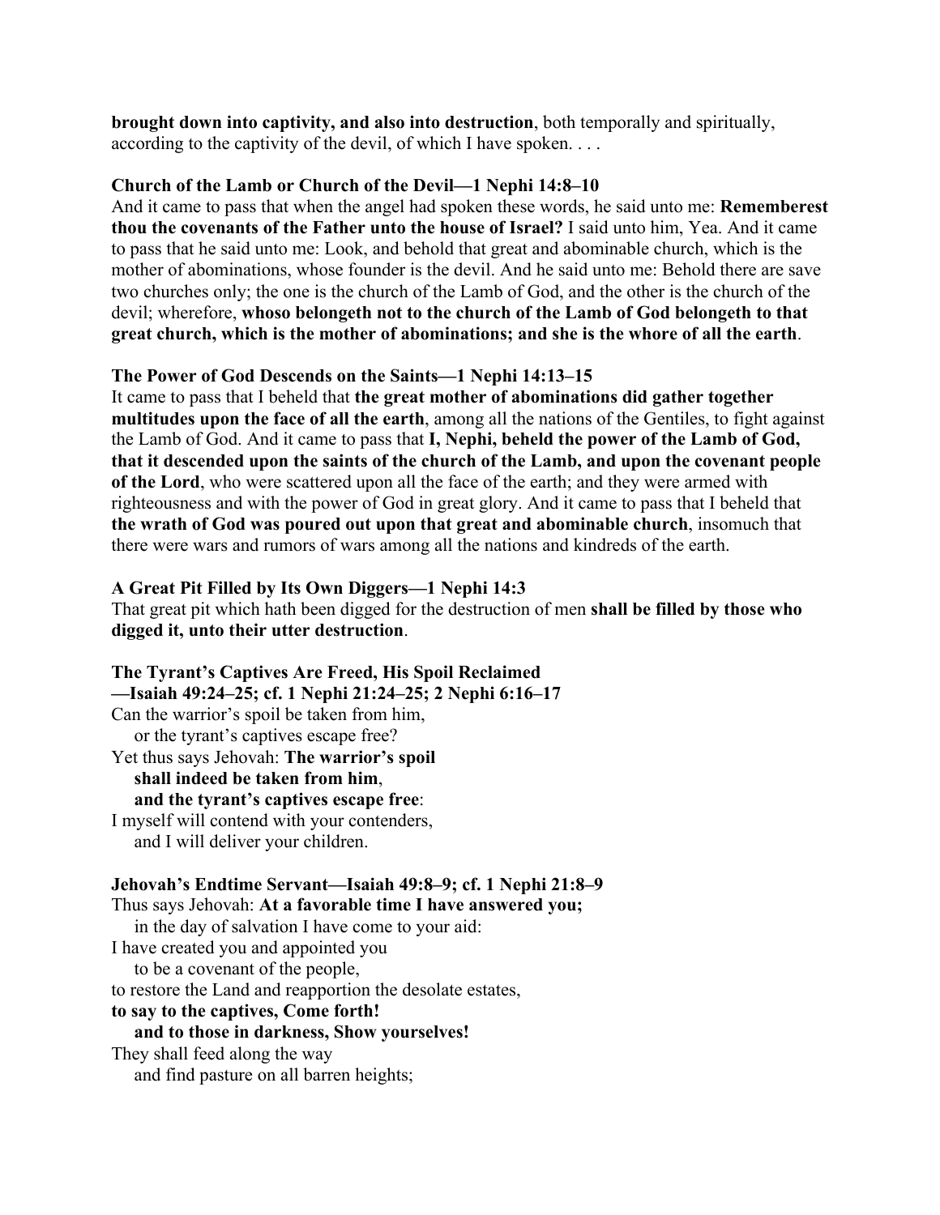**brought down into captivity, and also into destruction**, both temporally and spiritually, according to the captivity of the devil, of which I have spoken. . . .

**Church of the Lamb or Church of the Devil—1 Nephi 14:8–10**

And it came to pass that when the angel had spoken these words, he said unto me: **Rememberest thou the covenants of the Father unto the house of Israel?** I said unto him, Yea. And it came to pass that he said unto me: Look, and behold that great and abominable church, which is the mother of abominations, whose founder is the devil. And he said unto me: Behold there are save two churches only; the one is the church of the Lamb of God, and the other is the church of the devil; wherefore, **whoso belongeth not to the church of the Lamb of God belongeth to that great church, which is the mother of abominations; and she is the whore of all the earth**.

**The Power of God Descends on the Saints—1 Nephi 14:13–15**

It came to pass that I beheld that **the great mother of abominations did gather together multitudes upon the face of all the earth**, among all the nations of the Gentiles, to fight against the Lamb of God. And it came to pass that **I, Nephi, beheld the power of the Lamb of God, that it descended upon the saints of the church of the Lamb, and upon the covenant people of the Lord**, who were scattered upon all the face of the earth; and they were armed with righteousness and with the power of God in great glory. And it came to pass that I beheld that **the wrath of God was poured out upon that great and abominable church**, insomuch that there were wars and rumors of wars among all the nations and kindreds of the earth.

**A Great Pit Filled by Its Own Diggers—1 Nephi 14:3**

That great pit which hath been digged for the destruction of men **shall be filled by those who digged it, unto their utter destruction**.

**The Tyrant's Captives Are Freed, His Spoil Reclaimed —Isaiah 49:24–25; cf. 1 Nephi 21:24–25; 2 Nephi 6:16–17**

Can the warrior's spoil be taken from him,
  or the tyrant's captives escape free?
Yet thus says Jehovah: **The warrior's spoil**
  **shall indeed be taken from him**,
  **and the tyrant's captives escape free**:
I myself will contend with your contenders,
  and I will deliver your children.

**Jehovah's Endtime Servant—Isaiah 49:8–9; cf. 1 Nephi 21:8–9**

Thus says Jehovah: **At a favorable time I have answered you;**
  in the day of salvation I have come to your aid:
I have created you and appointed you
  to be a covenant of the people,
to restore the Land and reapportion the desolate estates,
**to say to the captives, Come forth!**
  **and to those in darkness, Show yourselves!**
They shall feed along the way
  and find pasture on all barren heights;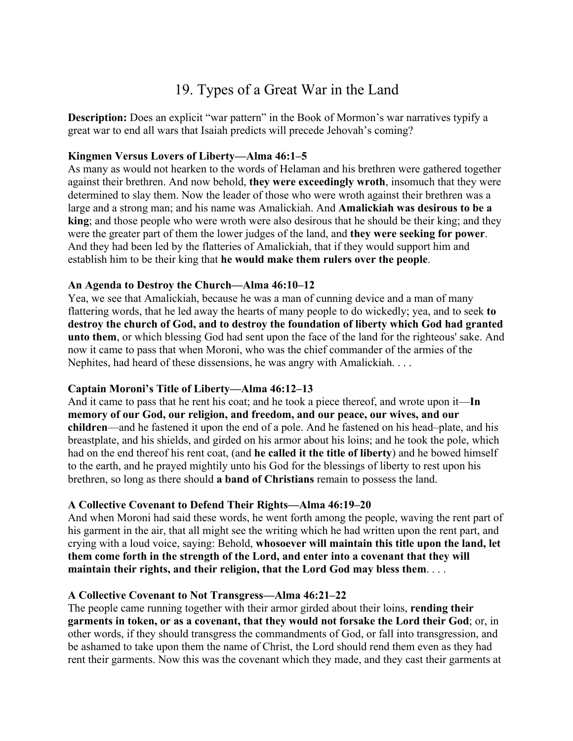# 19. Types of a Great War in the Land

**Description:** Does an explicit "war pattern" in the Book of Mormon's war narratives typify a great war to end all wars that Isaiah predicts will precede Jehovah's coming?

**Kingmen Versus Lovers of Liberty—Alma 46:1–5**

As many as would not hearken to the words of Helaman and his brethren were gathered together against their brethren. And now behold, **they were exceedingly wroth**, insomuch that they were determined to slay them. Now the leader of those who were wroth against their brethren was a large and a strong man; and his name was Amalickiah. And **Amalickiah was desirous to be a king**; and those people who were wroth were also desirous that he should be their king; and they were the greater part of them the lower judges of the land, and **they were seeking for power**. And they had been led by the flatteries of Amalickiah, that if they would support him and establish him to be their king that **he would make them rulers over the people**.

**An Agenda to Destroy the Church—Alma 46:10–12**

Yea, we see that Amalickiah, because he was a man of cunning device and a man of many flattering words, that he led away the hearts of many people to do wickedly; yea, and to seek **to destroy the church of God, and to destroy the foundation of liberty which God had granted unto them**, or which blessing God had sent upon the face of the land for the righteous' sake. And now it came to pass that when Moroni, who was the chief commander of the armies of the Nephites, had heard of these dissensions, he was angry with Amalickiah. . . .

**Captain Moroni's Title of Liberty—Alma 46:12–13**

And it came to pass that he rent his coat; and he took a piece thereof, and wrote upon it—**In memory of our God, our religion, and freedom, and our peace, our wives, and our children**—and he fastened it upon the end of a pole. And he fastened on his head–plate, and his breastplate, and his shields, and girded on his armor about his loins; and he took the pole, which had on the end thereof his rent coat, (and **he called it the title of liberty**) and he bowed himself to the earth, and he prayed mightily unto his God for the blessings of liberty to rest upon his brethren, so long as there should **a band of Christians** remain to possess the land.

**A Collective Covenant to Defend Their Rights—Alma 46:19–20**

And when Moroni had said these words, he went forth among the people, waving the rent part of his garment in the air, that all might see the writing which he had written upon the rent part, and crying with a loud voice, saying: Behold, **whosoever will maintain this title upon the land, let them come forth in the strength of the Lord, and enter into a covenant that they will maintain their rights, and their religion, that the Lord God may bless them**. . . .

**A Collective Covenant to Not Transgress—Alma 46:21–22**

The people came running together with their armor girded about their loins, **rending their garments in token, or as a covenant, that they would not forsake the Lord their God**; or, in other words, if they should transgress the commandments of God, or fall into transgression, and be ashamed to take upon them the name of Christ, the Lord should rend them even as they had rent their garments. Now this was the covenant which they made, and they cast their garments at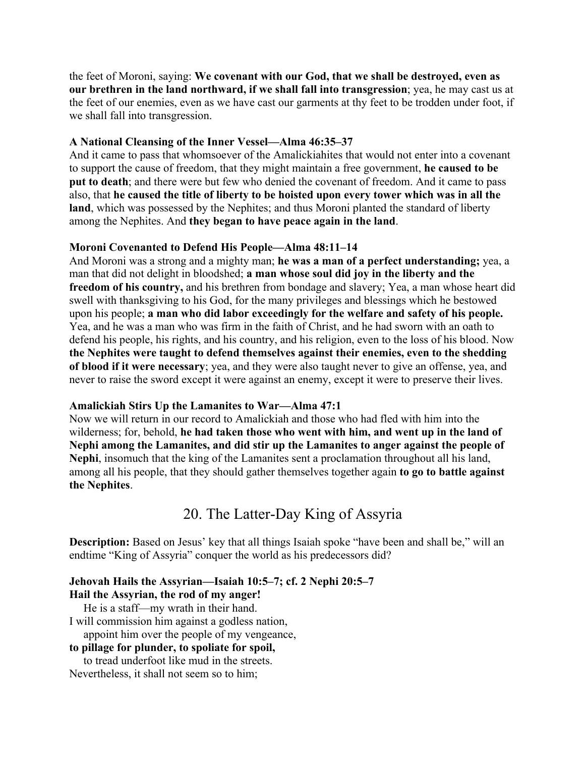the feet of Moroni, saying: **We covenant with our God, that we shall be destroyed, even as our brethren in the land northward, if we shall fall into transgression**; yea, he may cast us at the feet of our enemies, even as we have cast our garments at thy feet to be trodden under foot, if we shall fall into transgression.

**A National Cleansing of the Inner Vessel—Alma 46:35–37**
And it came to pass that whomsoever of the Amalickiahites that would not enter into a covenant to support the cause of freedom, that they might maintain a free government, **he caused to be put to death**; and there were but few who denied the covenant of freedom. And it came to pass also, that **he caused the title of liberty to be hoisted upon every tower which was in all the land**, which was possessed by the Nephites; and thus Moroni planted the standard of liberty among the Nephites. And **they began to have peace again in the land**.

**Moroni Covenanted to Defend His People—Alma 48:11–14**
And Moroni was a strong and a mighty man; **he was a man of a perfect understanding;** yea, a man that did not delight in bloodshed; **a man whose soul did joy in the liberty and the freedom of his country,** and his brethren from bondage and slavery; Yea, a man whose heart did swell with thanksgiving to his God, for the many privileges and blessings which he bestowed upon his people; **a man who did labor exceedingly for the welfare and safety of his people.** Yea, and he was a man who was firm in the faith of Christ, and he had sworn with an oath to defend his people, his rights, and his country, and his religion, even to the loss of his blood. Now **the Nephites were taught to defend themselves against their enemies, even to the shedding of blood if it were necessary**; yea, and they were also taught never to give an offense, yea, and never to raise the sword except it were against an enemy, except it were to preserve their lives.

**Amalickiah Stirs Up the Lamanites to War—Alma 47:1**
Now we will return in our record to Amalickiah and those who had fled with him into the wilderness; for, behold, **he had taken those who went with him, and went up in the land of Nephi among the Lamanites, and did stir up the Lamanites to anger against the people of Nephi**, insomuch that the king of the Lamanites sent a proclamation throughout all his land, among all his people, that they should gather themselves together again **to go to battle against the Nephites**.

## 20. The Latter-Day King of Assyria

**Description:** Based on Jesus' key that all things Isaiah spoke "have been and shall be," will an endtime "King of Assyria" conquer the world as his predecessors did?

**Jehovah Hails the Assyrian—Isaiah 10:5–7; cf. 2 Nephi 20:5–7**
**Hail the Assyrian, the rod of my anger!**
He is a staff—my wrath in their hand.
I will commission him against a godless nation,
appoint him over the people of my vengeance,
**to pillage for plunder, to spoliate for spoil,**
to tread underfoot like mud in the streets.
Nevertheless, it shall not seem so to him;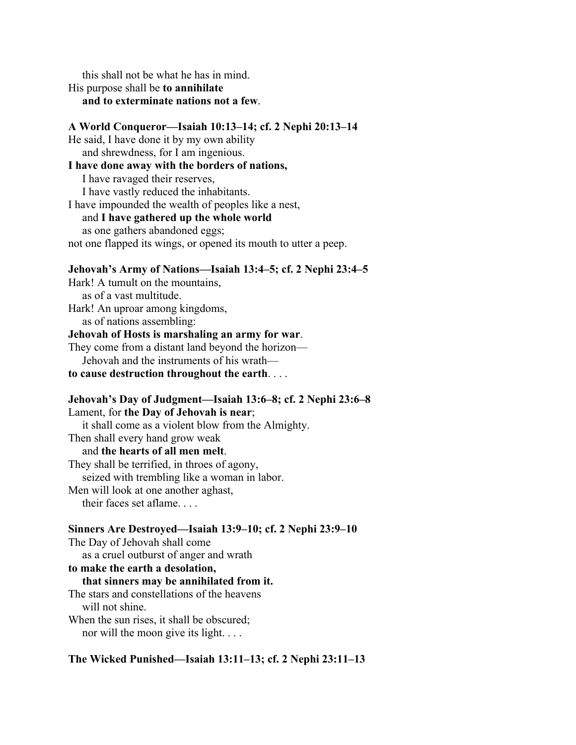this shall not be what he has in mind.
His purpose shall be **to annihilate**
**and to exterminate nations not a few**.

**A World Conqueror—Isaiah 10:13–14; cf. 2 Nephi 20:13–14**

He said, I have done it by my own ability
and shrewdness, for I am ingenious.
**I have done away with the borders of nations,**
I have ravaged their reserves,
I have vastly reduced the inhabitants.
I have impounded the wealth of peoples like a nest,
and **I have gathered up the whole world**
as one gathers abandoned eggs;
not one flapped its wings, or opened its mouth to utter a peep.

**Jehovah's Army of Nations—Isaiah 13:4–5; cf. 2 Nephi 23:4–5**

Hark! A tumult on the mountains,
as of a vast multitude.
Hark! An uproar among kingdoms,
as of nations assembling:
**Jehovah of Hosts is marshaling an army for war**.
They come from a distant land beyond the horizon—
Jehovah and the instruments of his wrath—
**to cause destruction throughout the earth**. . . .

**Jehovah's Day of Judgment—Isaiah 13:6–8; cf. 2 Nephi 23:6–8**

Lament, for **the Day of Jehovah is near**;
it shall come as a violent blow from the Almighty.
Then shall every hand grow weak
and **the hearts of all men melt**.
They shall be terrified, in throes of agony,
seized with trembling like a woman in labor.
Men will look at one another aghast,
their faces set aflame. . . .

**Sinners Are Destroyed—Isaiah 13:9–10; cf. 2 Nephi 23:9–10**

The Day of Jehovah shall come
as a cruel outburst of anger and wrath
**to make the earth a desolation,**
**that sinners may be annihilated from it.**
The stars and constellations of the heavens
will not shine.
When the sun rises, it shall be obscured;
nor will the moon give its light. . . .

**The Wicked Punished—Isaiah 13:11–13; cf. 2 Nephi 23:11–13**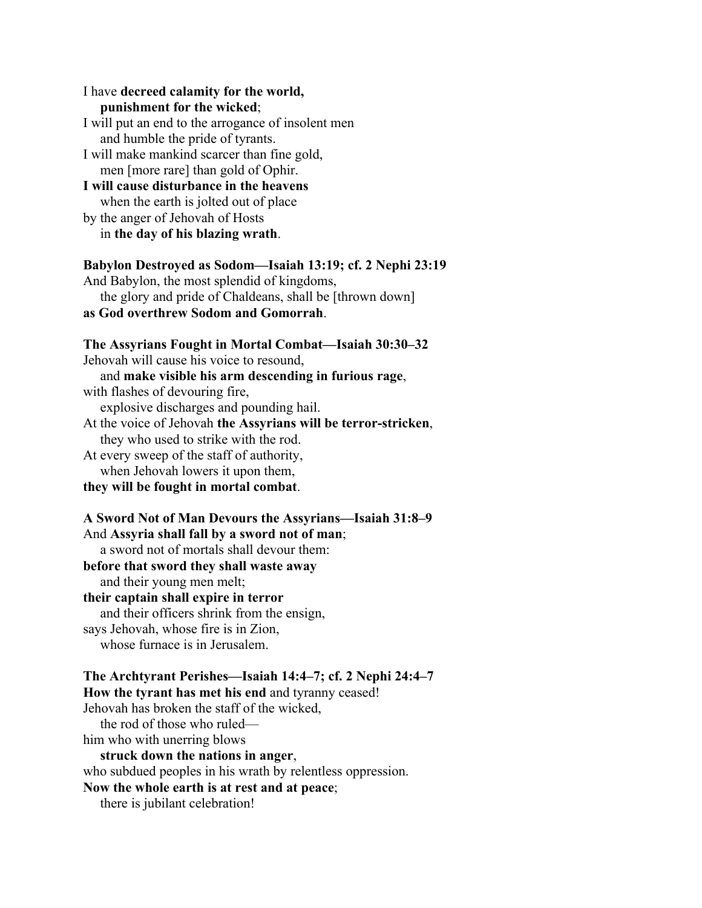I have **decreed calamity for the world,**
  **punishment for the wicked**;
I will put an end to the arrogance of insolent men
  and humble the pride of tyrants.
I will make mankind scarcer than fine gold,
  men [more rare] than gold of Ophir.
**I will cause disturbance in the heavens**
  when the earth is jolted out of place
by the anger of Jehovah of Hosts
  in **the day of his blazing wrath**.

**Babylon Destroyed as Sodom—Isaiah 13:19; cf. 2 Nephi 23:19**
And Babylon, the most splendid of kingdoms,
  the glory and pride of Chaldeans, shall be [thrown down]
**as God overthrew Sodom and Gomorrah**.

**The Assyrians Fought in Mortal Combat—Isaiah 30:30–32**
Jehovah will cause his voice to resound,
  and **make visible his arm descending in furious rage**,
with flashes of devouring fire,
  explosive discharges and pounding hail.
At the voice of Jehovah **the Assyrians will be terror-stricken**,
  they who used to strike with the rod.
At every sweep of the staff of authority,
  when Jehovah lowers it upon them,
**they will be fought in mortal combat**.

**A Sword Not of Man Devours the Assyrians—Isaiah 31:8–9**
And **Assyria shall fall by a sword not of man**;
  a sword not of mortals shall devour them:
**before that sword they shall waste away**
  and their young men melt;
**their captain shall expire in terror**
  and their officers shrink from the ensign,
says Jehovah, whose fire is in Zion,
  whose furnace is in Jerusalem.

**The Archtyrant Perishes—Isaiah 14:4–7; cf. 2 Nephi 24:4–7**
**How the tyrant has met his end** and tyranny ceased!
Jehovah has broken the staff of the wicked,
  the rod of those who ruled—
him who with unerring blows
  **struck down the nations in anger**,
who subdued peoples in his wrath by relentless oppression.
**Now the whole earth is at rest and at peace**;
  there is jubilant celebration!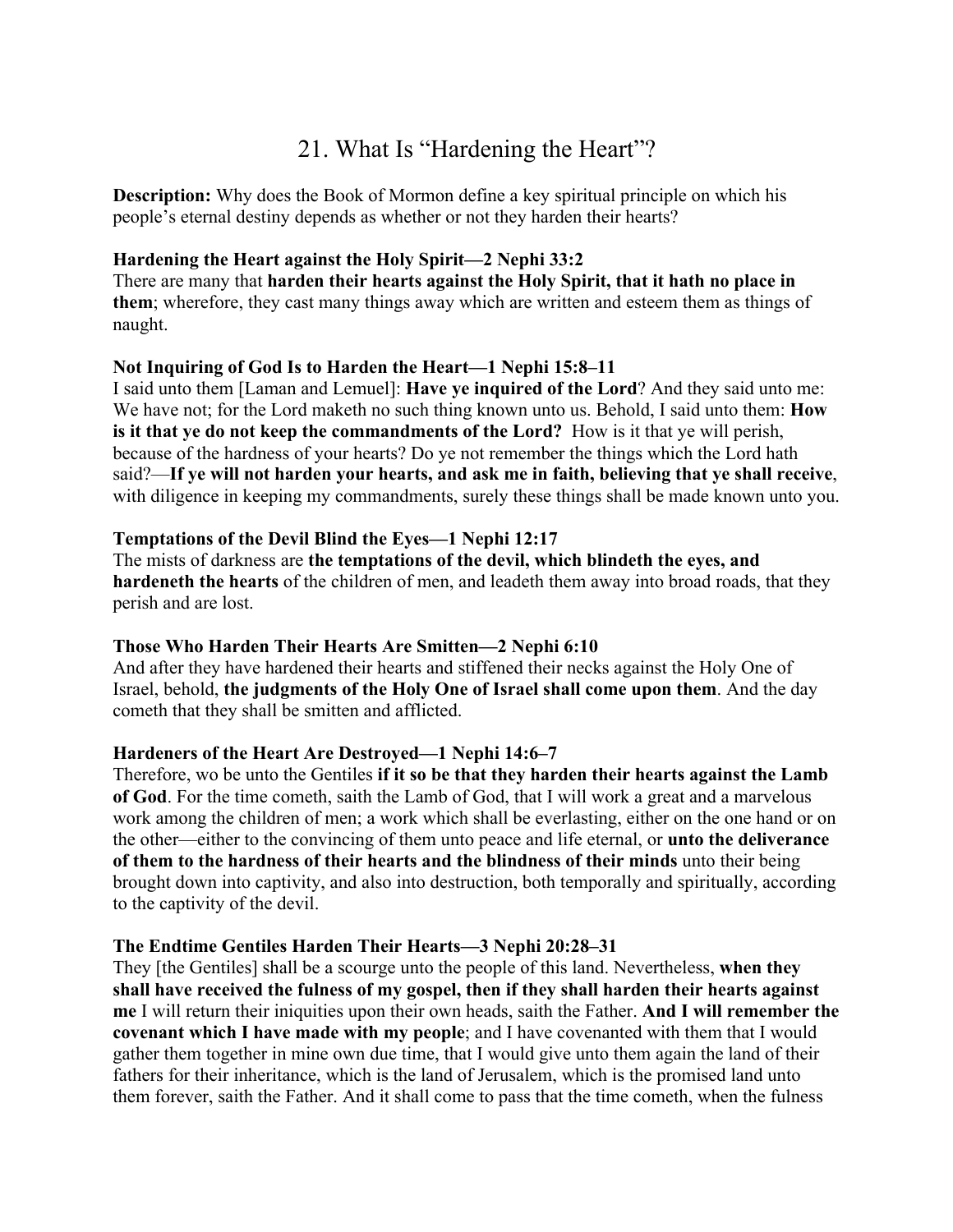# 21. What Is "Hardening the Heart"?

**Description:** Why does the Book of Mormon define a key spiritual principle on which his people's eternal destiny depends as whether or not they harden their hearts?

**Hardening the Heart against the Holy Spirit—2 Nephi 33:2**
There are many that **harden their hearts against the Holy Spirit, that it hath no place in them**; wherefore, they cast many things away which are written and esteem them as things of naught.

**Not Inquiring of God Is to Harden the Heart—1 Nephi 15:8–11**
I said unto them [Laman and Lemuel]: **Have ye inquired of the Lord**? And they said unto me: We have not; for the Lord maketh no such thing known unto us. Behold, I said unto them: **How is it that ye do not keep the commandments of the Lord?** How is it that ye will perish, because of the hardness of your hearts? Do ye not remember the things which the Lord hath said?—**If ye will not harden your hearts, and ask me in faith, believing that ye shall receive**, with diligence in keeping my commandments, surely these things shall be made known unto you.

**Temptations of the Devil Blind the Eyes—1 Nephi 12:17**
The mists of darkness are **the temptations of the devil, which blindeth the eyes, and hardeneth the hearts** of the children of men, and leadeth them away into broad roads, that they perish and are lost.

**Those Who Harden Their Hearts Are Smitten—2 Nephi 6:10**
And after they have hardened their hearts and stiffened their necks against the Holy One of Israel, behold, **the judgments of the Holy One of Israel shall come upon them**. And the day cometh that they shall be smitten and afflicted.

**Hardeners of the Heart Are Destroyed—1 Nephi 14:6–7**
Therefore, wo be unto the Gentiles **if it so be that they harden their hearts against the Lamb of God**. For the time cometh, saith the Lamb of God, that I will work a great and a marvelous work among the children of men; a work which shall be everlasting, either on the one hand or on the other—either to the convincing of them unto peace and life eternal, or **unto the deliverance of them to the hardness of their hearts and the blindness of their minds** unto their being brought down into captivity, and also into destruction, both temporally and spiritually, according to the captivity of the devil.

**The Endtime Gentiles Harden Their Hearts—3 Nephi 20:28–31**
They [the Gentiles] shall be a scourge unto the people of this land. Nevertheless, **when they shall have received the fulness of my gospel, then if they shall harden their hearts against me** I will return their iniquities upon their own heads, saith the Father. **And I will remember the covenant which I have made with my people**; and I have covenanted with them that I would gather them together in mine own due time, that I would give unto them again the land of their fathers for their inheritance, which is the land of Jerusalem, which is the promised land unto them forever, saith the Father. And it shall come to pass that the time cometh, when the fulness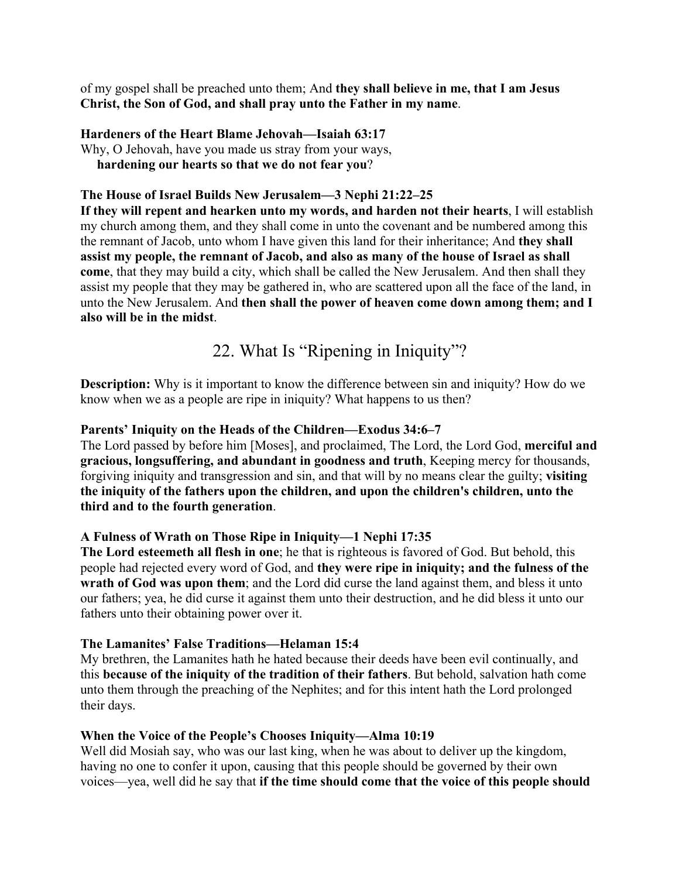of my gospel shall be preached unto them; And **they shall believe in me, that I am Jesus Christ, the Son of God, and shall pray unto the Father in my name**.

**Hardeners of the Heart Blame Jehovah—Isaiah 63:17**
Why, O Jehovah, have you made us stray from your ways,
 **hardening our hearts so that we do not fear you**?

**The House of Israel Builds New Jerusalem—3 Nephi 21:22–25**
**If they will repent and hearken unto my words, and harden not their hearts**, I will establish my church among them, and they shall come in unto the covenant and be numbered among this the remnant of Jacob, unto whom I have given this land for their inheritance; And **they shall assist my people, the remnant of Jacob, and also as many of the house of Israel as shall come**, that they may build a city, which shall be called the New Jerusalem. And then shall they assist my people that they may be gathered in, who are scattered upon all the face of the land, in unto the New Jerusalem. And **then shall the power of heaven come down among them; and I also will be in the midst**.

## 22. What Is "Ripening in Iniquity"?

**Description:** Why is it important to know the difference between sin and iniquity? How do we know when we as a people are ripe in iniquity? What happens to us then?

**Parents' Iniquity on the Heads of the Children—Exodus 34:6–7**
The Lord passed by before him [Moses], and proclaimed, The Lord, the Lord God, **merciful and gracious, longsuffering, and abundant in goodness and truth**, Keeping mercy for thousands, forgiving iniquity and transgression and sin, and that will by no means clear the guilty; **visiting the iniquity of the fathers upon the children, and upon the children's children, unto the third and to the fourth generation**.

**A Fulness of Wrath on Those Ripe in Iniquity—1 Nephi 17:35**
**The Lord esteemeth all flesh in one**; he that is righteous is favored of God. But behold, this people had rejected every word of God, and **they were ripe in iniquity; and the fulness of the wrath of God was upon them**; and the Lord did curse the land against them, and bless it unto our fathers; yea, he did curse it against them unto their destruction, and he did bless it unto our fathers unto their obtaining power over it.

**The Lamanites' False Traditions—Helaman 15:4**
My brethren, the Lamanites hath he hated because their deeds have been evil continually, and this **because of the iniquity of the tradition of their fathers**. But behold, salvation hath come unto them through the preaching of the Nephites; and for this intent hath the Lord prolonged their days.

**When the Voice of the People's Chooses Iniquity—Alma 10:19**
Well did Mosiah say, who was our last king, when he was about to deliver up the kingdom, having no one to confer it upon, causing that this people should be governed by their own voices—yea, well did he say that **if the time should come that the voice of this people should**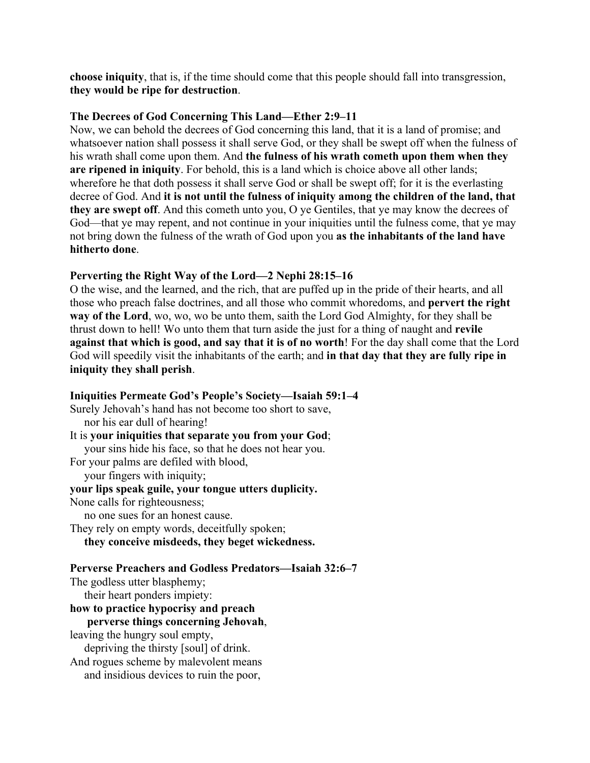**choose iniquity**, that is, if the time should come that this people should fall into transgression, **they would be ripe for destruction**.

**The Decrees of God Concerning This Land—Ether 2:9–11**

Now, we can behold the decrees of God concerning this land, that it is a land of promise; and whatsoever nation shall possess it shall serve God, or they shall be swept off when the fulness of his wrath shall come upon them. And **the fulness of his wrath cometh upon them when they are ripened in iniquity**. For behold, this is a land which is choice above all other lands; wherefore he that doth possess it shall serve God or shall be swept off; for it is the everlasting decree of God. And **it is not until the fulness of iniquity among the children of the land, that they are swept off**. And this cometh unto you, O ye Gentiles, that ye may know the decrees of God—that ye may repent, and not continue in your iniquities until the fulness come, that ye may not bring down the fulness of the wrath of God upon you **as the inhabitants of the land have hitherto done**.

**Perverting the Right Way of the Lord—2 Nephi 28:15–16**

O the wise, and the learned, and the rich, that are puffed up in the pride of their hearts, and all those who preach false doctrines, and all those who commit whoredoms, and **pervert the right way of the Lord**, wo, wo, wo be unto them, saith the Lord God Almighty, for they shall be thrust down to hell! Wo unto them that turn aside the just for a thing of naught and **revile against that which is good, and say that it is of no worth**! For the day shall come that the Lord God will speedily visit the inhabitants of the earth; and **in that day that they are fully ripe in iniquity they shall perish**.

**Iniquities Permeate God's People's Society—Isaiah 59:1–4**

Surely Jehovah's hand has not become too short to save,
nor his ear dull of hearing!
It is **your iniquities that separate you from your God**;
your sins hide his face, so that he does not hear you.
For your palms are defiled with blood,
your fingers with iniquity;
**your lips speak guile, your tongue utters duplicity.**
None calls for righteousness;
no one sues for an honest cause.
They rely on empty words, deceitfully spoken;
**they conceive misdeeds, they beget wickedness.**

**Perverse Preachers and Godless Predators—Isaiah 32:6–7**

The godless utter blasphemy;
their heart ponders impiety:
**how to practice hypocrisy and preach
perverse things concerning Jehovah**,
leaving the hungry soul empty,
depriving the thirsty [soul] of drink.
And rogues scheme by malevolent means
and insidious devices to ruin the poor,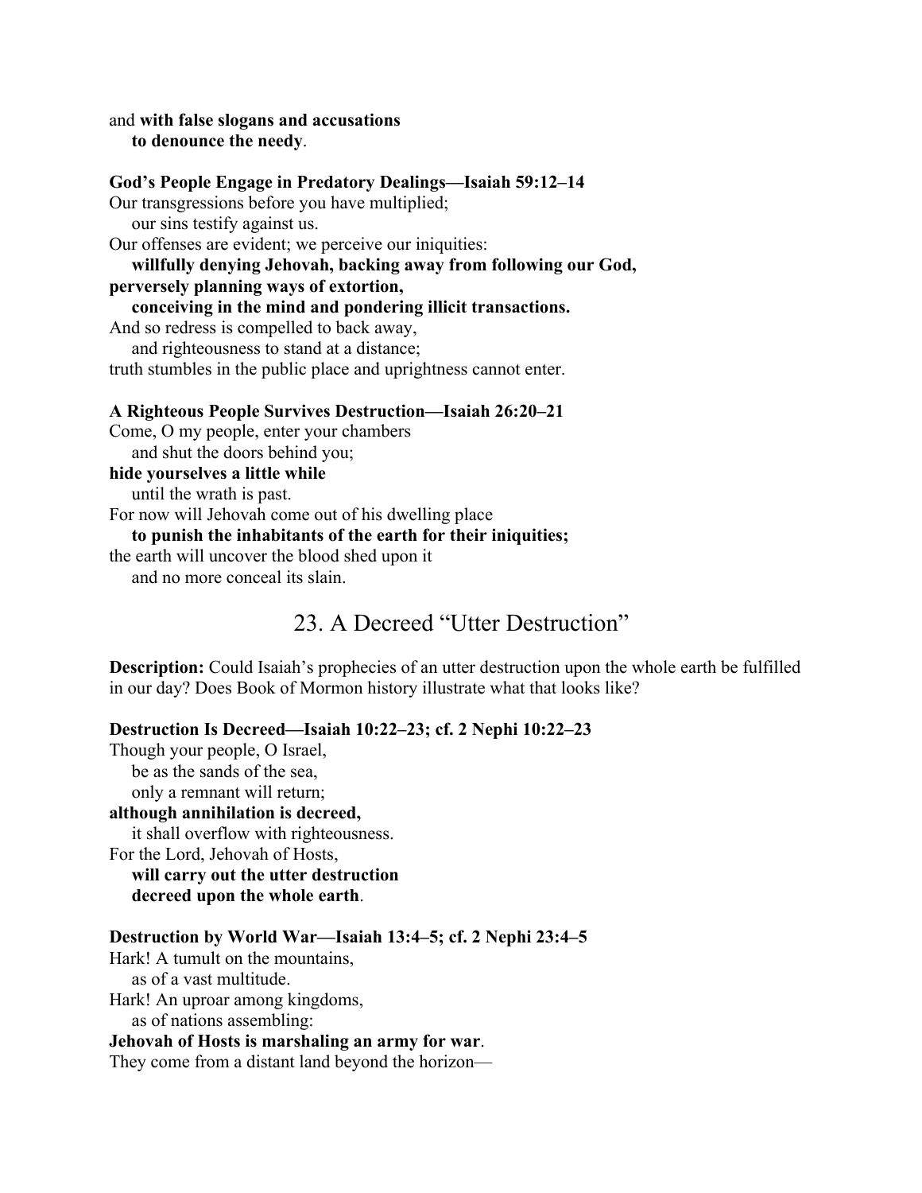and **with false slogans and accusations**
  **to denounce the needy**.

**God's People Engage in Predatory Dealings—Isaiah 59:12–14**
Our transgressions before you have multiplied;
  our sins testify against us.
Our offenses are evident; we perceive our iniquities:
  **willfully denying Jehovah, backing away from following our God,**
**perversely planning ways of extortion,**
  **conceiving in the mind and pondering illicit transactions.**
And so redress is compelled to back away,
  and righteousness to stand at a distance;
truth stumbles in the public place and uprightness cannot enter.

**A Righteous People Survives Destruction—Isaiah 26:20–21**
Come, O my people, enter your chambers
  and shut the doors behind you;
**hide yourselves a little while**
  until the wrath is past.
For now will Jehovah come out of his dwelling place
  **to punish the inhabitants of the earth for their iniquities;**
the earth will uncover the blood shed upon it
  and no more conceal its slain.

## 23. A Decreed "Utter Destruction"

**Description:** Could Isaiah's prophecies of an utter destruction upon the whole earth be fulfilled in our day? Does Book of Mormon history illustrate what that looks like?

**Destruction Is Decreed—Isaiah 10:22–23; cf. 2 Nephi 10:22–23**
Though your people, O Israel,
  be as the sands of the sea,
  only a remnant will return;
**although annihilation is decreed,**
  it shall overflow with righteousness.
For the Lord, Jehovah of Hosts,
  **will carry out the utter destruction**
  **decreed upon the whole earth**.

**Destruction by World War—Isaiah 13:4–5; cf. 2 Nephi 23:4–5**
Hark! A tumult on the mountains,
  as of a vast multitude.
Hark! An uproar among kingdoms,
  as of nations assembling:
**Jehovah of Hosts is marshaling an army for war**.
They come from a distant land beyond the horizon—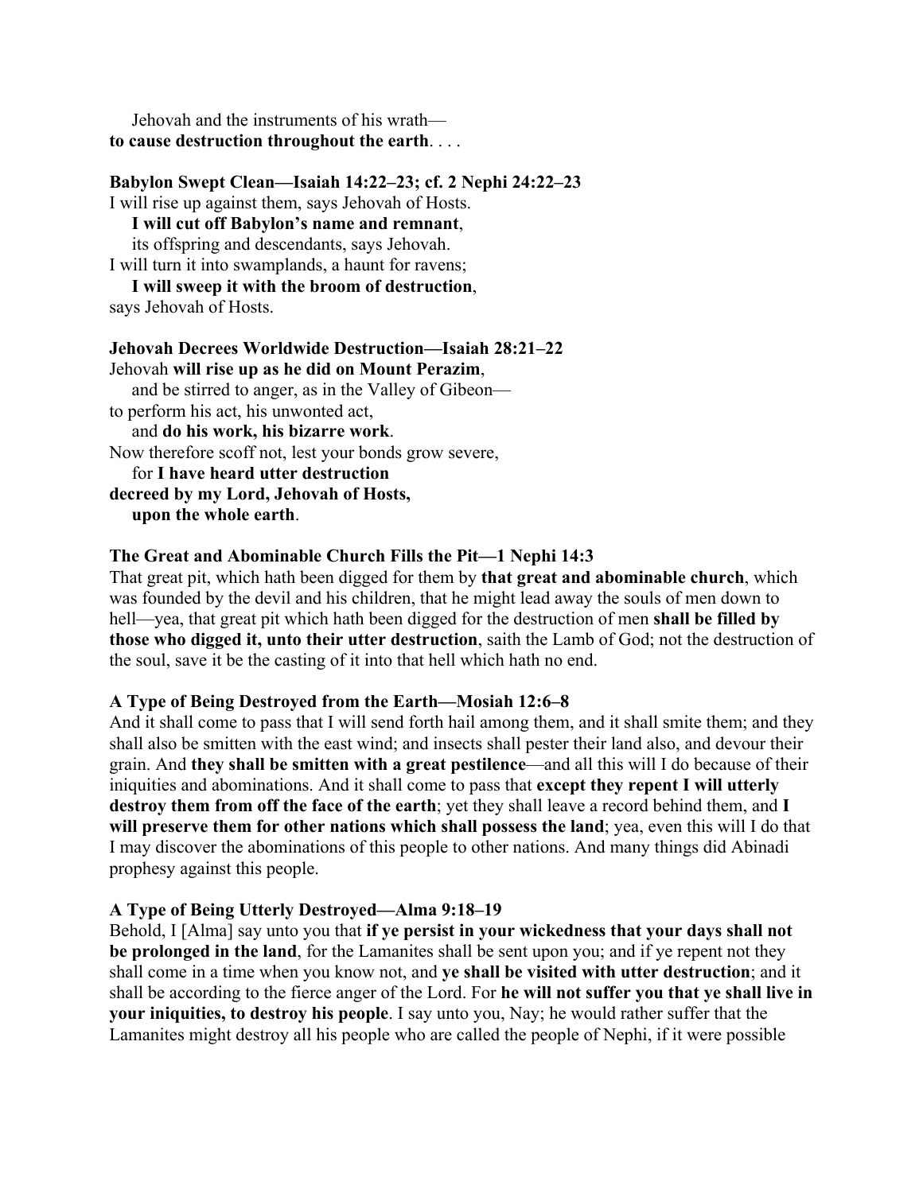Jehovah and the instruments of his wrath—
**to cause destruction throughout the earth**. . . .

**Babylon Swept Clean—Isaiah 14:22–23; cf. 2 Nephi 24:22–23**
I will rise up against them, says Jehovah of Hosts.
**I will cut off Babylon's name and remnant**,
its offspring and descendants, says Jehovah.
I will turn it into swamplands, a haunt for ravens;
**I will sweep it with the broom of destruction**,
says Jehovah of Hosts.

**Jehovah Decrees Worldwide Destruction—Isaiah 28:21–22**
Jehovah **will rise up as he did on Mount Perazim**,
and be stirred to anger, as in the Valley of Gibeon—
to perform his act, his unwonted act,
and **do his work, his bizarre work**.
Now therefore scoff not, lest your bonds grow severe,
for **I have heard utter destruction**
**decreed by my Lord, Jehovah of Hosts,**
**upon the whole earth**.

**The Great and Abominable Church Fills the Pit—1 Nephi 14:3**
That great pit, which hath been digged for them by **that great and abominable church**, which was founded by the devil and his children, that he might lead away the souls of men down to hell—yea, that great pit which hath been digged for the destruction of men **shall be filled by those who digged it, unto their utter destruction**, saith the Lamb of God; not the destruction of the soul, save it be the casting of it into that hell which hath no end.

**A Type of Being Destroyed from the Earth—Mosiah 12:6–8**
And it shall come to pass that I will send forth hail among them, and it shall smite them; and they shall also be smitten with the east wind; and insects shall pester their land also, and devour their grain. And **they shall be smitten with a great pestilence**—and all this will I do because of their iniquities and abominations. And it shall come to pass that **except they repent I will utterly destroy them from off the face of the earth**; yet they shall leave a record behind them, and **I will preserve them for other nations which shall possess the land**; yea, even this will I do that I may discover the abominations of this people to other nations. And many things did Abinadi prophesy against this people.

**A Type of Being Utterly Destroyed—Alma 9:18–19**
Behold, I [Alma] say unto you that **if ye persist in your wickedness that your days shall not be prolonged in the land**, for the Lamanites shall be sent upon you; and if ye repent not they shall come in a time when you know not, and **ye shall be visited with utter destruction**; and it shall be according to the fierce anger of the Lord. For **he will not suffer you that ye shall live in your iniquities, to destroy his people**. I say unto you, Nay; he would rather suffer that the Lamanites might destroy all his people who are called the people of Nephi, if it were possible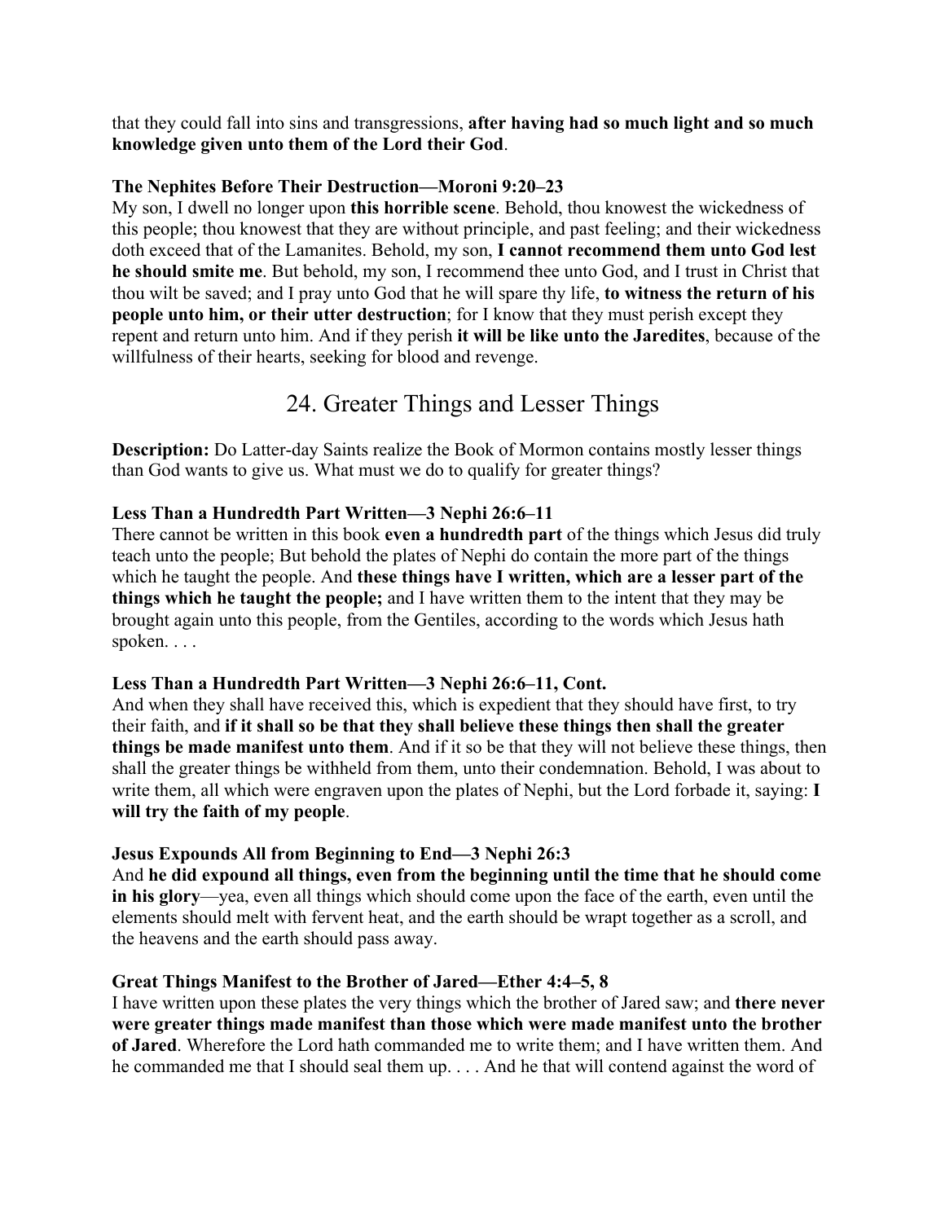that they could fall into sins and transgressions, **after having had so much light and so much knowledge given unto them of the Lord their God**.

**The Nephites Before Their Destruction—Moroni 9:20–23**
My son, I dwell no longer upon **this horrible scene**. Behold, thou knowest the wickedness of this people; thou knowest that they are without principle, and past feeling; and their wickedness doth exceed that of the Lamanites. Behold, my son, **I cannot recommend them unto God lest he should smite me**. But behold, my son, I recommend thee unto God, and I trust in Christ that thou wilt be saved; and I pray unto God that he will spare thy life, **to witness the return of his people unto him, or their utter destruction**; for I know that they must perish except they repent and return unto him. And if they perish **it will be like unto the Jaredites**, because of the willfulness of their hearts, seeking for blood and revenge.

## 24. Greater Things and Lesser Things

**Description:** Do Latter-day Saints realize the Book of Mormon contains mostly lesser things than God wants to give us. What must we do to qualify for greater things?

**Less Than a Hundredth Part Written—3 Nephi 26:6–11**
There cannot be written in this book **even a hundredth part** of the things which Jesus did truly teach unto the people; But behold the plates of Nephi do contain the more part of the things which he taught the people. And **these things have I written, which are a lesser part of the things which he taught the people;** and I have written them to the intent that they may be brought again unto this people, from the Gentiles, according to the words which Jesus hath spoken. . . .

**Less Than a Hundredth Part Written—3 Nephi 26:6–11, Cont.**
And when they shall have received this, which is expedient that they should have first, to try their faith, and **if it shall so be that they shall believe these things then shall the greater things be made manifest unto them**. And if it so be that they will not believe these things, then shall the greater things be withheld from them, unto their condemnation. Behold, I was about to write them, all which were engraven upon the plates of Nephi, but the Lord forbade it, saying: **I will try the faith of my people**.

**Jesus Expounds All from Beginning to End—3 Nephi 26:3**
And **he did expound all things, even from the beginning until the time that he should come in his glory**—yea, even all things which should come upon the face of the earth, even until the elements should melt with fervent heat, and the earth should be wrapt together as a scroll, and the heavens and the earth should pass away.

**Great Things Manifest to the Brother of Jared—Ether 4:4–5, 8**
I have written upon these plates the very things which the brother of Jared saw; and **there never were greater things made manifest than those which were made manifest unto the brother of Jared**. Wherefore the Lord hath commanded me to write them; and I have written them. And he commanded me that I should seal them up. . . . And he that will contend against the word of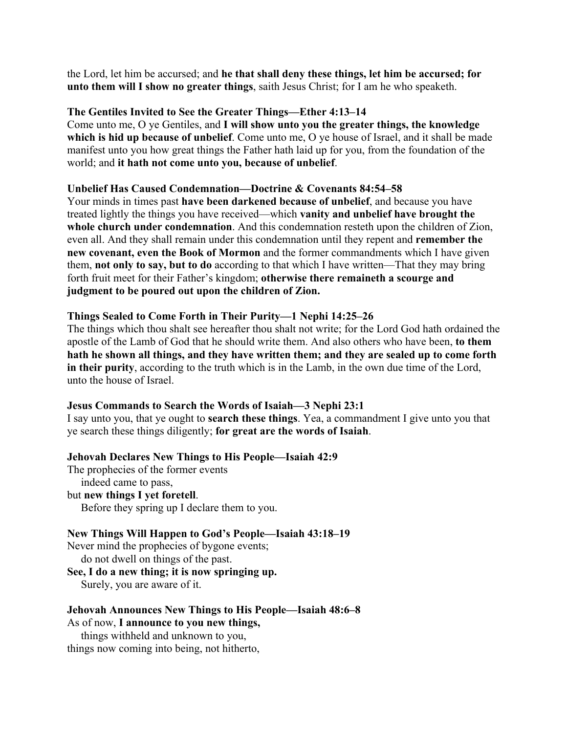the Lord, let him be accursed; and **he that shall deny these things, let him be accursed; for unto them will I show no greater things**, saith Jesus Christ; for I am he who speaketh.

**The Gentiles Invited to See the Greater Things—Ether 4:13–14**
Come unto me, O ye Gentiles, and **I will show unto you the greater things, the knowledge which is hid up because of unbelief**. Come unto me, O ye house of Israel, and it shall be made manifest unto you how great things the Father hath laid up for you, from the foundation of the world; and **it hath not come unto you, because of unbelief**.

**Unbelief Has Caused Condemnation—Doctrine & Covenants 84:54–58**
Your minds in times past **have been darkened because of unbelief**, and because you have treated lightly the things you have received—which **vanity and unbelief have brought the whole church under condemnation**. And this condemnation resteth upon the children of Zion, even all. And they shall remain under this condemnation until they repent and **remember the new covenant, even the Book of Mormon** and the former commandments which I have given them, **not only to say, but to do** according to that which I have written—That they may bring forth fruit meet for their Father's kingdom; **otherwise there remaineth a scourge and judgment to be poured out upon the children of Zion.**

**Things Sealed to Come Forth in Their Purity—1 Nephi 14:25–26**
The things which thou shalt see hereafter thou shalt not write; for the Lord God hath ordained the apostle of the Lamb of God that he should write them. And also others who have been, **to them hath he shown all things, and they have written them; and they are sealed up to come forth in their purity**, according to the truth which is in the Lamb, in the own due time of the Lord, unto the house of Israel.

**Jesus Commands to Search the Words of Isaiah—3 Nephi 23:1**
I say unto you, that ye ought to **search these things**. Yea, a commandment I give unto you that ye search these things diligently; **for great are the words of Isaiah**.

**Jehovah Declares New Things to His People—Isaiah 42:9**
The prophecies of the former events
  indeed came to pass,
but **new things I yet foretell**.
  Before they spring up I declare them to you.

**New Things Will Happen to God's People—Isaiah 43:18–19**
Never mind the prophecies of bygone events;
  do not dwell on things of the past.
**See, I do a new thing; it is now springing up.**
  Surely, you are aware of it.

**Jehovah Announces New Things to His People—Isaiah 48:6–8**
As of now, **I announce to you new things,**
  things withheld and unknown to you,
things now coming into being, not hitherto,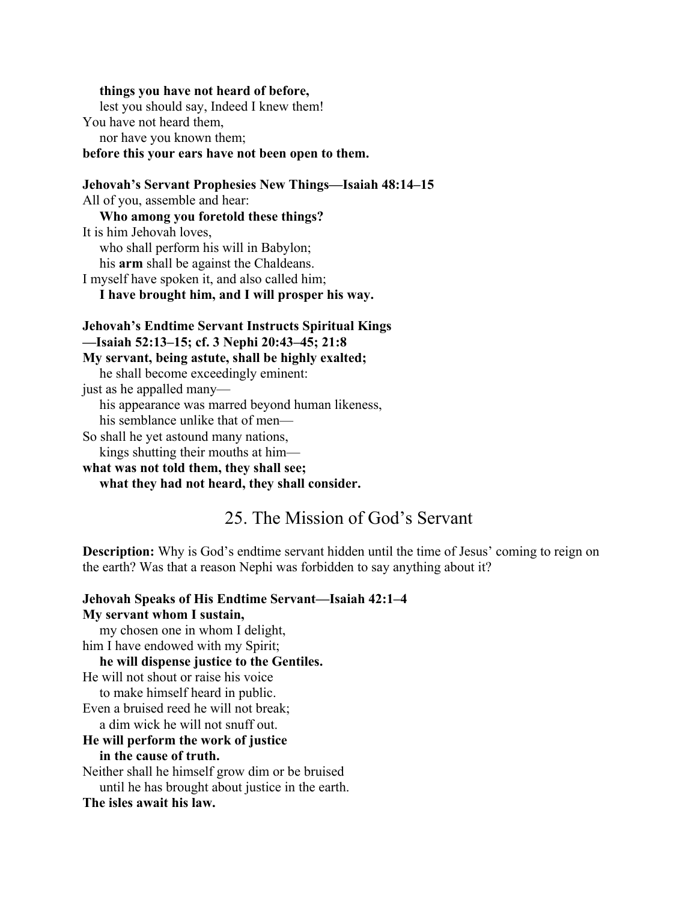**things you have not heard of before,**
lest you should say, Indeed I knew them!
You have not heard them,
nor have you known them;
**before this your ears have not been open to them.**

**Jehovah's Servant Prophesies New Things—Isaiah 48:14–15**
All of you, assemble and hear:
**Who among you foretold these things?**
It is him Jehovah loves,
who shall perform his will in Babylon;
his **arm** shall be against the Chaldeans.
I myself have spoken it, and also called him;
**I have brought him, and I will prosper his way.**

**Jehovah's Endtime Servant Instructs Spiritual Kings —Isaiah 52:13–15; cf. 3 Nephi 20:43–45; 21:8**
**My servant, being astute, shall be highly exalted;**
he shall become exceedingly eminent:
just as he appalled many—
his appearance was marred beyond human likeness,
his semblance unlike that of men—
So shall he yet astound many nations,
kings shutting their mouths at him—
**what was not told them, they shall see;**
**what they had not heard, they shall consider.**

## 25. The Mission of God's Servant

**Description:** Why is God's endtime servant hidden until the time of Jesus' coming to reign on the earth? Was that a reason Nephi was forbidden to say anything about it?

**Jehovah Speaks of His Endtime Servant—Isaiah 42:1–4**
**My servant whom I sustain,**
my chosen one in whom I delight,
him I have endowed with my Spirit;
**he will dispense justice to the Gentiles.**
He will not shout or raise his voice
to make himself heard in public.
Even a bruised reed he will not break;
a dim wick he will not snuff out.
**He will perform the work of justice**
**in the cause of truth.**
Neither shall he himself grow dim or be bruised
until he has brought about justice in the earth.
**The isles await his law.**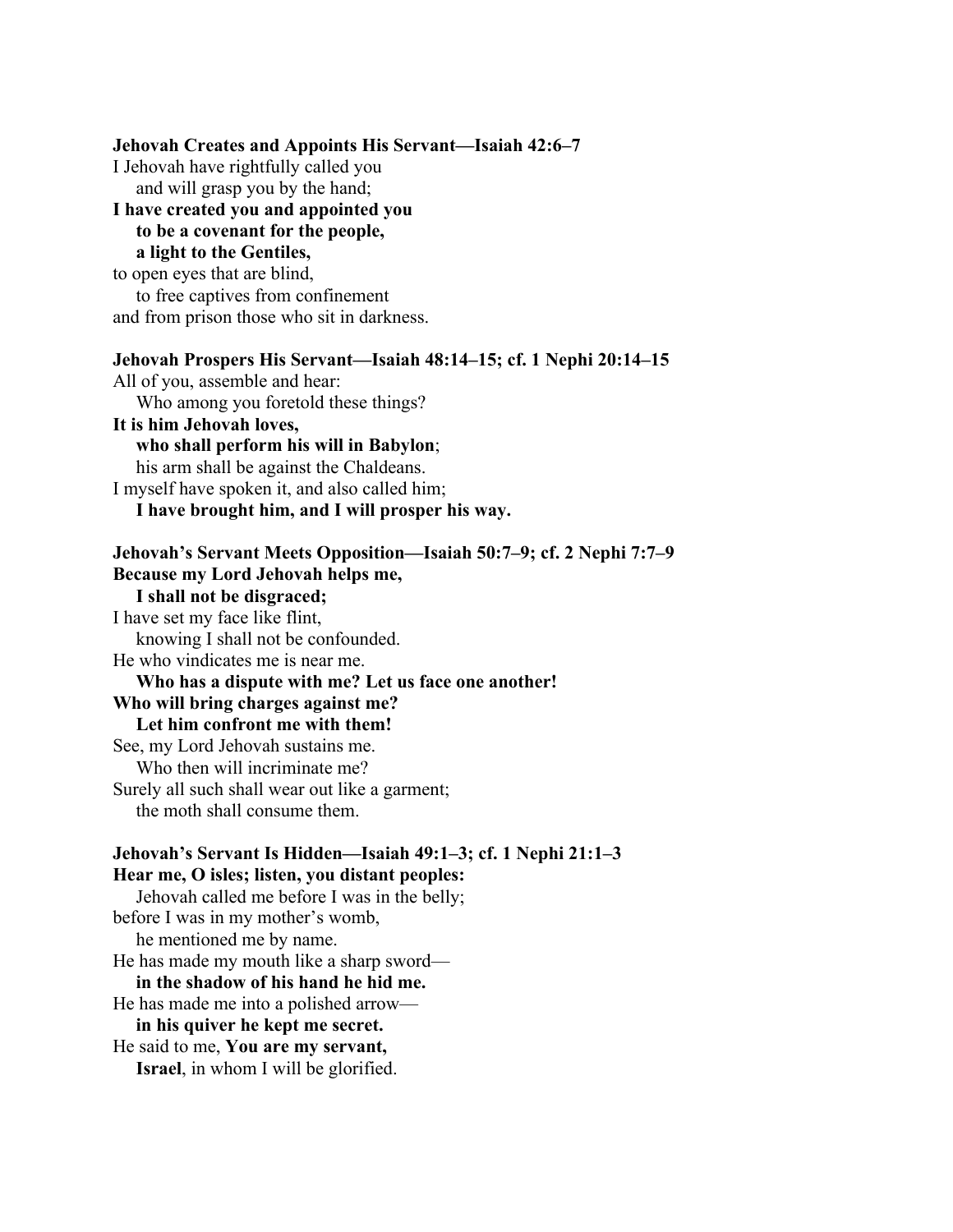**Jehovah Creates and Appoints His Servant—Isaiah 42:6–7**

I Jehovah have rightfully called you
    and will grasp you by the hand;
**I have created you and appointed you**
    **to be a covenant for the people,**
    **a light to the Gentiles,**
to open eyes that are blind,
    to free captives from confinement
and from prison those who sit in darkness.

**Jehovah Prospers His Servant—Isaiah 48:14–15; cf. 1 Nephi 20:14–15**

All of you, assemble and hear:
    Who among you foretold these things?
**It is him Jehovah loves,**
    **who shall perform his will in Babylon**;
    his arm shall be against the Chaldeans.
I myself have spoken it, and also called him;
    **I have brought him, and I will prosper his way.**

**Jehovah's Servant Meets Opposition—Isaiah 50:7–9; cf. 2 Nephi 7:7–9**

**Because my Lord Jehovah helps me,**
    **I shall not be disgraced;**
I have set my face like flint,
    knowing I shall not be confounded.
He who vindicates me is near me.
    **Who has a dispute with me? Let us face one another!**
**Who will bring charges against me?**
    **Let him confront me with them!**
See, my Lord Jehovah sustains me.
    Who then will incriminate me?
Surely all such shall wear out like a garment;
    the moth shall consume them.

**Jehovah's Servant Is Hidden—Isaiah 49:1–3; cf. 1 Nephi 21:1–3**

**Hear me, O isles; listen, you distant peoples:**
    Jehovah called me before I was in the belly;
before I was in my mother's womb,
    he mentioned me by name.
He has made my mouth like a sharp sword—
    **in the shadow of his hand he hid me.**
He has made me into a polished arrow—
    **in his quiver he kept me secret.**
He said to me, **You are my servant,**
    **Israel**, in whom I will be glorified.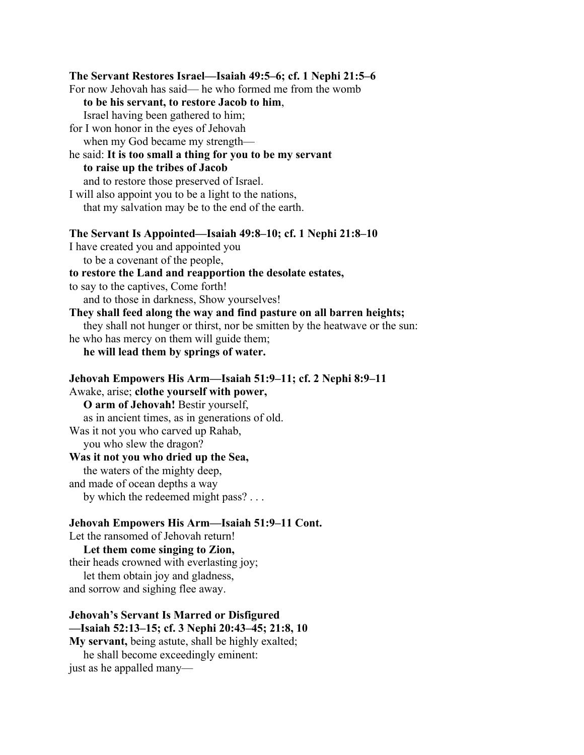**The Servant Restores Israel—Isaiah 49:5–6; cf. 1 Nephi 21:5–6**

For now Jehovah has said— he who formed me from the womb
  **to be his servant, to restore Jacob to him**,
  Israel having been gathered to him;
for I won honor in the eyes of Jehovah
  when my God became my strength—
he said: **It is too small a thing for you to be my servant**
  **to raise up the tribes of Jacob**
  and to restore those preserved of Israel.
I will also appoint you to be a light to the nations,
  that my salvation may be to the end of the earth.

**The Servant Is Appointed—Isaiah 49:8–10; cf. 1 Nephi 21:8–10**

I have created you and appointed you
  to be a covenant of the people,
**to restore the Land and reapportion the desolate estates,**
to say to the captives, Come forth!
  and to those in darkness, Show yourselves!
**They shall feed along the way and find pasture on all barren heights;**
  they shall not hunger or thirst, nor be smitten by the heatwave or the sun:
he who has mercy on them will guide them;
  **he will lead them by springs of water.**

**Jehovah Empowers His Arm—Isaiah 51:9–11; cf. 2 Nephi 8:9–11**

Awake, arise; **clothe yourself with power,**
  **O arm of Jehovah!** Bestir yourself,
  as in ancient times, as in generations of old.
Was it not you who carved up Rahab,
  you who slew the dragon?
**Was it not you who dried up the Sea,**
  the waters of the mighty deep,
and made of ocean depths a way
  by which the redeemed might pass? . . .

**Jehovah Empowers His Arm—Isaiah 51:9–11 Cont.**

Let the ransomed of Jehovah return!
  **Let them come singing to Zion,**
their heads crowned with everlasting joy;
  let them obtain joy and gladness,
and sorrow and sighing flee away.

**Jehovah's Servant Is Marred or Disfigured**
**—Isaiah 52:13–15; cf. 3 Nephi 20:43–45; 21:8, 10**

**My servant,** being astute, shall be highly exalted;
  he shall become exceedingly eminent:
just as he appalled many—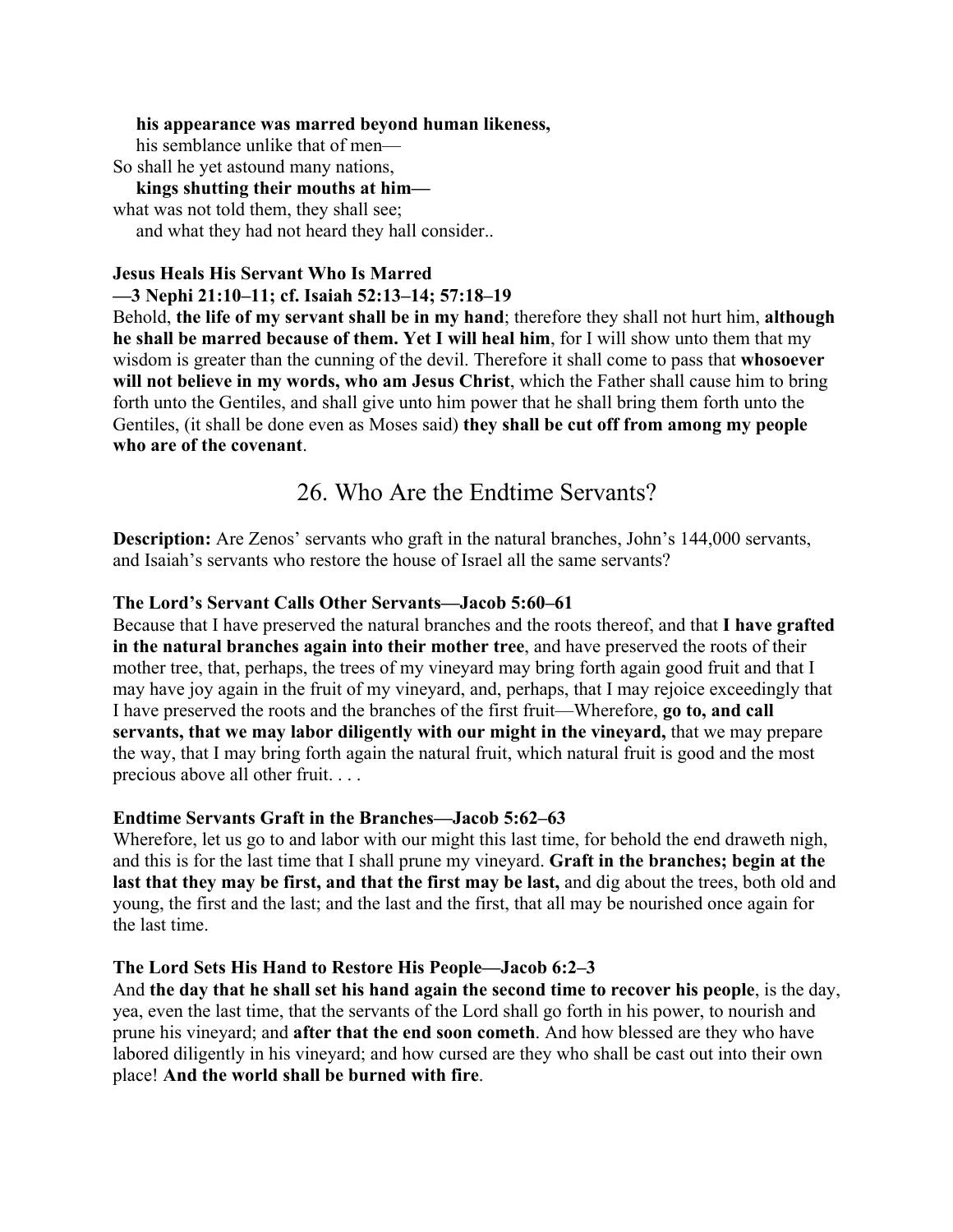**his appearance was marred beyond human likeness,**
his semblance unlike that of men—
So shall he yet astound many nations,
**kings shutting their mouths at him—**
what was not told them, they shall see;
and what they had not heard they hall consider..

**Jesus Heals His Servant Who Is Marred**
**—3 Nephi 21:10–11; cf. Isaiah 52:13–14; 57:18–19**
Behold, **the life of my servant shall be in my hand**; therefore they shall not hurt him, **although he shall be marred because of them. Yet I will heal him**, for I will show unto them that my wisdom is greater than the cunning of the devil. Therefore it shall come to pass that **whosoever will not believe in my words, who am Jesus Christ**, which the Father shall cause him to bring forth unto the Gentiles, and shall give unto him power that he shall bring them forth unto the Gentiles, (it shall be done even as Moses said) **they shall be cut off from among my people who are of the covenant**.

## 26. Who Are the Endtime Servants?

**Description:** Are Zenos' servants who graft in the natural branches, John's 144,000 servants, and Isaiah's servants who restore the house of Israel all the same servants?

**The Lord's Servant Calls Other Servants—Jacob 5:60–61**
Because that I have preserved the natural branches and the roots thereof, and that **I have grafted in the natural branches again into their mother tree**, and have preserved the roots of their mother tree, that, perhaps, the trees of my vineyard may bring forth again good fruit and that I may have joy again in the fruit of my vineyard, and, perhaps, that I may rejoice exceedingly that I have preserved the roots and the branches of the first fruit—Wherefore, **go to, and call servants, that we may labor diligently with our might in the vineyard,** that we may prepare the way, that I may bring forth again the natural fruit, which natural fruit is good and the most precious above all other fruit. . . .

**Endtime Servants Graft in the Branches—Jacob 5:62–63**
Wherefore, let us go to and labor with our might this last time, for behold the end draweth nigh, and this is for the last time that I shall prune my vineyard. **Graft in the branches; begin at the last that they may be first, and that the first may be last,** and dig about the trees, both old and young, the first and the last; and the last and the first, that all may be nourished once again for the last time.

**The Lord Sets His Hand to Restore His People—Jacob 6:2–3**
And **the day that he shall set his hand again the second time to recover his people**, is the day, yea, even the last time, that the servants of the Lord shall go forth in his power, to nourish and prune his vineyard; and **after that the end soon cometh**. And how blessed are they who have labored diligently in his vineyard; and how cursed are they who shall be cast out into their own place! **And the world shall be burned with fire**.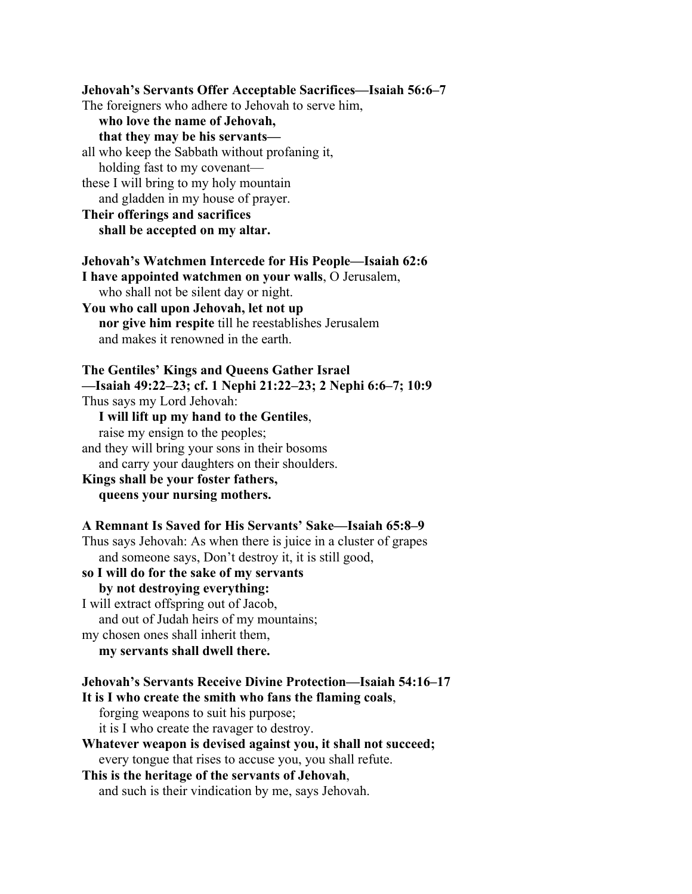**Jehovah's Servants Offer Acceptable Sacrifices—Isaiah 56:6–7**

The foreigners who adhere to Jehovah to serve him,
    **who love the name of Jehovah,**
    **that they may be his servants—**
all who keep the Sabbath without profaning it,
    holding fast to my covenant—
these I will bring to my holy mountain
    and gladden in my house of prayer.
**Their offerings and sacrifices**
    **shall be accepted on my altar.**

**Jehovah's Watchmen Intercede for His People—Isaiah 62:6**

**I have appointed watchmen on your walls**, O Jerusalem,
    who shall not be silent day or night.
**You who call upon Jehovah, let not up**
    **nor give him respite** till he reestablishes Jerusalem
    and makes it renowned in the earth.

**The Gentiles' Kings and Queens Gather Israel**
**—Isaiah 49:22–23; cf. 1 Nephi 21:22–23; 2 Nephi 6:6–7; 10:9**

Thus says my Lord Jehovah:
    **I will lift up my hand to the Gentiles**,
    raise my ensign to the peoples;
and they will bring your sons in their bosoms
    and carry your daughters on their shoulders.
**Kings shall be your foster fathers,**
    **queens your nursing mothers.**

**A Remnant Is Saved for His Servants' Sake—Isaiah 65:8–9**

Thus says Jehovah: As when there is juice in a cluster of grapes
    and someone says, Don't destroy it, it is still good,
**so I will do for the sake of my servants**
    **by not destroying everything:**
I will extract offspring out of Jacob,
    and out of Judah heirs of my mountains;
my chosen ones shall inherit them,
    **my servants shall dwell there.**

**Jehovah's Servants Receive Divine Protection—Isaiah 54:16–17**

**It is I who create the smith who fans the flaming coals**,
    forging weapons to suit his purpose;
    it is I who create the ravager to destroy.
**Whatever weapon is devised against you, it shall not succeed;**
    every tongue that rises to accuse you, you shall refute.
**This is the heritage of the servants of Jehovah**,
    and such is their vindication by me, says Jehovah.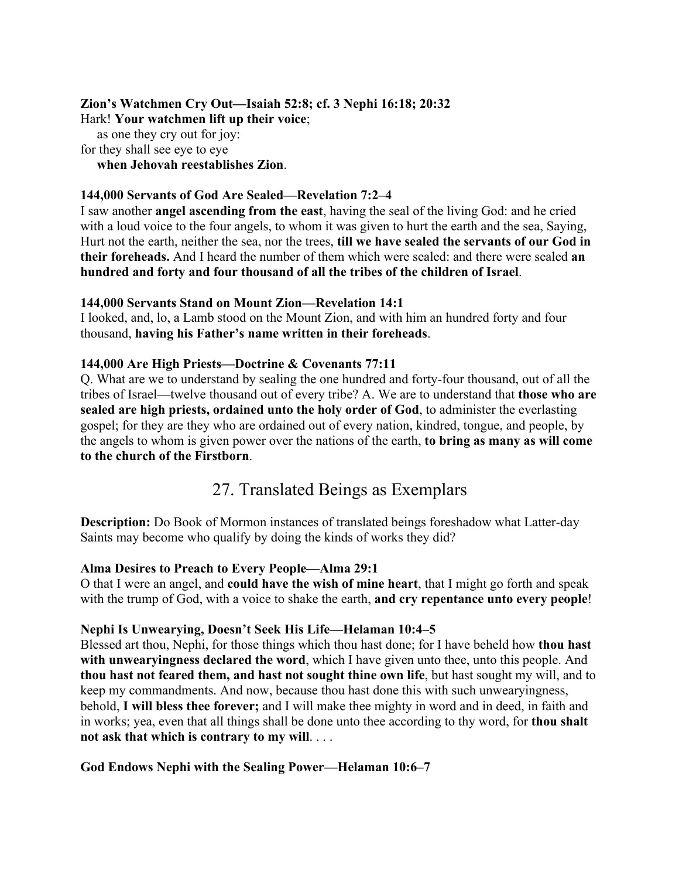**Zion's Watchmen Cry Out—Isaiah 52:8; cf. 3 Nephi 16:18; 20:32**

Hark! **Your watchmen lift up their voice**;
as one they cry out for joy:
for they shall see eye to eye
**when Jehovah reestablishes Zion**.

**144,000 Servants of God Are Sealed—Revelation 7:2–4**

I saw another **angel ascending from the east**, having the seal of the living God: and he cried with a loud voice to the four angels, to whom it was given to hurt the earth and the sea, Saying, Hurt not the earth, neither the sea, nor the trees, **till we have sealed the servants of our God in their foreheads.** And I heard the number of them which were sealed: and there were sealed **an hundred and forty and four thousand of all the tribes of the children of Israel**.

**144,000 Servants Stand on Mount Zion—Revelation 14:1**

I looked, and, lo, a Lamb stood on the Mount Zion, and with him an hundred forty and four thousand, **having his Father's name written in their foreheads**.

**144,000 Are High Priests—Doctrine & Covenants 77:11**

Q. What are we to understand by sealing the one hundred and forty-four thousand, out of all the tribes of Israel—twelve thousand out of every tribe? A. We are to understand that **those who are sealed are high priests, ordained unto the holy order of God**, to administer the everlasting gospel; for they are they who are ordained out of every nation, kindred, tongue, and people, by the angels to whom is given power over the nations of the earth, **to bring as many as will come to the church of the Firstborn**.

## 27. Translated Beings as Exemplars

**Description:** Do Book of Mormon instances of translated beings foreshadow what Latter-day Saints may become who qualify by doing the kinds of works they did?

**Alma Desires to Preach to Every People—Alma 29:1**

O that I were an angel, and **could have the wish of mine heart**, that I might go forth and speak with the trump of God, with a voice to shake the earth, **and cry repentance unto every people**!

**Nephi Is Unwearying, Doesn't Seek His Life—Helaman 10:4–5**

Blessed art thou, Nephi, for those things which thou hast done; for I have beheld how **thou hast with unwearyingness declared the word**, which I have given unto thee, unto this people. And **thou hast not feared them, and hast not sought thine own life**, but hast sought my will, and to keep my commandments. And now, because thou hast done this with such unwearyingness, behold, **I will bless thee forever;** and I will make thee mighty in word and in deed, in faith and in works; yea, even that all things shall be done unto thee according to thy word, for **thou shalt not ask that which is contrary to my will**. . . .

**God Endows Nephi with the Sealing Power—Helaman 10:6–7**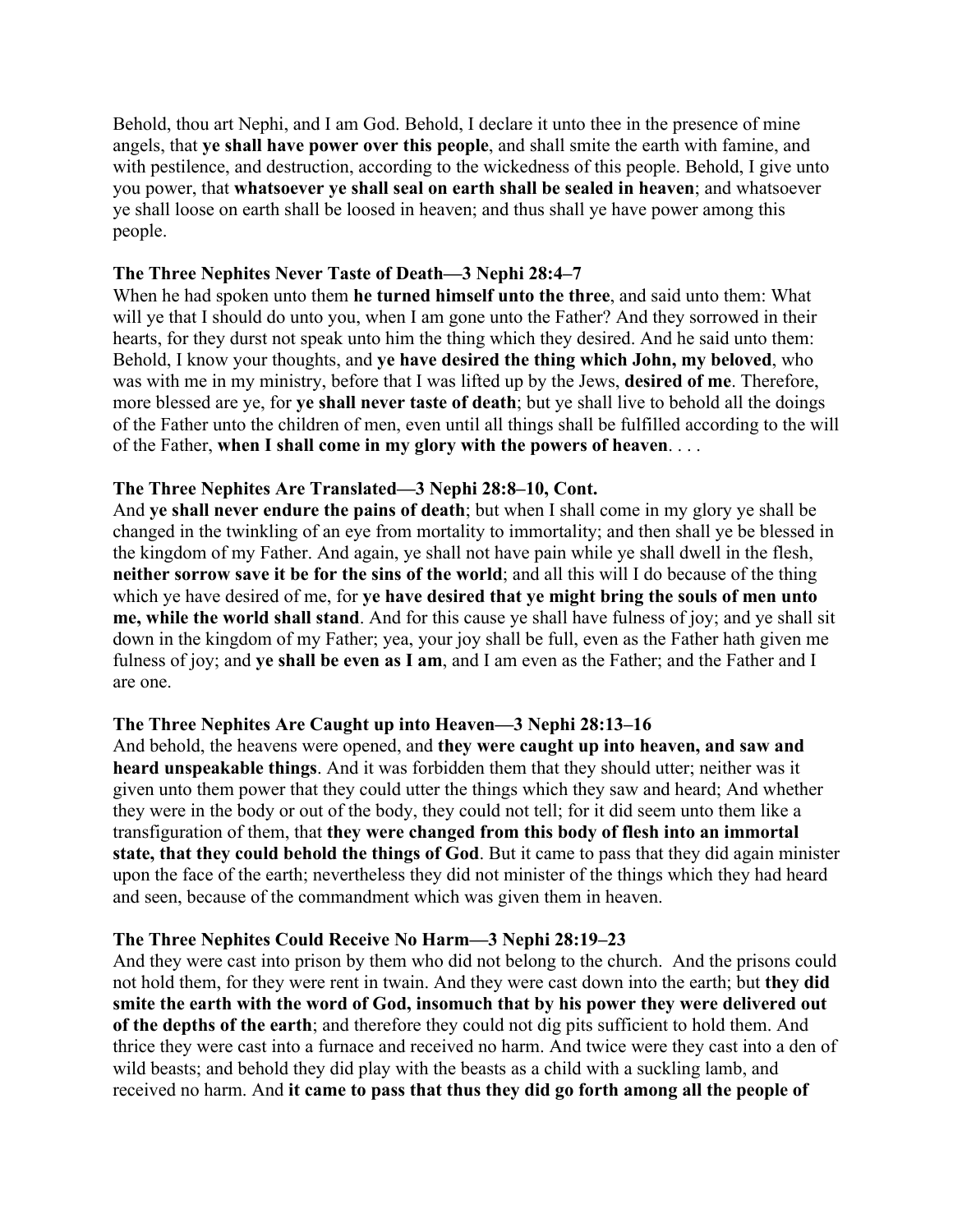Behold, thou art Nephi, and I am God. Behold, I declare it unto thee in the presence of mine angels, that **ye shall have power over this people**, and shall smite the earth with famine, and with pestilence, and destruction, according to the wickedness of this people. Behold, I give unto you power, that **whatsoever ye shall seal on earth shall be sealed in heaven**; and whatsoever ye shall loose on earth shall be loosed in heaven; and thus shall ye have power among this people.

**The Three Nephites Never Taste of Death—3 Nephi 28:4–7**

When he had spoken unto them **he turned himself unto the three**, and said unto them: What will ye that I should do unto you, when I am gone unto the Father? And they sorrowed in their hearts, for they durst not speak unto him the thing which they desired. And he said unto them: Behold, I know your thoughts, and **ye have desired the thing which John, my beloved**, who was with me in my ministry, before that I was lifted up by the Jews, **desired of me**. Therefore, more blessed are ye, for **ye shall never taste of death**; but ye shall live to behold all the doings of the Father unto the children of men, even until all things shall be fulfilled according to the will of the Father, **when I shall come in my glory with the powers of heaven**. . . .

**The Three Nephites Are Translated—3 Nephi 28:8–10, Cont.**

And **ye shall never endure the pains of death**; but when I shall come in my glory ye shall be changed in the twinkling of an eye from mortality to immortality; and then shall ye be blessed in the kingdom of my Father. And again, ye shall not have pain while ye shall dwell in the flesh, **neither sorrow save it be for the sins of the world**; and all this will I do because of the thing which ye have desired of me, for **ye have desired that ye might bring the souls of men unto me, while the world shall stand**. And for this cause ye shall have fulness of joy; and ye shall sit down in the kingdom of my Father; yea, your joy shall be full, even as the Father hath given me fulness of joy; and **ye shall be even as I am**, and I am even as the Father; and the Father and I are one.

**The Three Nephites Are Caught up into Heaven—3 Nephi 28:13–16**

And behold, the heavens were opened, and **they were caught up into heaven, and saw and heard unspeakable things**. And it was forbidden them that they should utter; neither was it given unto them power that they could utter the things which they saw and heard; And whether they were in the body or out of the body, they could not tell; for it did seem unto them like a transfiguration of them, that **they were changed from this body of flesh into an immortal state, that they could behold the things of God**. But it came to pass that they did again minister upon the face of the earth; nevertheless they did not minister of the things which they had heard and seen, because of the commandment which was given them in heaven.

**The Three Nephites Could Receive No Harm—3 Nephi 28:19–23**

And they were cast into prison by them who did not belong to the church. And the prisons could not hold them, for they were rent in twain. And they were cast down into the earth; but **they did smite the earth with the word of God, insomuch that by his power they were delivered out of the depths of the earth**; and therefore they could not dig pits sufficient to hold them. And thrice they were cast into a furnace and received no harm. And twice were they cast into a den of wild beasts; and behold they did play with the beasts as a child with a suckling lamb, and received no harm. And **it came to pass that thus they did go forth among all the people of**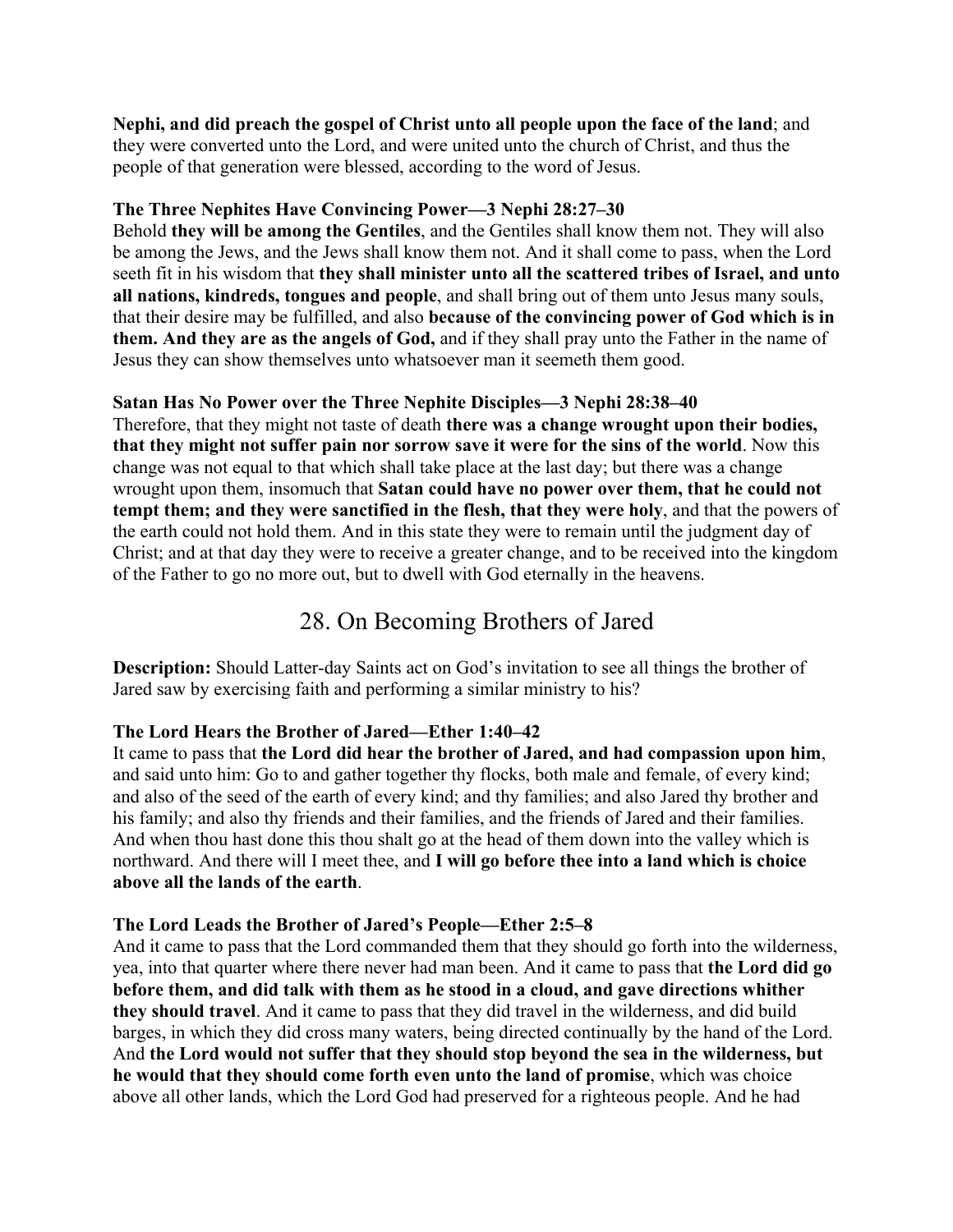**Nephi, and did preach the gospel of Christ unto all people upon the face of the land**; and they were converted unto the Lord, and were united unto the church of Christ, and thus the people of that generation were blessed, according to the word of Jesus.

**The Three Nephites Have Convincing Power—3 Nephi 28:27–30**
Behold **they will be among the Gentiles**, and the Gentiles shall know them not. They will also be among the Jews, and the Jews shall know them not. And it shall come to pass, when the Lord seeth fit in his wisdom that **they shall minister unto all the scattered tribes of Israel, and unto all nations, kindreds, tongues and people**, and shall bring out of them unto Jesus many souls, that their desire may be fulfilled, and also **because of the convincing power of God which is in them. And they are as the angels of God,** and if they shall pray unto the Father in the name of Jesus they can show themselves unto whatsoever man it seemeth them good.

**Satan Has No Power over the Three Nephite Disciples—3 Nephi 28:38–40**
Therefore, that they might not taste of death **there was a change wrought upon their bodies, that they might not suffer pain nor sorrow save it were for the sins of the world**. Now this change was not equal to that which shall take place at the last day; but there was a change wrought upon them, insomuch that **Satan could have no power over them, that he could not tempt them; and they were sanctified in the flesh, that they were holy**, and that the powers of the earth could not hold them. And in this state they were to remain until the judgment day of Christ; and at that day they were to receive a greater change, and to be received into the kingdom of the Father to go no more out, but to dwell with God eternally in the heavens.

## 28. On Becoming Brothers of Jared

**Description:** Should Latter-day Saints act on God's invitation to see all things the brother of Jared saw by exercising faith and performing a similar ministry to his?

**The Lord Hears the Brother of Jared—Ether 1:40–42**
It came to pass that **the Lord did hear the brother of Jared, and had compassion upon him**, and said unto him: Go to and gather together thy flocks, both male and female, of every kind; and also of the seed of the earth of every kind; and thy families; and also Jared thy brother and his family; and also thy friends and their families, and the friends of Jared and their families. And when thou hast done this thou shalt go at the head of them down into the valley which is northward. And there will I meet thee, and **I will go before thee into a land which is choice above all the lands of the earth**.

**The Lord Leads the Brother of Jared's People—Ether 2:5–8**
And it came to pass that the Lord commanded them that they should go forth into the wilderness, yea, into that quarter where there never had man been. And it came to pass that **the Lord did go before them, and did talk with them as he stood in a cloud, and gave directions whither they should travel**. And it came to pass that they did travel in the wilderness, and did build barges, in which they did cross many waters, being directed continually by the hand of the Lord. And **the Lord would not suffer that they should stop beyond the sea in the wilderness, but he would that they should come forth even unto the land of promise**, which was choice above all other lands, which the Lord God had preserved for a righteous people. And he had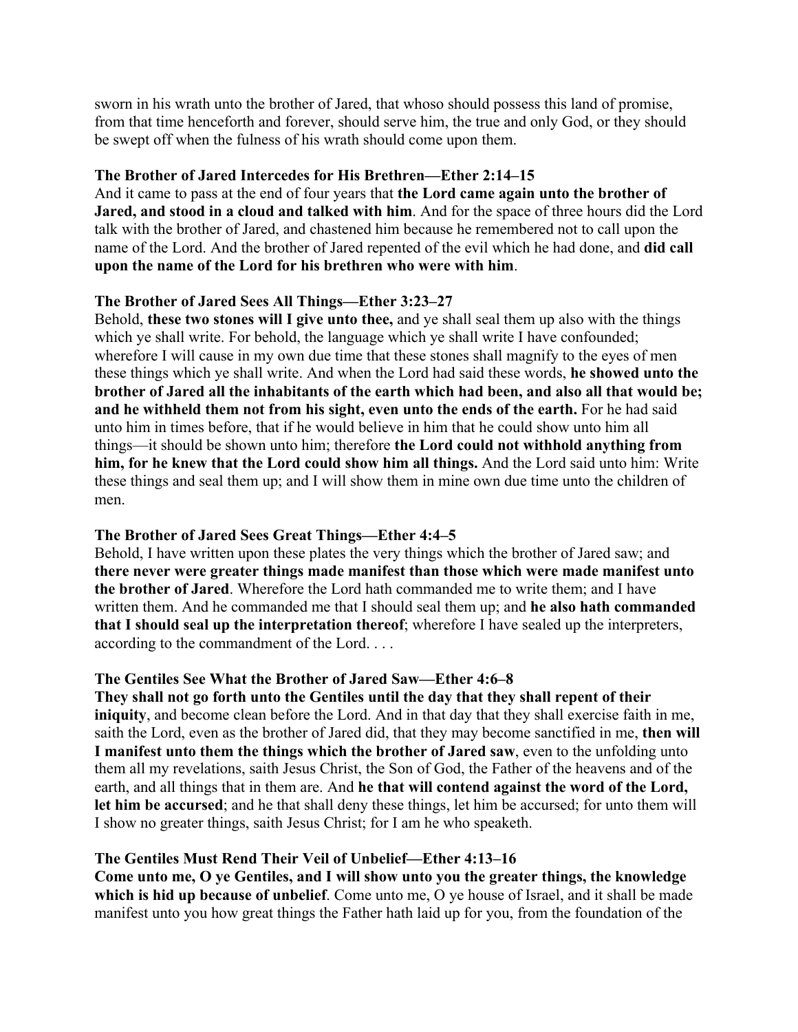sworn in his wrath unto the brother of Jared, that whoso should possess this land of promise, from that time henceforth and forever, should serve him, the true and only God, or they should be swept off when the fulness of his wrath should come upon them.

### The Brother of Jared Intercedes for His Brethren—Ether 2:14–15

And it came to pass at the end of four years that **the Lord came again unto the brother of Jared, and stood in a cloud and talked with him**. And for the space of three hours did the Lord talk with the brother of Jared, and chastened him because he remembered not to call upon the name of the Lord. And the brother of Jared repented of the evil which he had done, and **did call upon the name of the Lord for his brethren who were with him**.

### The Brother of Jared Sees All Things—Ether 3:23–27

Behold, **these two stones will I give unto thee,** and ye shall seal them up also with the things which ye shall write. For behold, the language which ye shall write I have confounded; wherefore I will cause in my own due time that these stones shall magnify to the eyes of men these things which ye shall write. And when the Lord had said these words, **he showed unto the brother of Jared all the inhabitants of the earth which had been, and also all that would be; and he withheld them not from his sight, even unto the ends of the earth.** For he had said unto him in times before, that if he would believe in him that he could show unto him all things—it should be shown unto him; therefore **the Lord could not withhold anything from him, for he knew that the Lord could show him all things.** And the Lord said unto him: Write these things and seal them up; and I will show them in mine own due time unto the children of men.

### The Brother of Jared Sees Great Things—Ether 4:4–5

Behold, I have written upon these plates the very things which the brother of Jared saw; and **there never were greater things made manifest than those which were made manifest unto the brother of Jared**. Wherefore the Lord hath commanded me to write them; and I have written them. And he commanded me that I should seal them up; and **he also hath commanded that I should seal up the interpretation thereof**; wherefore I have sealed up the interpreters, according to the commandment of the Lord. . . .

### The Gentiles See What the Brother of Jared Saw—Ether 4:6–8

**They shall not go forth unto the Gentiles until the day that they shall repent of their iniquity**, and become clean before the Lord. And in that day that they shall exercise faith in me, saith the Lord, even as the brother of Jared did, that they may become sanctified in me, **then will I manifest unto them the things which the brother of Jared saw**, even to the unfolding unto them all my revelations, saith Jesus Christ, the Son of God, the Father of the heavens and of the earth, and all things that in them are. And **he that will contend against the word of the Lord, let him be accursed**; and he that shall deny these things, let him be accursed; for unto them will I show no greater things, saith Jesus Christ; for I am he who speaketh.

### The Gentiles Must Rend Their Veil of Unbelief—Ether 4:13–16

**Come unto me, O ye Gentiles, and I will show unto you the greater things, the knowledge which is hid up because of unbelief**. Come unto me, O ye house of Israel, and it shall be made manifest unto you how great things the Father hath laid up for you, from the foundation of the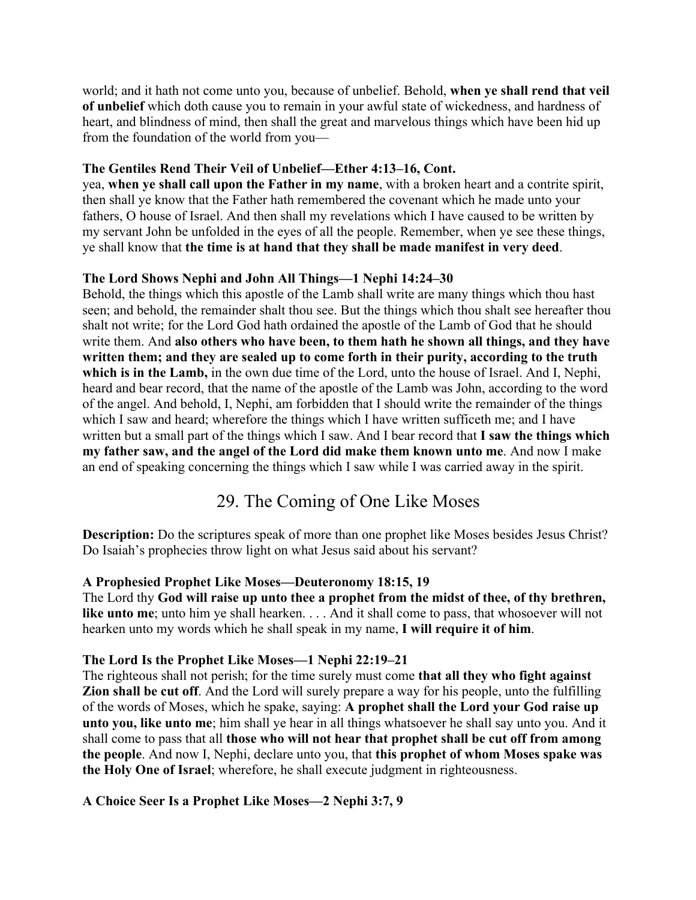world; and it hath not come unto you, because of unbelief. Behold, **when ye shall rend that veil of unbelief** which doth cause you to remain in your awful state of wickedness, and hardness of heart, and blindness of mind, then shall the great and marvelous things which have been hid up from the foundation of the world from you—

**The Gentiles Rend Their Veil of Unbelief—Ether 4:13–16, Cont.**
yea, **when ye shall call upon the Father in my name**, with a broken heart and a contrite spirit, then shall ye know that the Father hath remembered the covenant which he made unto your fathers, O house of Israel. And then shall my revelations which I have caused to be written by my servant John be unfolded in the eyes of all the people. Remember, when ye see these things, ye shall know that **the time is at hand that they shall be made manifest in very deed**.

**The Lord Shows Nephi and John All Things—1 Nephi 14:24–30**
Behold, the things which this apostle of the Lamb shall write are many things which thou hast seen; and behold, the remainder shalt thou see. But the things which thou shalt see hereafter thou shalt not write; for the Lord God hath ordained the apostle of the Lamb of God that he should write them. And **also others who have been, to them hath he shown all things, and they have written them; and they are sealed up to come forth in their purity, according to the truth which is in the Lamb,** in the own due time of the Lord, unto the house of Israel. And I, Nephi, heard and bear record, that the name of the apostle of the Lamb was John, according to the word of the angel. And behold, I, Nephi, am forbidden that I should write the remainder of the things which I saw and heard; wherefore the things which I have written sufficeth me; and I have written but a small part of the things which I saw. And I bear record that **I saw the things which my father saw, and the angel of the Lord did make them known unto me**. And now I make an end of speaking concerning the things which I saw while I was carried away in the spirit.

## 29. The Coming of One Like Moses

**Description:** Do the scriptures speak of more than one prophet like Moses besides Jesus Christ? Do Isaiah's prophecies throw light on what Jesus said about his servant?

**A Prophesied Prophet Like Moses—Deuteronomy 18:15, 19**
The Lord thy **God will raise up unto thee a prophet from the midst of thee, of thy brethren, like unto me**; unto him ye shall hearken. . . . And it shall come to pass, that whosoever will not hearken unto my words which he shall speak in my name, **I will require it of him**.

**The Lord Is the Prophet Like Moses—1 Nephi 22:19–21**
The righteous shall not perish; for the time surely must come **that all they who fight against Zion shall be cut off**. And the Lord will surely prepare a way for his people, unto the fulfilling of the words of Moses, which he spake, saying: **A prophet shall the Lord your God raise up unto you, like unto me**; him shall ye hear in all things whatsoever he shall say unto you. And it shall come to pass that all **those who will not hear that prophet shall be cut off from among the people**. And now I, Nephi, declare unto you, that **this prophet of whom Moses spake was the Holy One of Israel**; wherefore, he shall execute judgment in righteousness.

**A Choice Seer Is a Prophet Like Moses—2 Nephi 3:7, 9**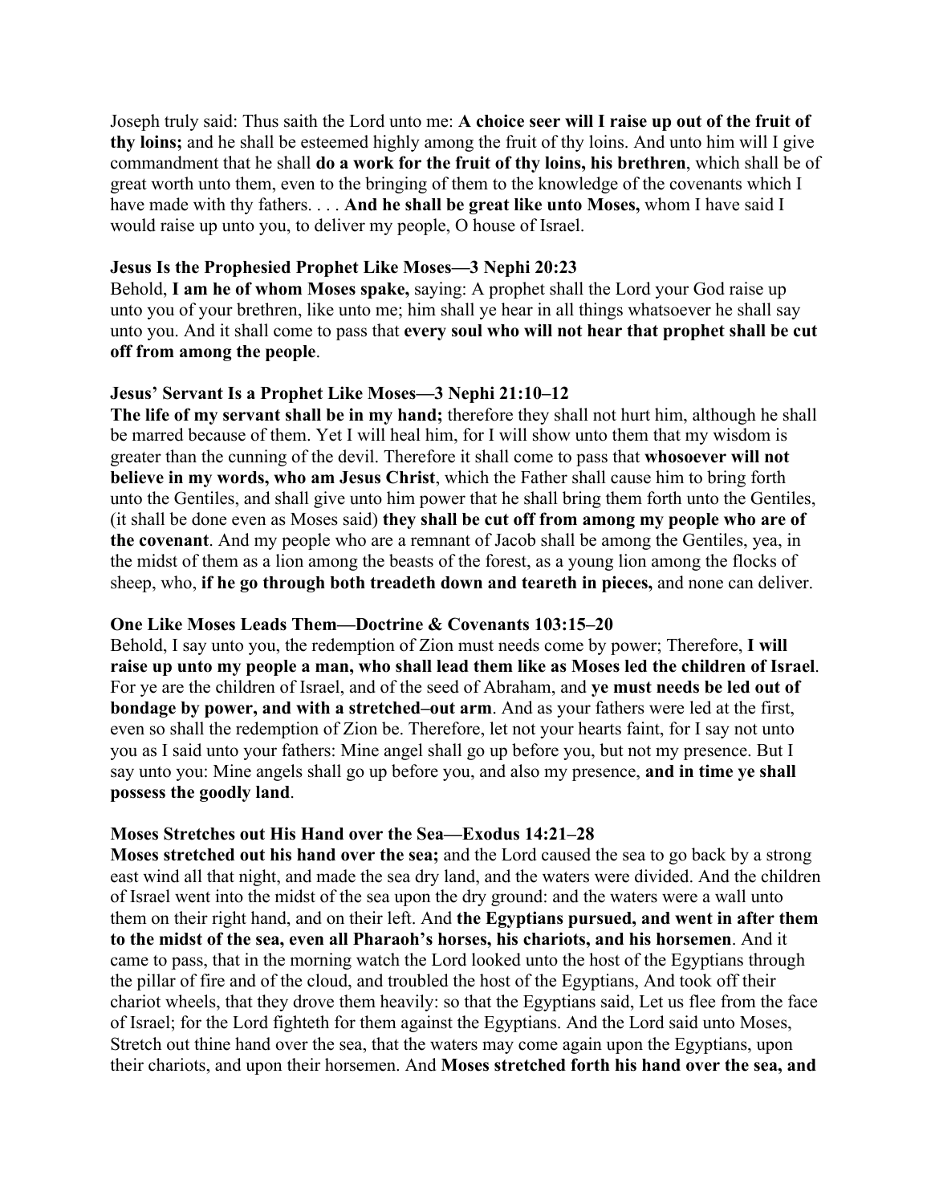Joseph truly said: Thus saith the Lord unto me: **A choice seer will I raise up out of the fruit of thy loins;** and he shall be esteemed highly among the fruit of thy loins. And unto him will I give commandment that he shall **do a work for the fruit of thy loins, his brethren**, which shall be of great worth unto them, even to the bringing of them to the knowledge of the covenants which I have made with thy fathers. . . . **And he shall be great like unto Moses,** whom I have said I would raise up unto you, to deliver my people, O house of Israel.

**Jesus Is the Prophesied Prophet Like Moses—3 Nephi 20:23**

Behold, **I am he of whom Moses spake,** saying: A prophet shall the Lord your God raise up unto you of your brethren, like unto me; him shall ye hear in all things whatsoever he shall say unto you. And it shall come to pass that **every soul who will not hear that prophet shall be cut off from among the people**.

**Jesus' Servant Is a Prophet Like Moses—3 Nephi 21:10–12**

**The life of my servant shall be in my hand;** therefore they shall not hurt him, although he shall be marred because of them. Yet I will heal him, for I will show unto them that my wisdom is greater than the cunning of the devil. Therefore it shall come to pass that **whosoever will not believe in my words, who am Jesus Christ**, which the Father shall cause him to bring forth unto the Gentiles, and shall give unto him power that he shall bring them forth unto the Gentiles, (it shall be done even as Moses said) **they shall be cut off from among my people who are of the covenant**. And my people who are a remnant of Jacob shall be among the Gentiles, yea, in the midst of them as a lion among the beasts of the forest, as a young lion among the flocks of sheep, who, **if he go through both treadeth down and teareth in pieces,** and none can deliver.

**One Like Moses Leads Them—Doctrine & Covenants 103:15–20**

Behold, I say unto you, the redemption of Zion must needs come by power; Therefore, **I will raise up unto my people a man, who shall lead them like as Moses led the children of Israel**. For ye are the children of Israel, and of the seed of Abraham, and **ye must needs be led out of bondage by power, and with a stretched–out arm**. And as your fathers were led at the first, even so shall the redemption of Zion be. Therefore, let not your hearts faint, for I say not unto you as I said unto your fathers: Mine angel shall go up before you, but not my presence. But I say unto you: Mine angels shall go up before you, and also my presence, **and in time ye shall possess the goodly land**.

**Moses Stretches out His Hand over the Sea—Exodus 14:21–28**

**Moses stretched out his hand over the sea;** and the Lord caused the sea to go back by a strong east wind all that night, and made the sea dry land, and the waters were divided. And the children of Israel went into the midst of the sea upon the dry ground: and the waters were a wall unto them on their right hand, and on their left. And **the Egyptians pursued, and went in after them to the midst of the sea, even all Pharaoh's horses, his chariots, and his horsemen**. And it came to pass, that in the morning watch the Lord looked unto the host of the Egyptians through the pillar of fire and of the cloud, and troubled the host of the Egyptians, And took off their chariot wheels, that they drove them heavily: so that the Egyptians said, Let us flee from the face of Israel; for the Lord fighteth for them against the Egyptians. And the Lord said unto Moses, Stretch out thine hand over the sea, that the waters may come again upon the Egyptians, upon their chariots, and upon their horsemen. And **Moses stretched forth his hand over the sea, and**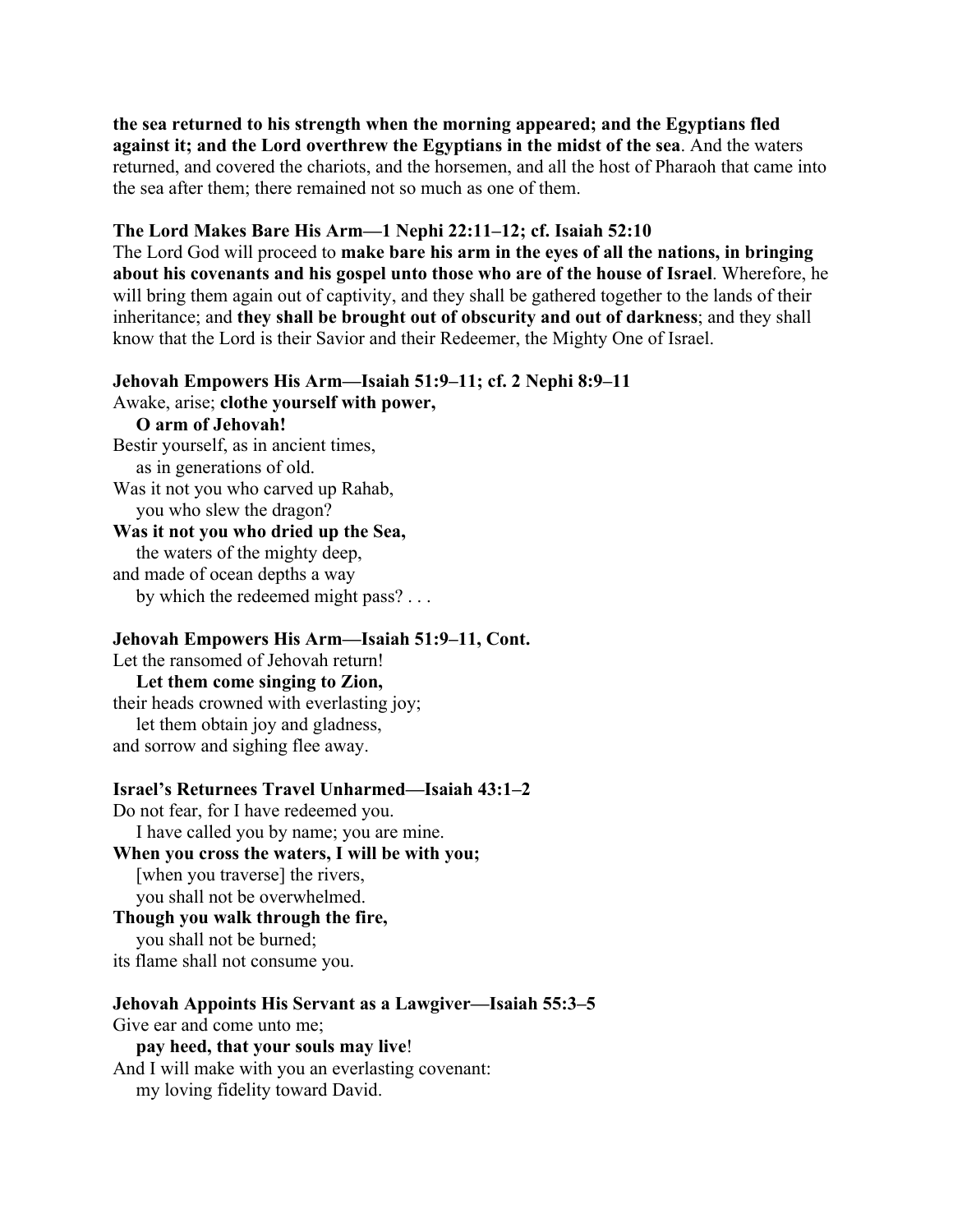**the sea returned to his strength when the morning appeared; and the Egyptians fled against it; and the Lord overthrew the Egyptians in the midst of the sea**. And the waters returned, and covered the chariots, and the horsemen, and all the host of Pharaoh that came into the sea after them; there remained not so much as one of them.

**The Lord Makes Bare His Arm—1 Nephi 22:11–12; cf. Isaiah 52:10**

The Lord God will proceed to **make bare his arm in the eyes of all the nations, in bringing about his covenants and his gospel unto those who are of the house of Israel**. Wherefore, he will bring them again out of captivity, and they shall be gathered together to the lands of their inheritance; and **they shall be brought out of obscurity and out of darkness**; and they shall know that the Lord is their Savior and their Redeemer, the Mighty One of Israel.

**Jehovah Empowers His Arm—Isaiah 51:9–11; cf. 2 Nephi 8:9–11**

Awake, arise; **clothe yourself with power,**
&nbsp;&nbsp;&nbsp;&nbsp;**O arm of Jehovah!**
Bestir yourself, as in ancient times,
&nbsp;&nbsp;&nbsp;&nbsp;as in generations of old.
Was it not you who carved up Rahab,
&nbsp;&nbsp;&nbsp;&nbsp;you who slew the dragon?
**Was it not you who dried up the Sea,**
&nbsp;&nbsp;&nbsp;&nbsp;the waters of the mighty deep,
and made of ocean depths a way
&nbsp;&nbsp;&nbsp;&nbsp;by which the redeemed might pass? . . .

**Jehovah Empowers His Arm—Isaiah 51:9–11, Cont.**

Let the ransomed of Jehovah return!
&nbsp;&nbsp;&nbsp;&nbsp;**Let them come singing to Zion,**
their heads crowned with everlasting joy;
&nbsp;&nbsp;&nbsp;&nbsp;let them obtain joy and gladness,
and sorrow and sighing flee away.

**Israel's Returnees Travel Unharmed—Isaiah 43:1–2**

Do not fear, for I have redeemed you.
&nbsp;&nbsp;&nbsp;&nbsp;I have called you by name; you are mine.
**When you cross the waters, I will be with you;**
&nbsp;&nbsp;&nbsp;&nbsp;[when you traverse] the rivers,
&nbsp;&nbsp;&nbsp;&nbsp;you shall not be overwhelmed.
**Though you walk through the fire,**
&nbsp;&nbsp;&nbsp;&nbsp;you shall not be burned;
its flame shall not consume you.

**Jehovah Appoints His Servant as a Lawgiver—Isaiah 55:3–5**

Give ear and come unto me;
&nbsp;&nbsp;&nbsp;&nbsp;**pay heed, that your souls may live**!
And I will make with you an everlasting covenant:
&nbsp;&nbsp;&nbsp;&nbsp;my loving fidelity toward David.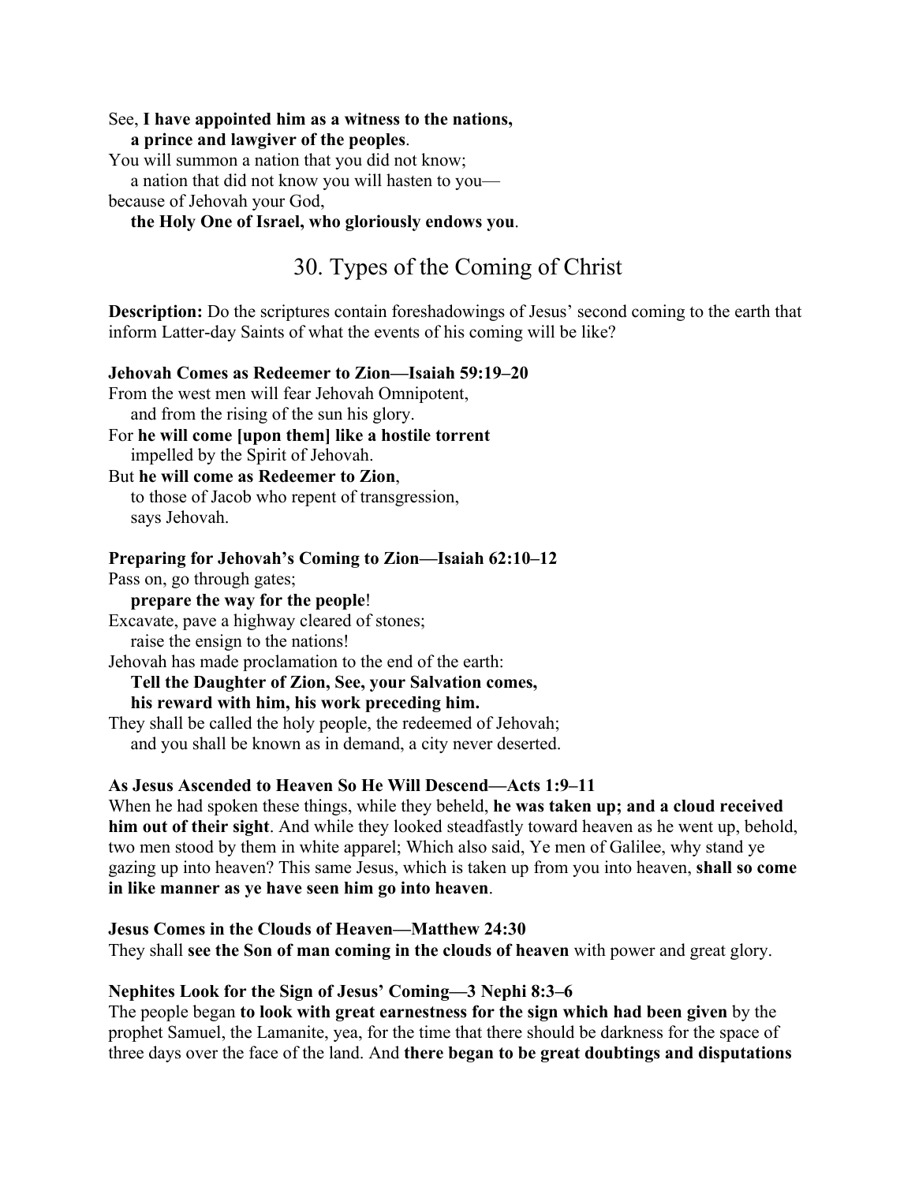See, **I have appointed him as a witness to the nations,**
  **a prince and lawgiver of the peoples**.
You will summon a nation that you did not know;
  a nation that did not know you will hasten to you—
because of Jehovah your God,
  **the Holy One of Israel, who gloriously endows you**.

## 30. Types of the Coming of Christ

**Description:** Do the scriptures contain foreshadowings of Jesus' second coming to the earth that inform Latter-day Saints of what the events of his coming will be like?

**Jehovah Comes as Redeemer to Zion—Isaiah 59:19–20**
From the west men will fear Jehovah Omnipotent,
  and from the rising of the sun his glory.
For **he will come [upon them] like a hostile torrent**
  impelled by the Spirit of Jehovah.
But **he will come as Redeemer to Zion**,
  to those of Jacob who repent of transgression,
  says Jehovah.

**Preparing for Jehovah's Coming to Zion—Isaiah 62:10–12**
Pass on, go through gates;
  **prepare the way for the people**!
Excavate, pave a highway cleared of stones;
  raise the ensign to the nations!
Jehovah has made proclamation to the end of the earth:
  **Tell the Daughter of Zion, See, your Salvation comes,**
  **his reward with him, his work preceding him.**
They shall be called the holy people, the redeemed of Jehovah;
  and you shall be known as in demand, a city never deserted.

**As Jesus Ascended to Heaven So He Will Descend—Acts 1:9–11**
When he had spoken these things, while they beheld, **he was taken up; and a cloud received him out of their sight**. And while they looked steadfastly toward heaven as he went up, behold, two men stood by them in white apparel; Which also said, Ye men of Galilee, why stand ye gazing up into heaven? This same Jesus, which is taken up from you into heaven, **shall so come in like manner as ye have seen him go into heaven**.

**Jesus Comes in the Clouds of Heaven—Matthew 24:30**
They shall **see the Son of man coming in the clouds of heaven** with power and great glory.

**Nephites Look for the Sign of Jesus' Coming—3 Nephi 8:3–6**
The people began **to look with great earnestness for the sign which had been given** by the prophet Samuel, the Lamanite, yea, for the time that there should be darkness for the space of three days over the face of the land. And **there began to be great doubtings and disputations**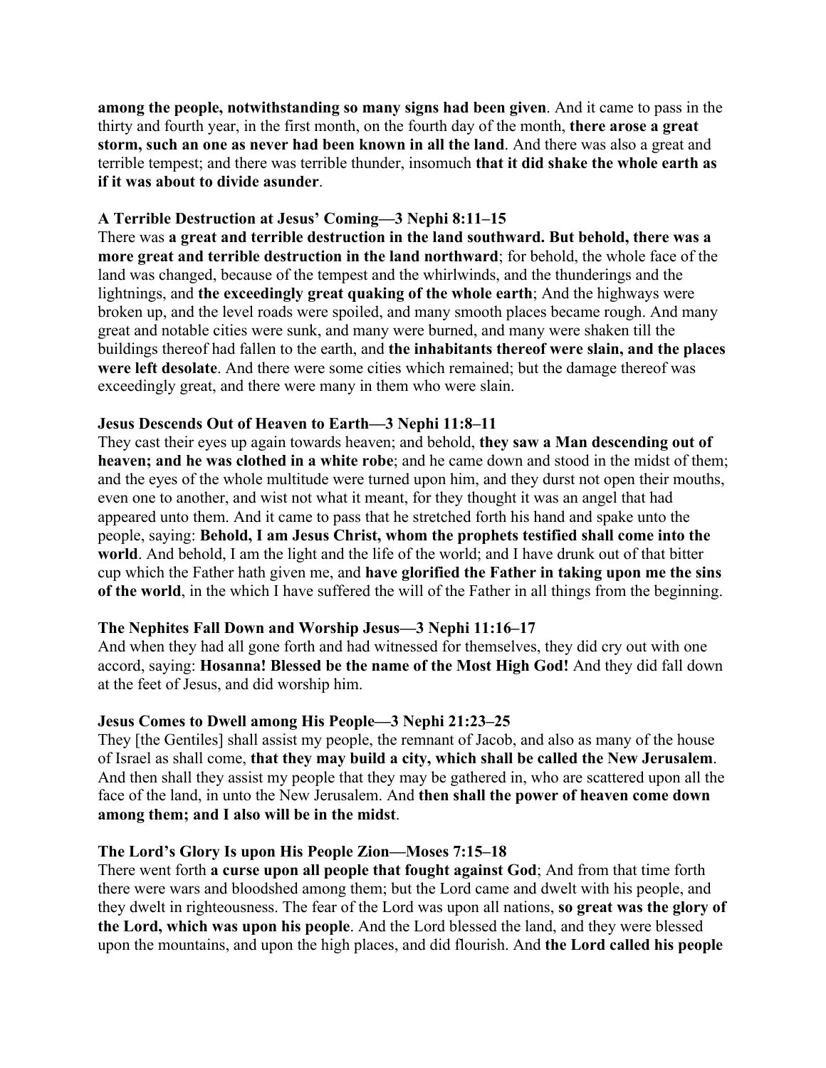**among the people, notwithstanding so many signs had been given**. And it came to pass in the thirty and fourth year, in the first month, on the fourth day of the month, **there arose a great storm, such an one as never had been known in all the land**. And there was also a great and terrible tempest; and there was terrible thunder, insomuch **that it did shake the whole earth as if it was about to divide asunder**.

**A Terrible Destruction at Jesus' Coming—3 Nephi 8:11–15**

There was **a great and terrible destruction in the land southward. But behold, there was a more great and terrible destruction in the land northward**; for behold, the whole face of the land was changed, because of the tempest and the whirlwinds, and the thunderings and the lightnings, and **the exceedingly great quaking of the whole earth**; And the highways were broken up, and the level roads were spoiled, and many smooth places became rough. And many great and notable cities were sunk, and many were burned, and many were shaken till the buildings thereof had fallen to the earth, and **the inhabitants thereof were slain, and the places were left desolate**. And there were some cities which remained; but the damage thereof was exceedingly great, and there were many in them who were slain.

**Jesus Descends Out of Heaven to Earth—3 Nephi 11:8–11**

They cast their eyes up again towards heaven; and behold, **they saw a Man descending out of heaven; and he was clothed in a white robe**; and he came down and stood in the midst of them; and the eyes of the whole multitude were turned upon him, and they durst not open their mouths, even one to another, and wist not what it meant, for they thought it was an angel that had appeared unto them. And it came to pass that he stretched forth his hand and spake unto the people, saying: **Behold, I am Jesus Christ, whom the prophets testified shall come into the world**. And behold, I am the light and the life of the world; and I have drunk out of that bitter cup which the Father hath given me, and **have glorified the Father in taking upon me the sins of the world**, in the which I have suffered the will of the Father in all things from the beginning.

**The Nephites Fall Down and Worship Jesus—3 Nephi 11:16–17**

And when they had all gone forth and had witnessed for themselves, they did cry out with one accord, saying: **Hosanna! Blessed be the name of the Most High God!** And they did fall down at the feet of Jesus, and did worship him.

**Jesus Comes to Dwell among His People—3 Nephi 21:23–25**

They [the Gentiles] shall assist my people, the remnant of Jacob, and also as many of the house of Israel as shall come, **that they may build a city, which shall be called the New Jerusalem**. And then shall they assist my people that they may be gathered in, who are scattered upon all the face of the land, in unto the New Jerusalem. And **then shall the power of heaven come down among them; and I also will be in the midst**.

**The Lord's Glory Is upon His People Zion—Moses 7:15–18**

There went forth **a curse upon all people that fought against God**; And from that time forth there were wars and bloodshed among them; but the Lord came and dwelt with his people, and they dwelt in righteousness. The fear of the Lord was upon all nations, **so great was the glory of the Lord, which was upon his people**. And the Lord blessed the land, and they were blessed upon the mountains, and upon the high places, and did flourish. And **the Lord called his people**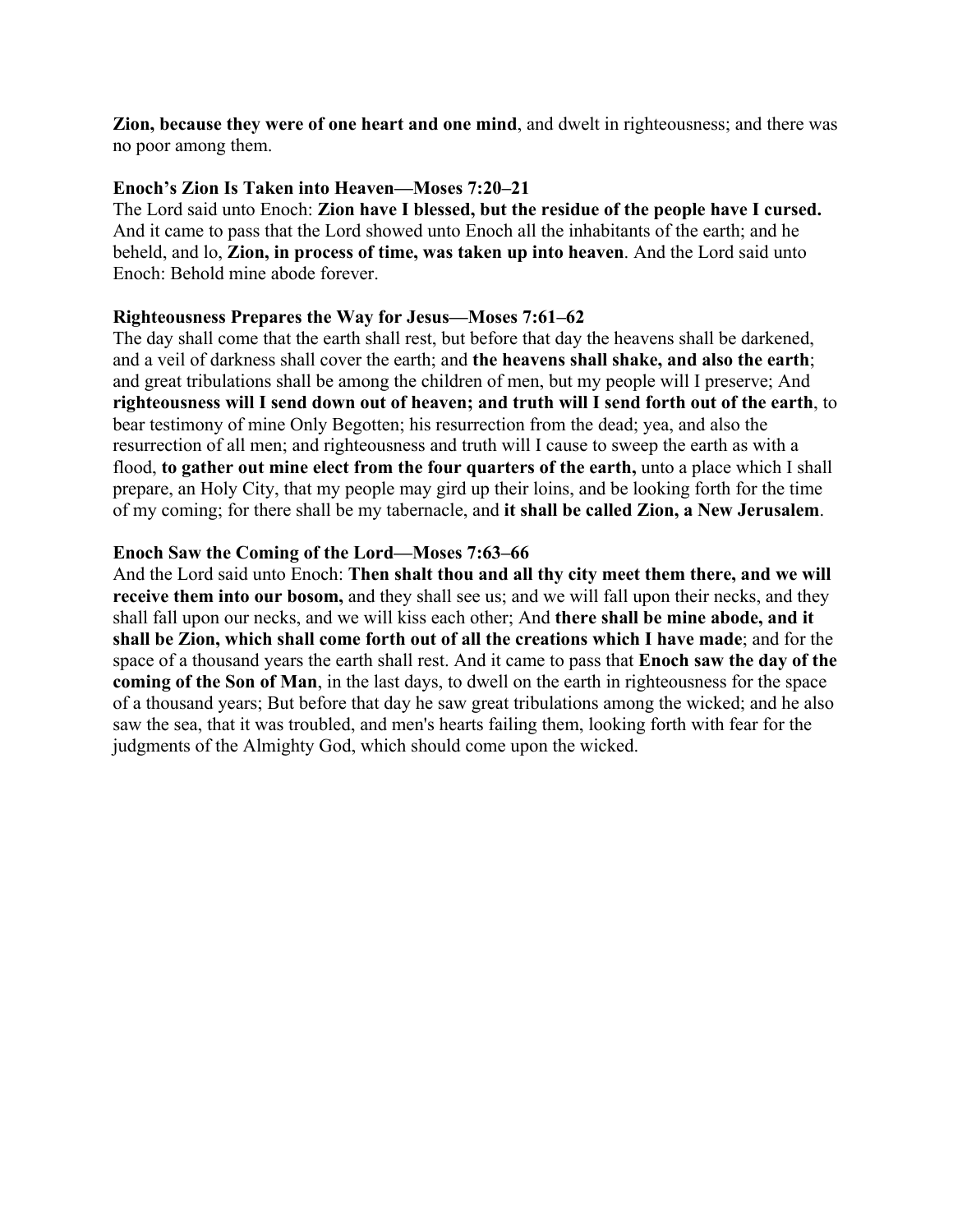**Zion, because they were of one heart and one mind**, and dwelt in righteousness; and there was no poor among them.

**Enoch's Zion Is Taken into Heaven—Moses 7:20–21**
The Lord said unto Enoch: **Zion have I blessed, but the residue of the people have I cursed.** And it came to pass that the Lord showed unto Enoch all the inhabitants of the earth; and he beheld, and lo, **Zion, in process of time, was taken up into heaven**. And the Lord said unto Enoch: Behold mine abode forever.

**Righteousness Prepares the Way for Jesus—Moses 7:61–62**
The day shall come that the earth shall rest, but before that day the heavens shall be darkened, and a veil of darkness shall cover the earth; and **the heavens shall shake, and also the earth**; and great tribulations shall be among the children of men, but my people will I preserve; And **righteousness will I send down out of heaven; and truth will I send forth out of the earth**, to bear testimony of mine Only Begotten; his resurrection from the dead; yea, and also the resurrection of all men; and righteousness and truth will I cause to sweep the earth as with a flood, **to gather out mine elect from the four quarters of the earth,** unto a place which I shall prepare, an Holy City, that my people may gird up their loins, and be looking forth for the time of my coming; for there shall be my tabernacle, and **it shall be called Zion, a New Jerusalem**.

**Enoch Saw the Coming of the Lord—Moses 7:63–66**
And the Lord said unto Enoch: **Then shalt thou and all thy city meet them there, and we will receive them into our bosom,** and they shall see us; and we will fall upon their necks, and they shall fall upon our necks, and we will kiss each other; And **there shall be mine abode, and it shall be Zion, which shall come forth out of all the creations which I have made**; and for the space of a thousand years the earth shall rest. And it came to pass that **Enoch saw the day of the coming of the Son of Man**, in the last days, to dwell on the earth in righteousness for the space of a thousand years; But before that day he saw great tribulations among the wicked; and he also saw the sea, that it was troubled, and men's hearts failing them, looking forth with fear for the judgments of the Almighty God, which should come upon the wicked.